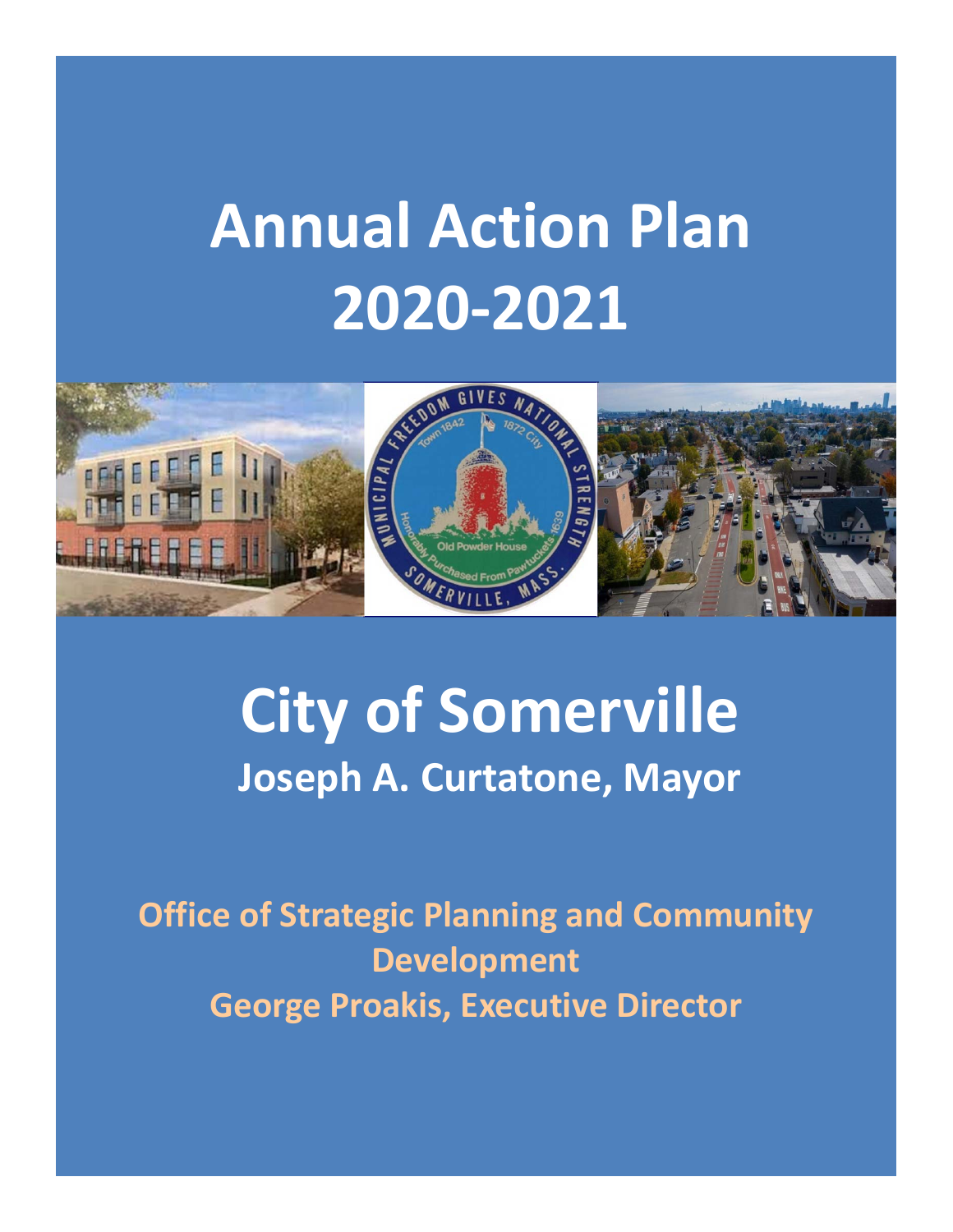# Annual Action Plan 2020-2021

# City of Somerville

## Joseph A. Curtatone, Mayor

**Office of Strategic Planning and Community Development**
**George Proakis, Executive Director**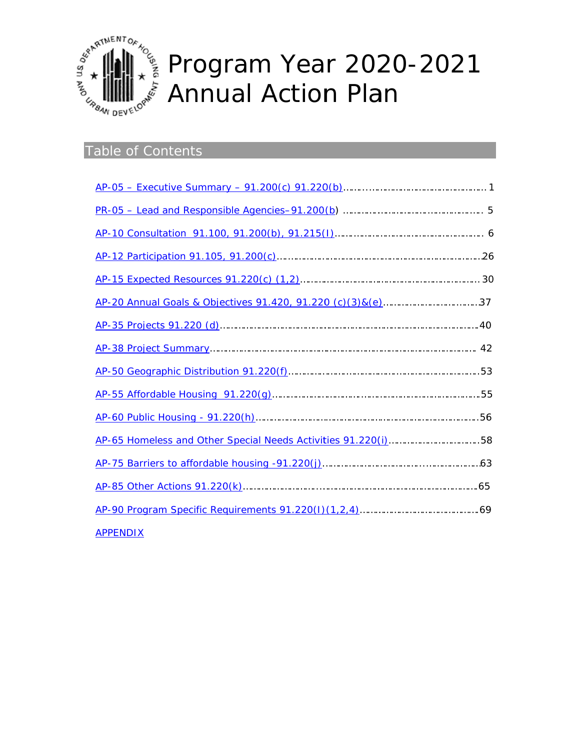# Program Year 2020-2021 Annual Action Plan

## Table of Contents

AP-05 – Executive Summary – 91.200(c) 91.220(b)……………………………………………… 1

PR-05 – Lead and Responsible Agencies–91.200(b) ……………………………………………… 5

AP-10 Consultation 91.100, 91.200(b), 91.215(I)………………………………………………… 6

AP-12 Participation 91.105, 91.200(c)………………………………………………………………26

AP-15 Expected Resources 91.220(c) (1,2)……………………………………………………… 30

AP-20 Annual Goals & Objectives 91.420, 91.220 (c)(3)&(e)……………………………37

AP-35 Projects 91.220 (d)……………………………………………………………………………40

AP-38 Project Summary……………………………………………………………………………… 42

AP-50 Geographic Distribution 91.220(f)…………………………………………………………53

AP-55 Affordable Housing 91.220(g)………………………………………………………………55

AP-60 Public Housing - 91.220(h)…………………………………………………………………56

AP-65 Homeless and Other Special Needs Activities 91.220(i)……………………………58

AP-75 Barriers to affordable housing -91.220(j)………………………………………………63

AP-85 Other Actions 91.220(k)……………………………………………………………………65

AP-90 Program Specific Requirements 91.220(I)(1,2,4)……………………………………69

APPENDIX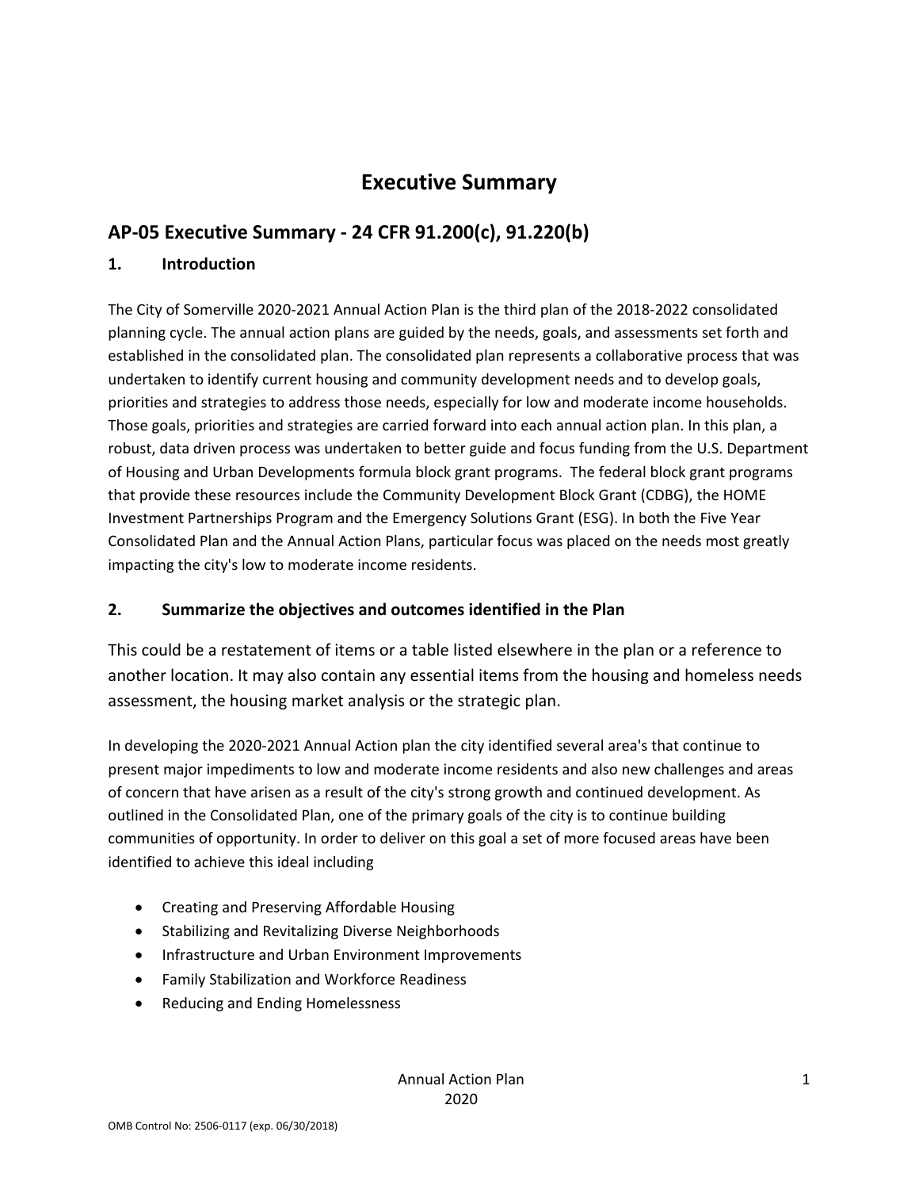# Executive Summary

## AP-05 Executive Summary - 24 CFR 91.200(c), 91.220(b)

### 1. Introduction

The City of Somerville 2020-2021 Annual Action Plan is the third plan of the 2018-2022 consolidated planning cycle. The annual action plans are guided by the needs, goals, and assessments set forth and established in the consolidated plan. The consolidated plan represents a collaborative process that was undertaken to identify current housing and community development needs and to develop goals, priorities and strategies to address those needs, especially for low and moderate income households. Those goals, priorities and strategies are carried forward into each annual action plan. In this plan, a robust, data driven process was undertaken to better guide and focus funding from the U.S. Department of Housing and Urban Developments formula block grant programs. The federal block grant programs that provide these resources include the Community Development Block Grant (CDBG), the HOME Investment Partnerships Program and the Emergency Solutions Grant (ESG). In both the Five Year Consolidated Plan and the Annual Action Plans, particular focus was placed on the needs most greatly impacting the city's low to moderate income residents.

### 2. Summarize the objectives and outcomes identified in the Plan

This could be a restatement of items or a table listed elsewhere in the plan or a reference to another location. It may also contain any essential items from the housing and homeless needs assessment, the housing market analysis or the strategic plan.

In developing the 2020-2021 Annual Action plan the city identified several area's that continue to present major impediments to low and moderate income residents and also new challenges and areas of concern that have arisen as a result of the city's strong growth and continued development. As outlined in the Consolidated Plan, one of the primary goals of the city is to continue building communities of opportunity. In order to deliver on this goal a set of more focused areas have been identified to achieve this ideal including

- Creating and Preserving Affordable Housing
- Stabilizing and Revitalizing Diverse Neighborhoods
- Infrastructure and Urban Environment Improvements
- Family Stabilization and Workforce Readiness
- Reducing and Ending Homelessness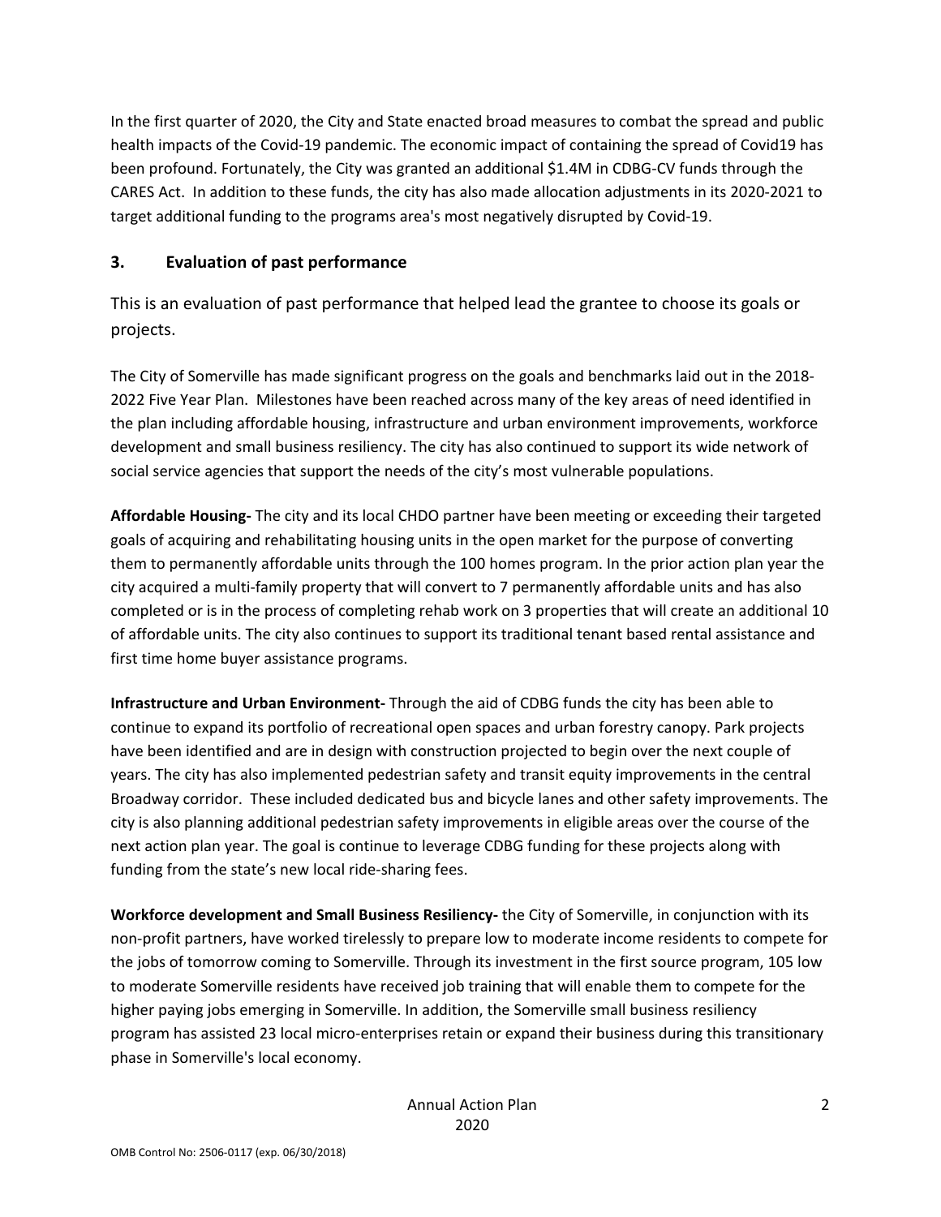In the first quarter of 2020, the City and State enacted broad measures to combat the spread and public health impacts of the Covid-19 pandemic. The economic impact of containing the spread of Covid19 has been profound. Fortunately, the City was granted an additional $1.4M in CDBG-CV funds through the CARES Act. In addition to these funds, the city has also made allocation adjustments in its 2020-2021 to target additional funding to the programs area's most negatively disrupted by Covid-19.

## 3. Evaluation of past performance

This is an evaluation of past performance that helped lead the grantee to choose its goals or projects.

The City of Somerville has made significant progress on the goals and benchmarks laid out in the 2018-2022 Five Year Plan. Milestones have been reached across many of the key areas of need identified in the plan including affordable housing, infrastructure and urban environment improvements, workforce development and small business resiliency. The city has also continued to support its wide network of social service agencies that support the needs of the city's most vulnerable populations.

**Affordable Housing-** The city and its local CHDO partner have been meeting or exceeding their targeted goals of acquiring and rehabilitating housing units in the open market for the purpose of converting them to permanently affordable units through the 100 homes program. In the prior action plan year the city acquired a multi-family property that will convert to 7 permanently affordable units and has also completed or is in the process of completing rehab work on 3 properties that will create an additional 10 of affordable units. The city also continues to support its traditional tenant based rental assistance and first time home buyer assistance programs.

**Infrastructure and Urban Environment-** Through the aid of CDBG funds the city has been able to continue to expand its portfolio of recreational open spaces and urban forestry canopy. Park projects have been identified and are in design with construction projected to begin over the next couple of years. The city has also implemented pedestrian safety and transit equity improvements in the central Broadway corridor. These included dedicated bus and bicycle lanes and other safety improvements. The city is also planning additional pedestrian safety improvements in eligible areas over the course of the next action plan year. The goal is continue to leverage CDBG funding for these projects along with funding from the state's new local ride-sharing fees.

**Workforce development and Small Business Resiliency-** the City of Somerville, in conjunction with its non-profit partners, have worked tirelessly to prepare low to moderate income residents to compete for the jobs of tomorrow coming to Somerville. Through its investment in the first source program, 105 low to moderate Somerville residents have received job training that will enable them to compete for the higher paying jobs emerging in Somerville. In addition, the Somerville small business resiliency program has assisted 23 local micro-enterprises retain or expand their business during this transitional phase in Somerville's local economy.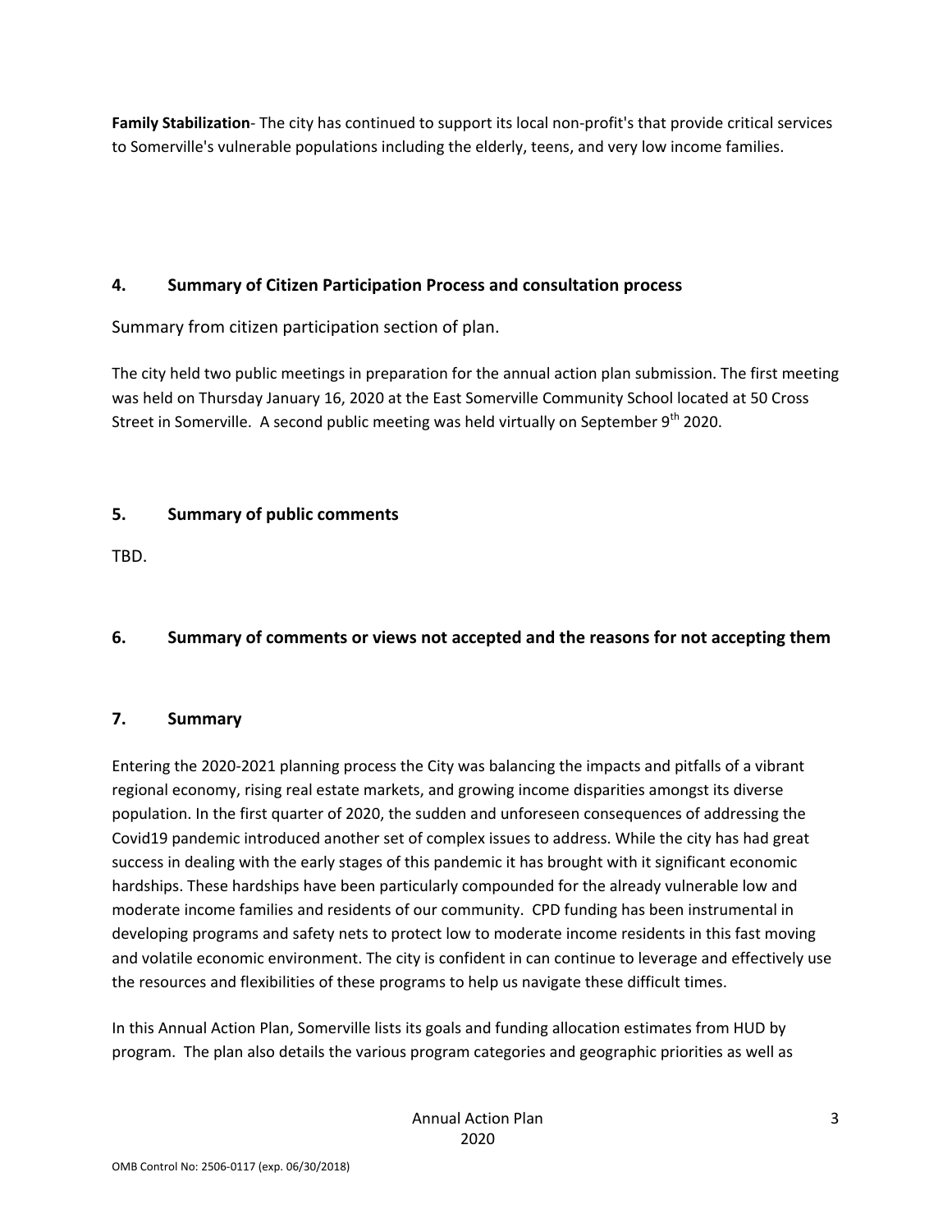**Family Stabilization**- The city has continued to support its local non-profit's that provide critical services to Somerville's vulnerable populations including the elderly, teens, and very low income families.

## 4. Summary of Citizen Participation Process and consultation process

Summary from citizen participation section of plan.

The city held two public meetings in preparation for the annual action plan submission. The first meeting was held on Thursday January 16, 2020 at the East Somerville Community School located at 50 Cross Street in Somerville. A second public meeting was held virtually on September 9th 2020.

## 5. Summary of public comments

TBD.

## 6. Summary of comments or views not accepted and the reasons for not accepting them

## 7. Summary

Entering the 2020-2021 planning process the City was balancing the impacts and pitfalls of a vibrant regional economy, rising real estate markets, and growing income disparities amongst its diverse population. In the first quarter of 2020, the sudden and unforeseen consequences of addressing the Covid19 pandemic introduced another set of complex issues to address. While the city has had great success in dealing with the early stages of this pandemic it has brought with it significant economic hardships. These hardships have been particularly compounded for the already vulnerable low and moderate income families and residents of our community. CPD funding has been instrumental in developing programs and safety nets to protect low to moderate income residents in this fast moving and volatile economic environment. The city is confident in can continue to leverage and effectively use the resources and flexibilities of these programs to help us navigate these difficult times.

In this Annual Action Plan, Somerville lists its goals and funding allocation estimates from HUD by program. The plan also details the various program categories and geographic priorities as well as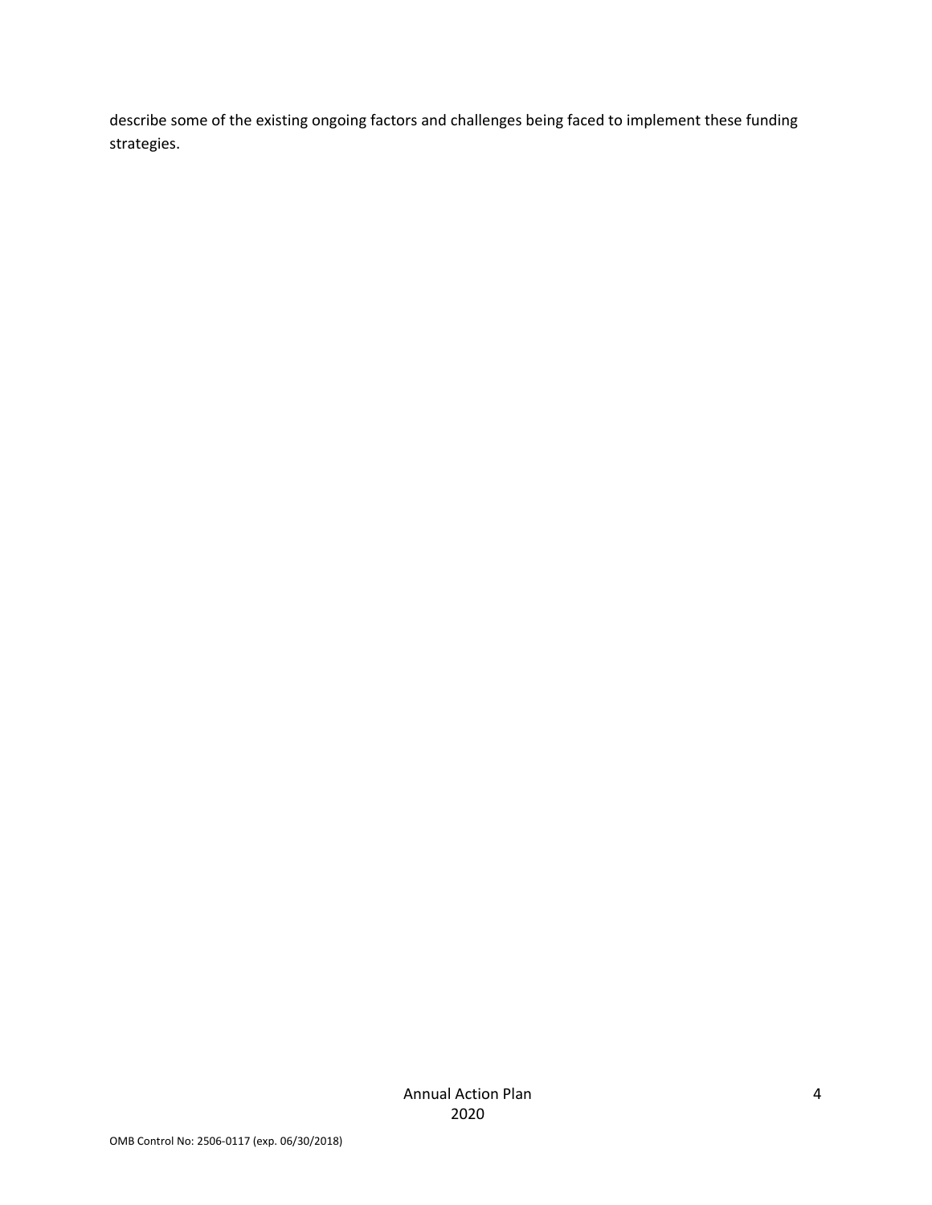describe some of the existing ongoing factors and challenges being faced to implement these funding strategies.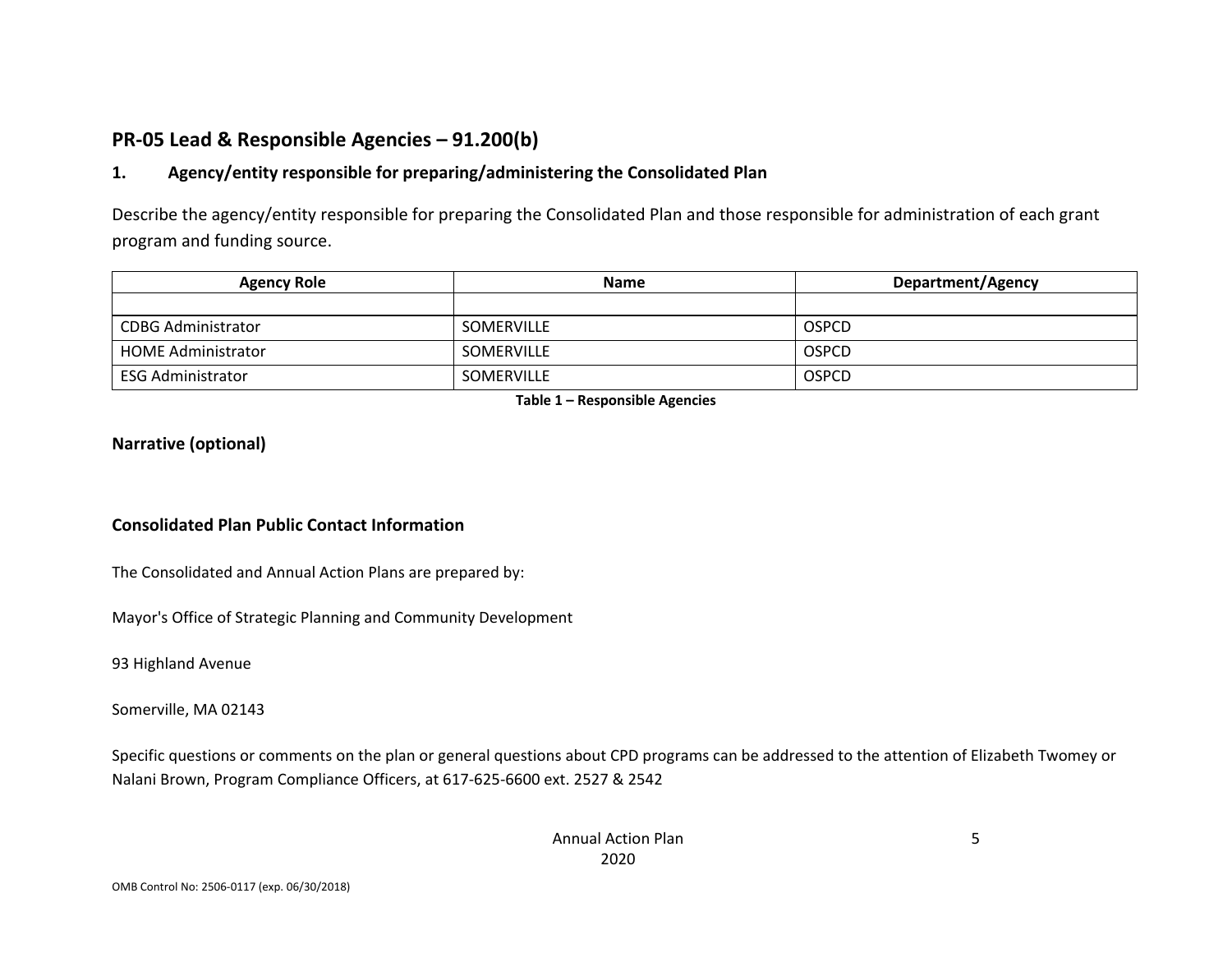## PR-05 Lead & Responsible Agencies – 91.200(b)

### 1. Agency/entity responsible for preparing/administering the Consolidated Plan

Describe the agency/entity responsible for preparing the Consolidated Plan and those responsible for administration of each grant program and funding source.

| Agency Role | Name | Department/Agency |
|---|---|---|
| | | |
| CDBG Administrator | SOMERVILLE | OSPCD |
| HOME Administrator | SOMERVILLE | OSPCD |
| ESG Administrator | SOMERVILLE | OSPCD |

**Table 1 – Responsible Agencies**

### Narrative (optional)

### Consolidated Plan Public Contact Information

The Consolidated and Annual Action Plans are prepared by:

Mayor's Office of Strategic Planning and Community Development

93 Highland Avenue

Somerville, MA 02143

Specific questions or comments on the plan or general questions about CPD programs can be addressed to the attention of Elizabeth Twomey or Nalani Brown, Program Compliance Officers, at 617-625-6600 ext. 2527 & 2542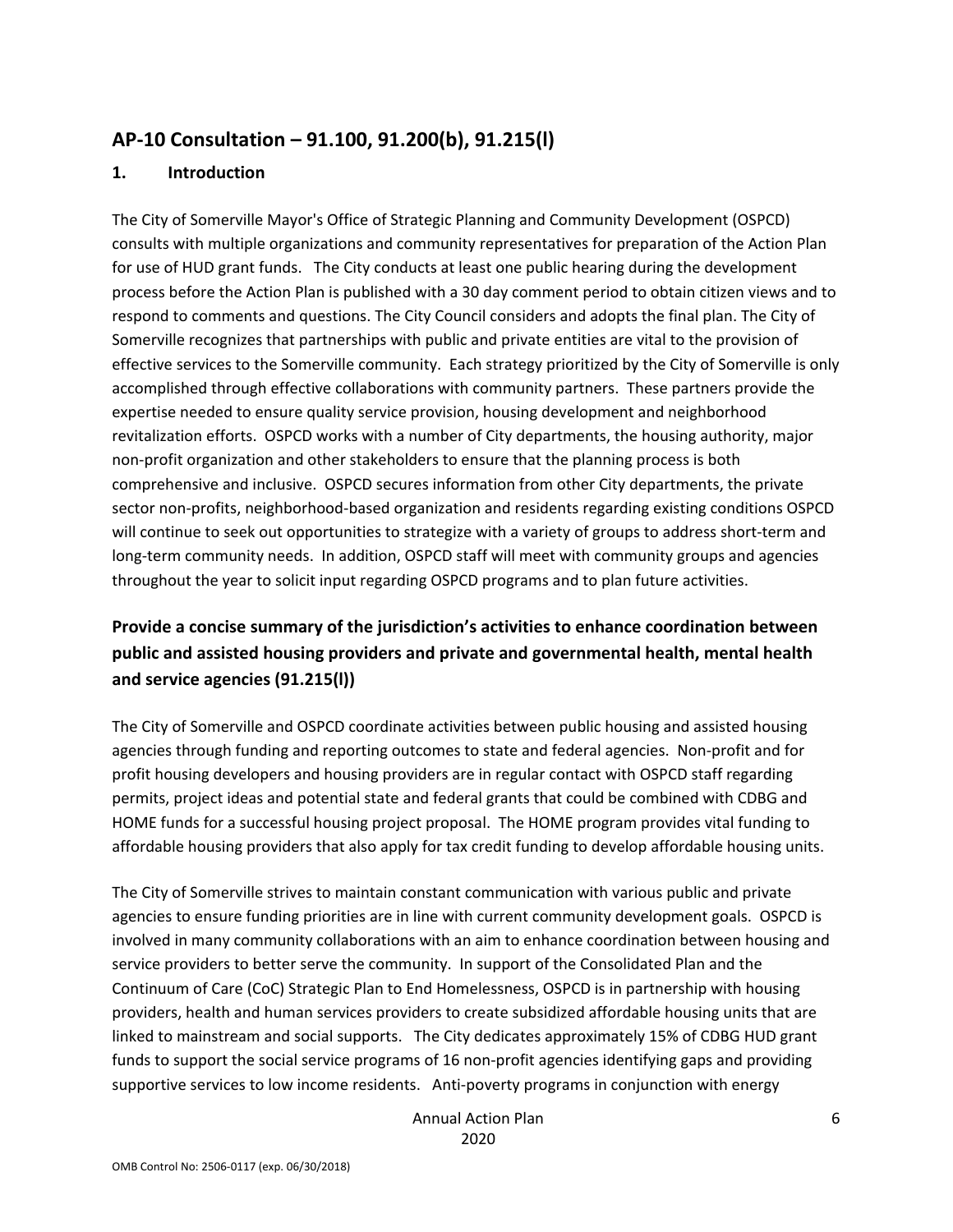## AP-10 Consultation – 91.100, 91.200(b), 91.215(l)

### 1. Introduction

The City of Somerville Mayor's Office of Strategic Planning and Community Development (OSPCD) consults with multiple organizations and community representatives for preparation of the Action Plan for use of HUD grant funds. The City conducts at least one public hearing during the development process before the Action Plan is published with a 30 day comment period to obtain citizen views and to respond to comments and questions. The City Council considers and adopts the final plan. The City of Somerville recognizes that partnerships with public and private entities are vital to the provision of effective services to the Somerville community. Each strategy prioritized by the City of Somerville is only accomplished through effective collaborations with community partners. These partners provide the expertise needed to ensure quality service provision, housing development and neighborhood revitalization efforts. OSPCD works with a number of City departments, the housing authority, major non-profit organization and other stakeholders to ensure that the planning process is both comprehensive and inclusive. OSPCD secures information from other City departments, the private sector non-profits, neighborhood-based organization and residents regarding existing conditions OSPCD will continue to seek out opportunities to strategize with a variety of groups to address short-term and long-term community needs. In addition, OSPCD staff will meet with community groups and agencies throughout the year to solicit input regarding OSPCD programs and to plan future activities.

### Provide a concise summary of the jurisdiction's activities to enhance coordination between public and assisted housing providers and private and governmental health, mental health and service agencies (91.215(l))

The City of Somerville and OSPCD coordinate activities between public housing and assisted housing agencies through funding and reporting outcomes to state and federal agencies. Non-profit and for profit housing developers and housing providers are in regular contact with OSPCD staff regarding permits, project ideas and potential state and federal grants that could be combined with CDBG and HOME funds for a successful housing project proposal. The HOME program provides vital funding to affordable housing providers that also apply for tax credit funding to develop affordable housing units.

The City of Somerville strives to maintain constant communication with various public and private agencies to ensure funding priorities are in line with current community development goals. OSPCD is involved in many community collaborations with an aim to enhance coordination between housing and service providers to better serve the community. In support of the Consolidated Plan and the Continuum of Care (CoC) Strategic Plan to End Homelessness, OSPCD is in partnership with housing providers, health and human services providers to create subsidized affordable housing units that are linked to mainstream and social supports. The City dedicates approximately 15% of CDBG HUD grant funds to support the social service programs of 16 non-profit agencies identifying gaps and providing supportive services to low income residents. Anti-poverty programs in conjunction with energy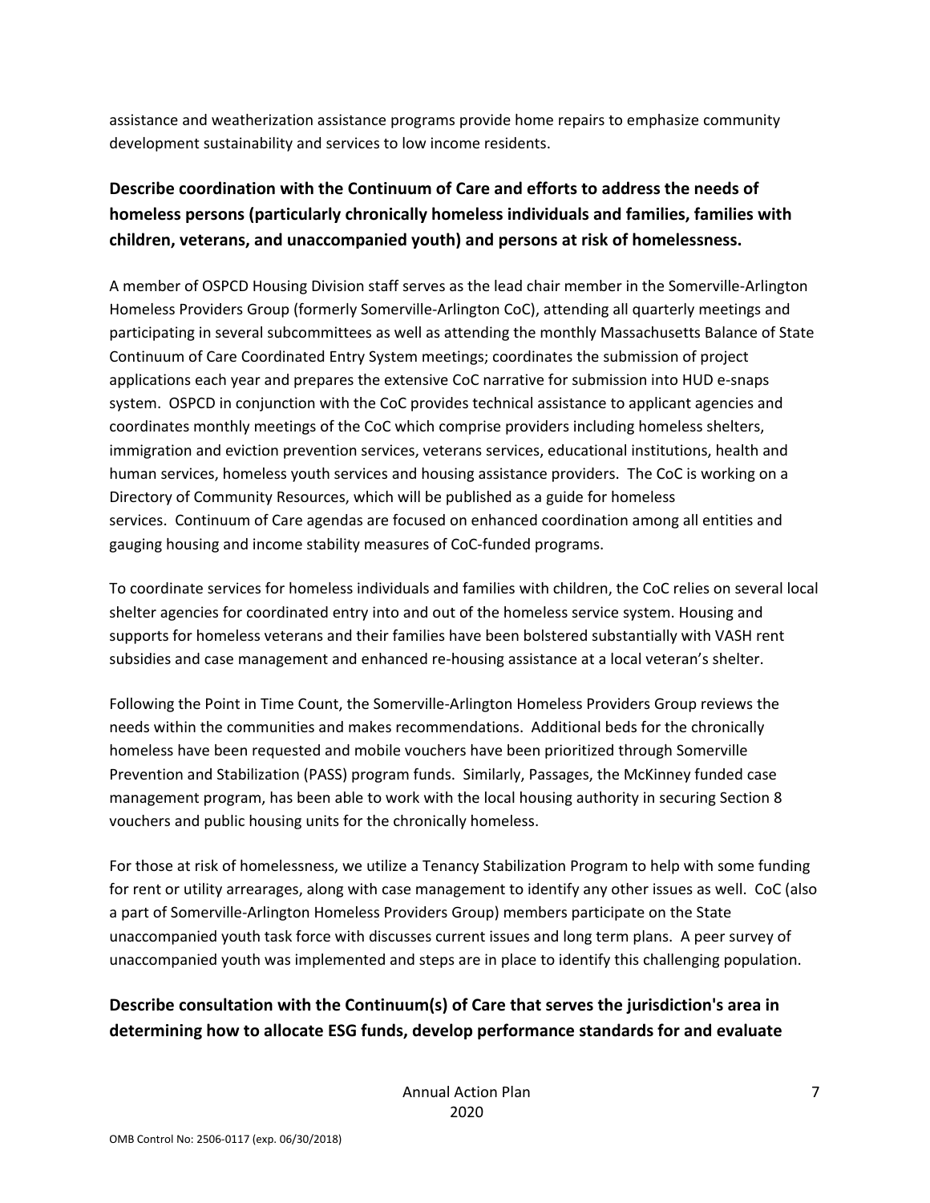assistance and weatherization assistance programs provide home repairs to emphasize community development sustainability and services to low income residents.

**Describe coordination with the Continuum of Care and efforts to address the needs of homeless persons (particularly chronically homeless individuals and families, families with children, veterans, and unaccompanied youth) and persons at risk of homelessness.**

A member of OSPCD Housing Division staff serves as the lead chair member in the Somerville-Arlington Homeless Providers Group (formerly Somerville-Arlington CoC), attending all quarterly meetings and participating in several subcommittees as well as attending the monthly Massachusetts Balance of State Continuum of Care Coordinated Entry System meetings; coordinates the submission of project applications each year and prepares the extensive CoC narrative for submission into HUD e-snaps system. OSPCD in conjunction with the CoC provides technical assistance to applicant agencies and coordinates monthly meetings of the CoC which comprise providers including homeless shelters, immigration and eviction prevention services, veterans services, educational institutions, health and human services, homeless youth services and housing assistance providers. The CoC is working on a Directory of Community Resources, which will be published as a guide for homeless services. Continuum of Care agendas are focused on enhanced coordination among all entities and gauging housing and income stability measures of CoC-funded programs.

To coordinate services for homeless individuals and families with children, the CoC relies on several local shelter agencies for coordinated entry into and out of the homeless service system. Housing and supports for homeless veterans and their families have been bolstered substantially with VASH rent subsidies and case management and enhanced re-housing assistance at a local veteran's shelter.

Following the Point in Time Count, the Somerville-Arlington Homeless Providers Group reviews the needs within the communities and makes recommendations. Additional beds for the chronically homeless have been requested and mobile vouchers have been prioritized through Somerville Prevention and Stabilization (PASS) program funds. Similarly, Passages, the McKinney funded case management program, has been able to work with the local housing authority in securing Section 8 vouchers and public housing units for the chronically homeless.

For those at risk of homelessness, we utilize a Tenancy Stabilization Program to help with some funding for rent or utility arrearages, along with case management to identify any other issues as well. CoC (also a part of Somerville-Arlington Homeless Providers Group) members participate on the State unaccompanied youth task force with discusses current issues and long term plans. A peer survey of unaccompanied youth was implemented and steps are in place to identify this challenging population.

**Describe consultation with the Continuum(s) of Care that serves the jurisdiction's area in determining how to allocate ESG funds, develop performance standards for and evaluate**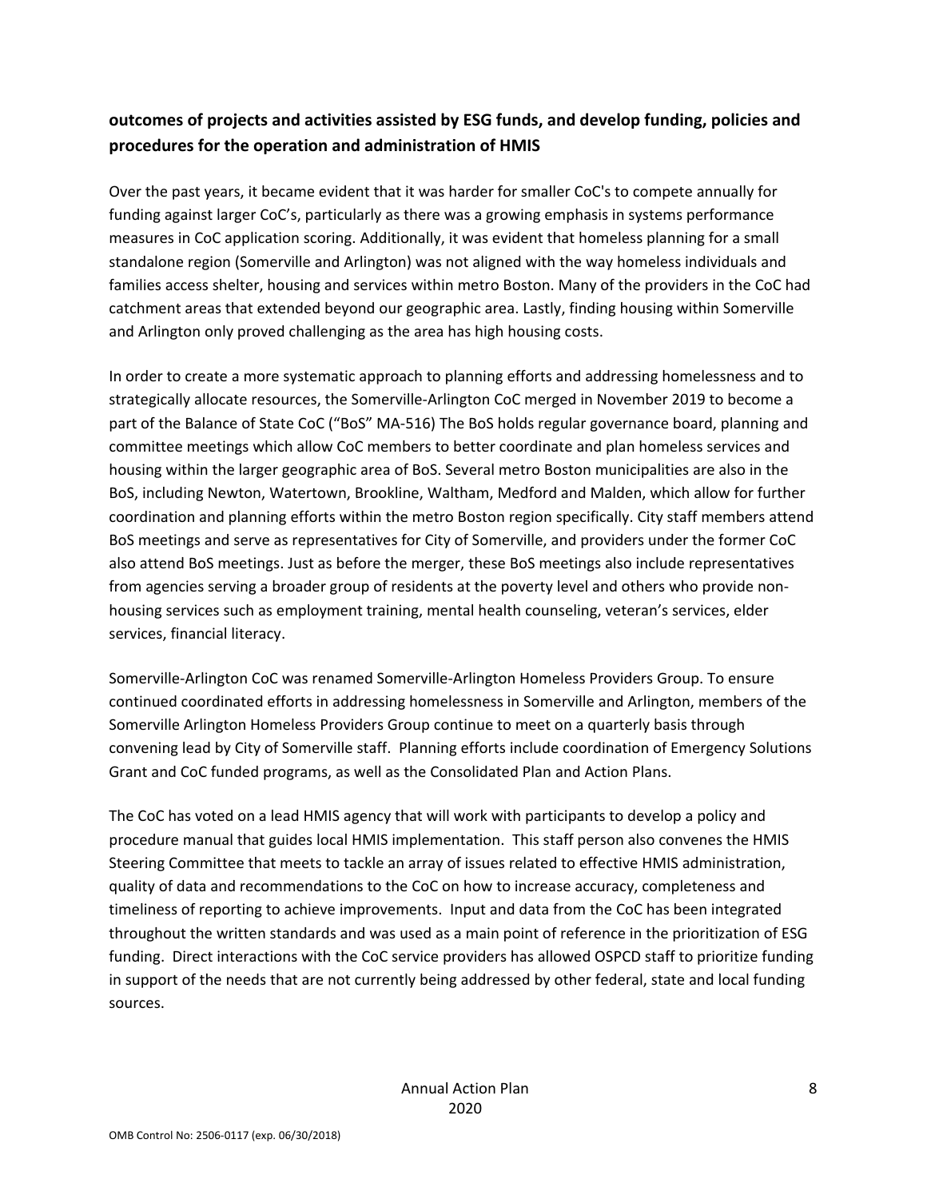**outcomes of projects and activities assisted by ESG funds, and develop funding, policies and procedures for the operation and administration of HMIS**

Over the past years, it became evident that it was harder for smaller CoC's to compete annually for funding against larger CoC's, particularly as there was a growing emphasis in systems performance measures in CoC application scoring. Additionally, it was evident that homeless planning for a small standalone region (Somerville and Arlington) was not aligned with the way homeless individuals and families access shelter, housing and services within metro Boston. Many of the providers in the CoC had catchment areas that extended beyond our geographic area. Lastly, finding housing within Somerville and Arlington only proved challenging as the area has high housing costs.

In order to create a more systematic approach to planning efforts and addressing homelessness and to strategically allocate resources, the Somerville-Arlington CoC merged in November 2019 to become a part of the Balance of State CoC ("BoS" MA-516) The BoS holds regular governance board, planning and committee meetings which allow CoC members to better coordinate and plan homeless services and housing within the larger geographic area of BoS. Several metro Boston municipalities are also in the BoS, including Newton, Watertown, Brookline, Waltham, Medford and Malden, which allow for further coordination and planning efforts within the metro Boston region specifically. City staff members attend BoS meetings and serve as representatives for City of Somerville, and providers under the former CoC also attend BoS meetings. Just as before the merger, these BoS meetings also include representatives from agencies serving a broader group of residents at the poverty level and others who provide non-housing services such as employment training, mental health counseling, veteran's services, elder services, financial literacy.

Somerville-Arlington CoC was renamed Somerville-Arlington Homeless Providers Group. To ensure continued coordinated efforts in addressing homelessness in Somerville and Arlington, members of the Somerville Arlington Homeless Providers Group continue to meet on a quarterly basis through convening lead by City of Somerville staff. Planning efforts include coordination of Emergency Solutions Grant and CoC funded programs, as well as the Consolidated Plan and Action Plans.

The CoC has voted on a lead HMIS agency that will work with participants to develop a policy and procedure manual that guides local HMIS implementation. This staff person also convenes the HMIS Steering Committee that meets to tackle an array of issues related to effective HMIS administration, quality of data and recommendations to the CoC on how to increase accuracy, completeness and timeliness of reporting to achieve improvements. Input and data from the CoC has been integrated throughout the written standards and was used as a main point of reference in the prioritization of ESG funding. Direct interactions with the CoC service providers has allowed OSPCD staff to prioritize funding in support of the needs that are not currently being addressed by other federal, state and local funding sources.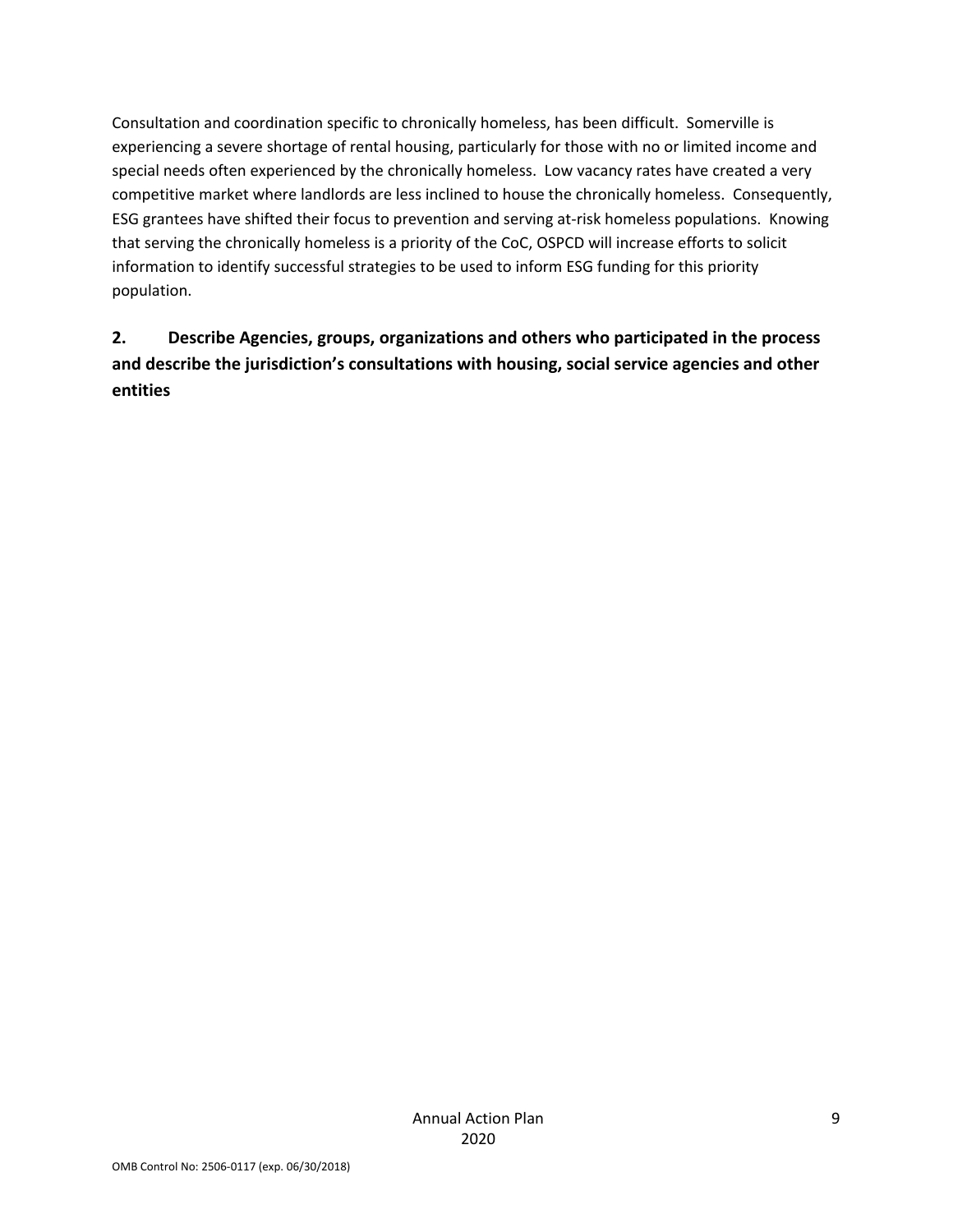Consultation and coordination specific to chronically homeless, has been difficult. Somerville is experiencing a severe shortage of rental housing, particularly for those with no or limited income and special needs often experienced by the chronically homeless. Low vacancy rates have created a very competitive market where landlords are less inclined to house the chronically homeless. Consequently, ESG grantees have shifted their focus to prevention and serving at-risk homeless populations. Knowing that serving the chronically homeless is a priority of the CoC, OSPCD will increase efforts to solicit information to identify successful strategies to be used to inform ESG funding for this priority population.

## 2. Describe Agencies, groups, organizations and others who participated in the process and describe the jurisdiction's consultations with housing, social service agencies and other entities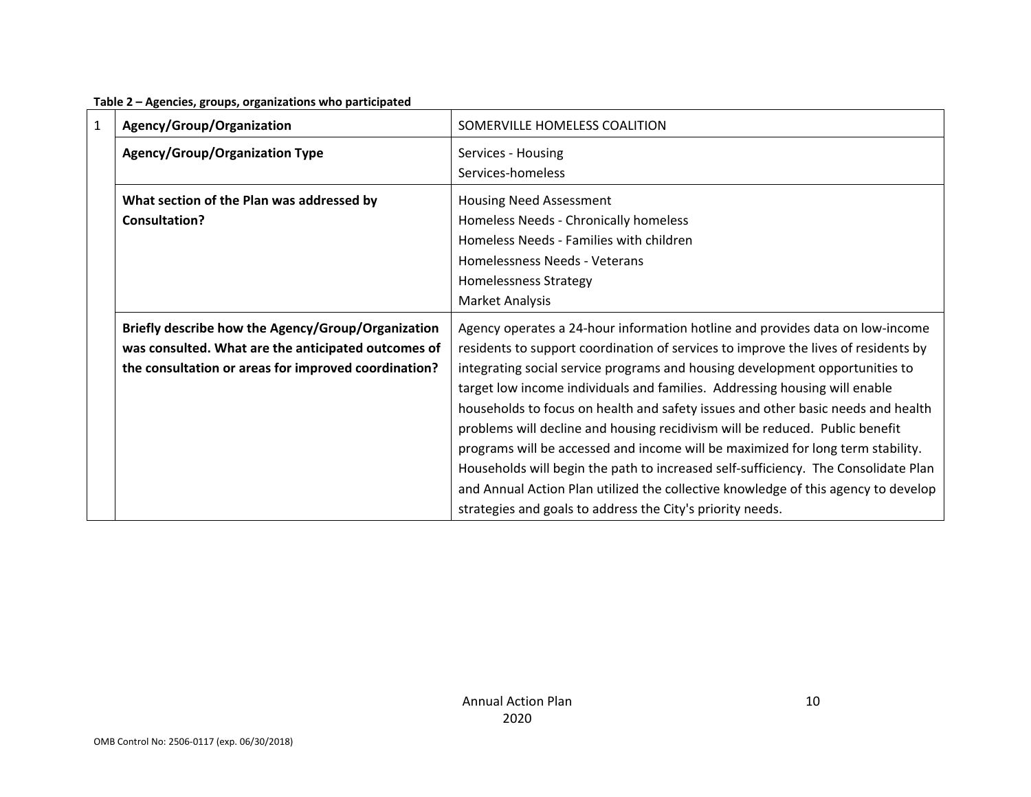**Table 2 – Agencies, groups, organizations who participated**

| | | |
|---|---|---|
| 1 | **Agency/Group/Organization** | SOMERVILLE HOMELESS COALITION |
| | **Agency/Group/Organization Type** | Services - Housing<br>Services-homeless |
| | **What section of the Plan was addressed by Consultation?** | Housing Need Assessment<br>Homeless Needs - Chronically homeless<br>Homeless Needs - Families with children<br>Homelessness Needs - Veterans<br>Homelessness Strategy<br>Market Analysis |
| | **Briefly describe how the Agency/Group/Organization was consulted. What are the anticipated outcomes of the consultation or areas for improved coordination?** | Agency operates a 24-hour information hotline and provides data on low-income residents to support coordination of services to improve the lives of residents by integrating social service programs and housing development opportunities to target low income individuals and families. Addressing housing will enable households to focus on health and safety issues and other basic needs and health problems will decline and housing recidivism will be reduced. Public benefit programs will be accessed and income will be maximized for long term stability. Households will begin the path to increased self-sufficiency. The Consolidate Plan and Annual Action Plan utilized the collective knowledge of this agency to develop strategies and goals to address the City's priority needs. |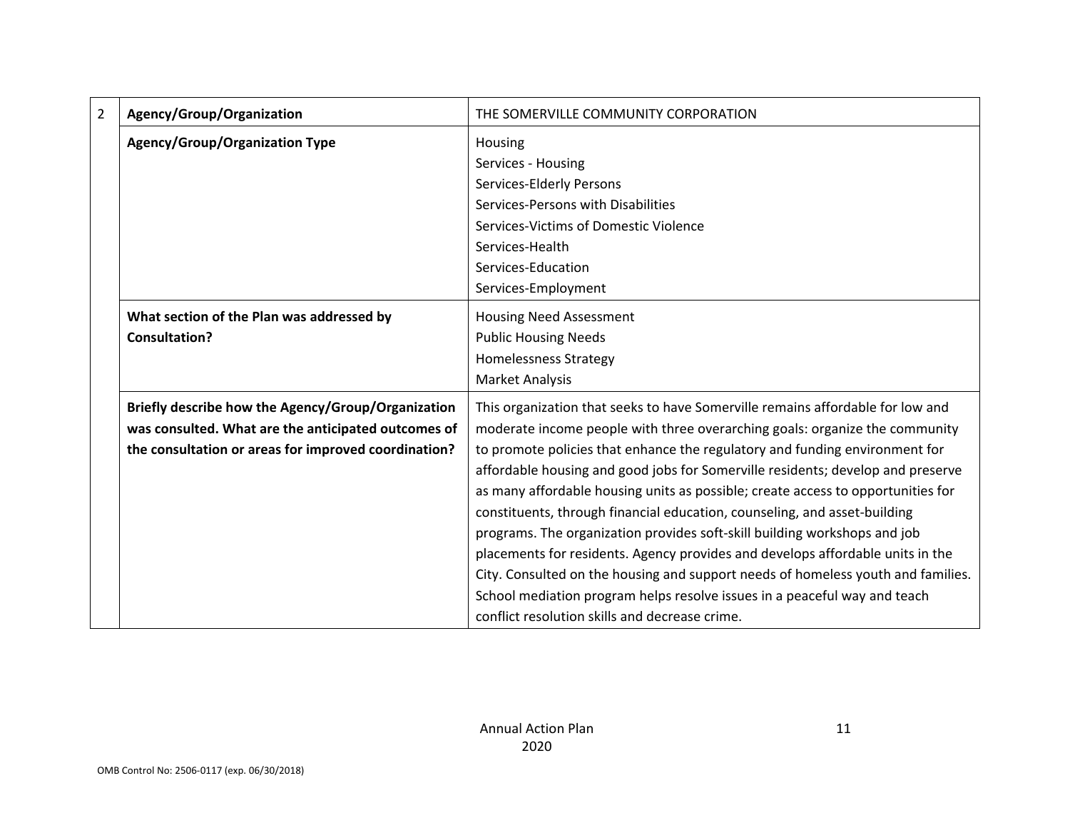| 2 | Agency/Group/Organization | THE SOMERVILLE COMMUNITY CORPORATION |
|---|---|---|
| | **Agency/Group/Organization Type** | Housing<br>Services - Housing<br>Services-Elderly Persons<br>Services-Persons with Disabilities<br>Services-Victims of Domestic Violence<br>Services-Health<br>Services-Education<br>Services-Employment |
| | **What section of the Plan was addressed by Consultation?** | Housing Need Assessment<br>Public Housing Needs<br>Homelessness Strategy<br>Market Analysis |
| | **Briefly describe how the Agency/Group/Organization was consulted. What are the anticipated outcomes of the consultation or areas for improved coordination?** | This organization that seeks to have Somerville remains affordable for low and moderate income people with three overarching goals: organize the community to promote policies that enhance the regulatory and funding environment for affordable housing and good jobs for Somerville residents; develop and preserve as many affordable housing units as possible; create access to opportunities for constituents, through financial education, counseling, and asset-building programs. The organization provides soft-skill building workshops and job placements for residents. Agency provides and develops affordable units in the City. Consulted on the housing and support needs of homeless youth and families. School mediation program helps resolve issues in a peaceful way and teach conflict resolution skills and decrease crime. |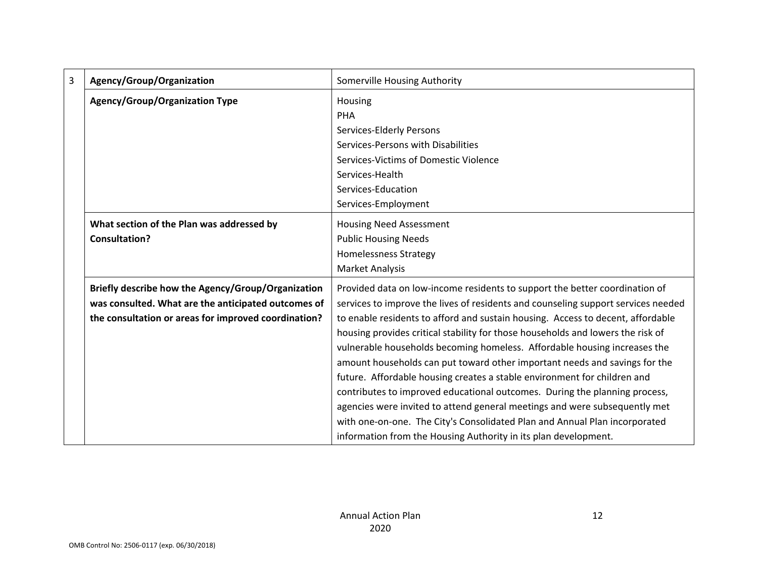| 3 | Agency/Group/Organization | Somerville Housing Authority |
|---|---|---|
| | **Agency/Group/Organization Type** | Housing<br>PHA<br>Services-Elderly Persons<br>Services-Persons with Disabilities<br>Services-Victims of Domestic Violence<br>Services-Health<br>Services-Education<br>Services-Employment |
| | **What section of the Plan was addressed by Consultation?** | Housing Need Assessment<br>Public Housing Needs<br>Homelessness Strategy<br>Market Analysis |
| | **Briefly describe how the Agency/Group/Organization was consulted. What are the anticipated outcomes of the consultation or areas for improved coordination?** | Provided data on low-income residents to support the better coordination of services to improve the lives of residents and counseling support services needed to enable residents to afford and sustain housing. Access to decent, affordable housing provides critical stability for those households and lowers the risk of vulnerable households becoming homeless. Affordable housing increases the amount households can put toward other important needs and savings for the future. Affordable housing creates a stable environment for children and contributes to improved educational outcomes. During the planning process, agencies were invited to attend general meetings and were subsequently met with one-on-one. The City's Consolidated Plan and Annual Plan incorporated information from the Housing Authority in its plan development. |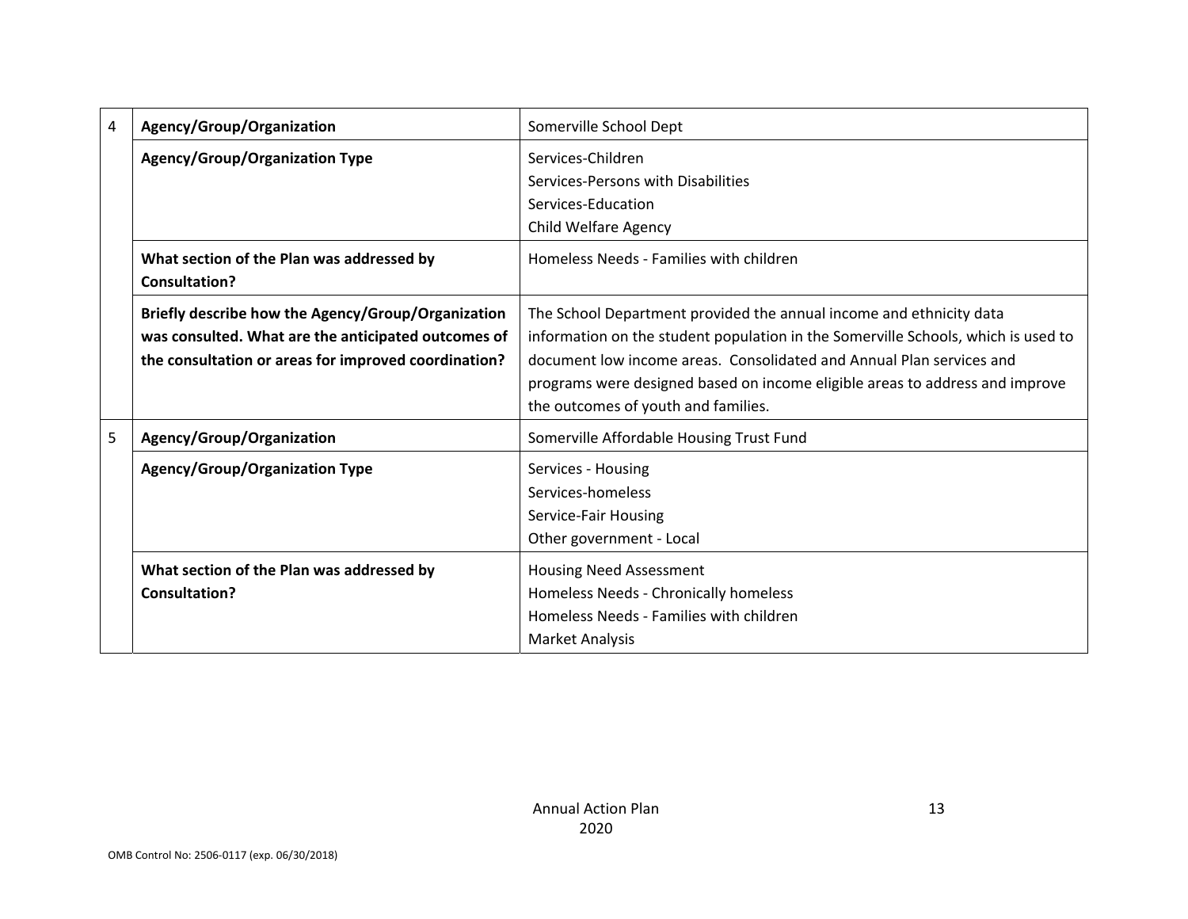| | | |
|---|---|---|
| 4 | **Agency/Group/Organization** | Somerville School Dept |
| | **Agency/Group/Organization Type** | Services-Children<br>Services-Persons with Disabilities<br>Services-Education<br>Child Welfare Agency |
| | **What section of the Plan was addressed by Consultation?** | Homeless Needs - Families with children |
| | **Briefly describe how the Agency/Group/Organization was consulted. What are the anticipated outcomes of the consultation or areas for improved coordination?** | The School Department provided the annual income and ethnicity data information on the student population in the Somerville Schools, which is used to document low income areas. Consolidated and Annual Plan services and programs were designed based on income eligible areas to address and improve the outcomes of youth and families. |
| 5 | **Agency/Group/Organization** | Somerville Affordable Housing Trust Fund |
| | **Agency/Group/Organization Type** | Services - Housing<br>Services-homeless<br>Service-Fair Housing<br>Other government - Local |
| | **What section of the Plan was addressed by Consultation?** | Housing Need Assessment<br>Homeless Needs - Chronically homeless<br>Homeless Needs - Families with children<br>Market Analysis |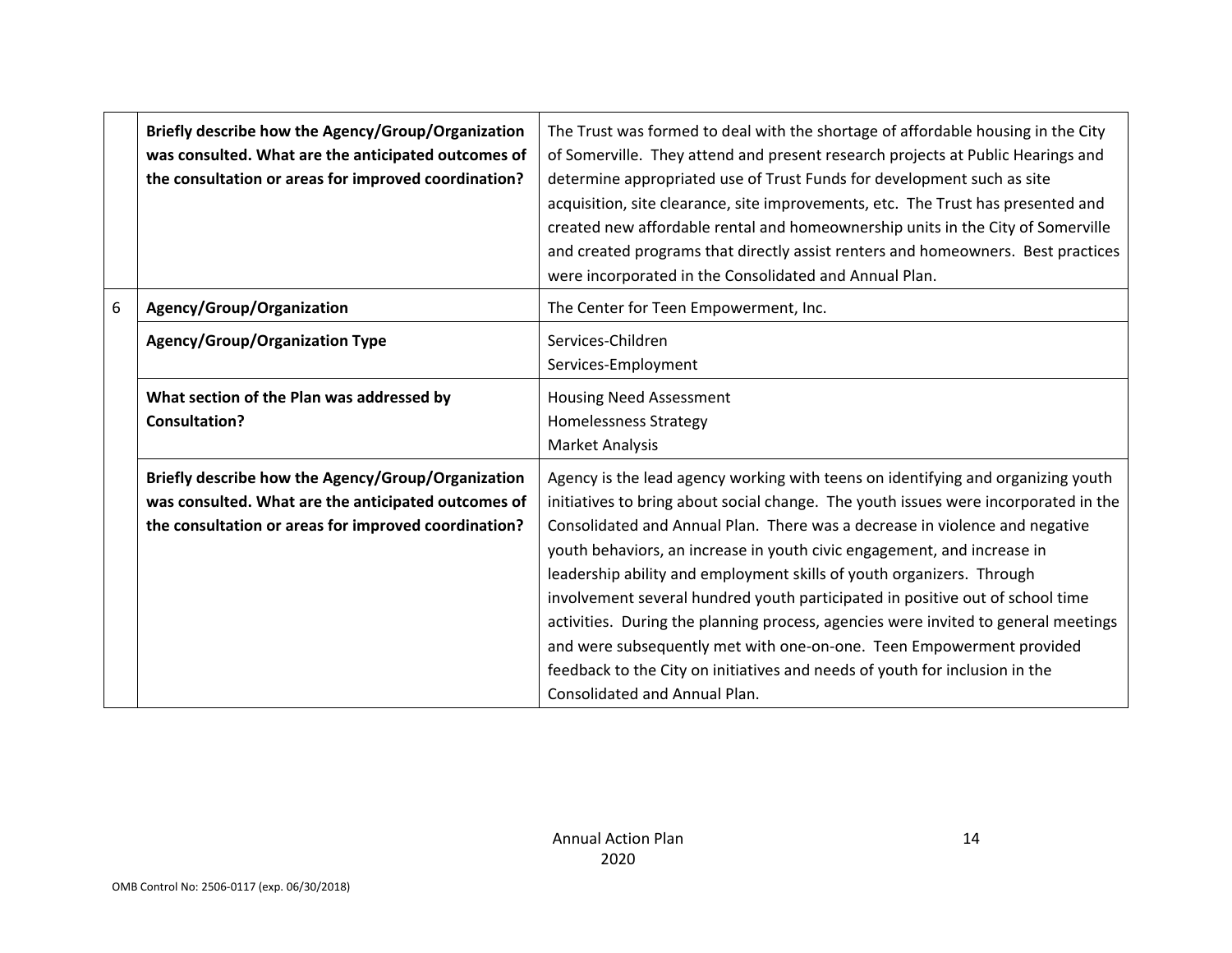| | | |
|---|---|---|
| | **Briefly describe how the Agency/Group/Organization was consulted. What are the anticipated outcomes of the consultation or areas for improved coordination?** | The Trust was formed to deal with the shortage of affordable housing in the City of Somerville. They attend and present research projects at Public Hearings and determine appropriated use of Trust Funds for development such as site acquisition, site clearance, site improvements, etc. The Trust has presented and created new affordable rental and homeownership units in the City of Somerville and created programs that directly assist renters and homeowners. Best practices were incorporated in the Consolidated and Annual Plan. |
| 6 | **Agency/Group/Organization** | The Center for Teen Empowerment, Inc. |
| | **Agency/Group/Organization Type** | Services-Children<br>Services-Employment |
| | **What section of the Plan was addressed by Consultation?** | Housing Need Assessment<br>Homelessness Strategy<br>Market Analysis |
| | **Briefly describe how the Agency/Group/Organization was consulted. What are the anticipated outcomes of the consultation or areas for improved coordination?** | Agency is the lead agency working with teens on identifying and organizing youth initiatives to bring about social change. The youth issues were incorporated in the Consolidated and Annual Plan. There was a decrease in violence and negative youth behaviors, an increase in youth civic engagement, and increase in leadership ability and employment skills of youth organizers. Through involvement several hundred youth participated in positive out of school time activities. During the planning process, agencies were invited to general meetings and were subsequently met with one-on-one. Teen Empowerment provided feedback to the City on initiatives and needs of youth for inclusion in the Consolidated and Annual Plan. |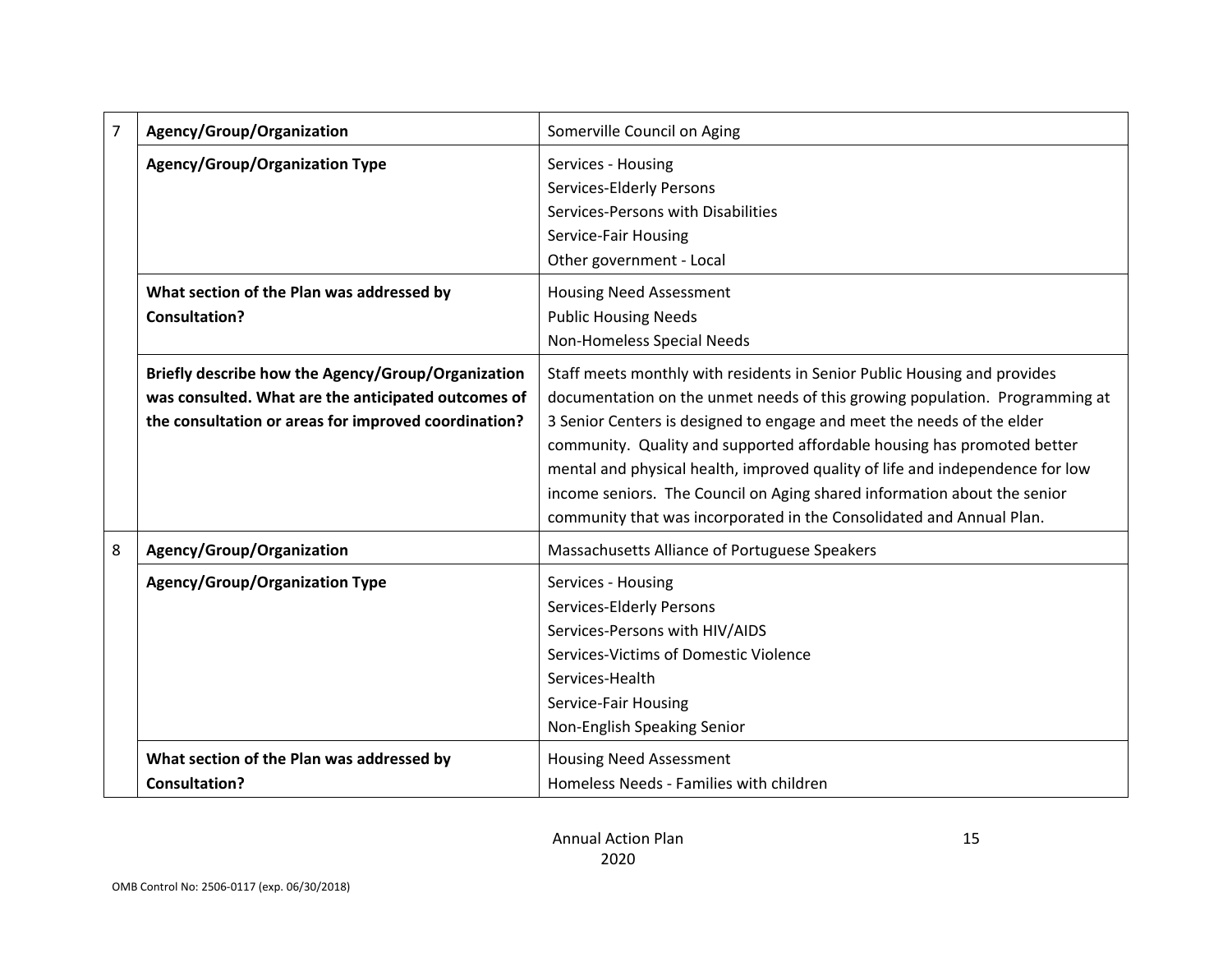| | | |
|---|---|---|
| 7 | **Agency/Group/Organization** | Somerville Council on Aging |
| | **Agency/Group/Organization Type** | Services - Housing<br>Services-Elderly Persons<br>Services-Persons with Disabilities<br>Service-Fair Housing<br>Other government - Local |
| | **What section of the Plan was addressed by Consultation?** | Housing Need Assessment<br>Public Housing Needs<br>Non-Homeless Special Needs |
| | **Briefly describe how the Agency/Group/Organization was consulted. What are the anticipated outcomes of the consultation or areas for improved coordination?** | Staff meets monthly with residents in Senior Public Housing and provides documentation on the unmet needs of this growing population. Programming at 3 Senior Centers is designed to engage and meet the needs of the elder community. Quality and supported affordable housing has promoted better mental and physical health, improved quality of life and independence for low income seniors. The Council on Aging shared information about the senior community that was incorporated in the Consolidated and Annual Plan. |
| 8 | **Agency/Group/Organization** | Massachusetts Alliance of Portuguese Speakers |
| | **Agency/Group/Organization Type** | Services - Housing<br>Services-Elderly Persons<br>Services-Persons with HIV/AIDS<br>Services-Victims of Domestic Violence<br>Services-Health<br>Service-Fair Housing<br>Non-English Speaking Senior |
| | **What section of the Plan was addressed by Consultation?** | Housing Need Assessment<br>Homeless Needs - Families with children |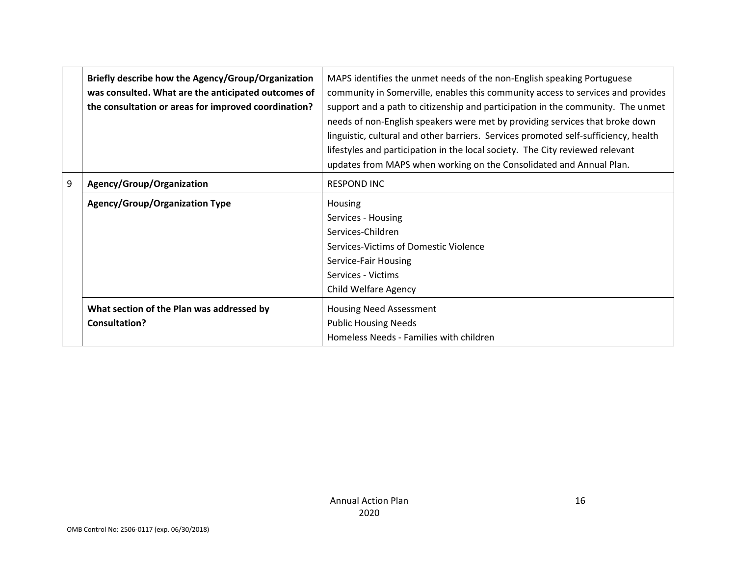|   |   |   |
|---|---|---|
|   | **Briefly describe how the Agency/Group/Organization was consulted. What are the anticipated outcomes of the consultation or areas for improved coordination?** | MAPS identifies the unmet needs of the non-English speaking Portuguese community in Somerville, enables this community access to services and provides support and a path to citizenship and participation in the community. The unmet needs of non-English speakers were met by providing services that broke down linguistic, cultural and other barriers. Services promoted self-sufficiency, health lifestyles and participation in the local society. The City reviewed relevant updates from MAPS when working on the Consolidated and Annual Plan. |
| 9 | **Agency/Group/Organization** | RESPOND INC |
|   | **Agency/Group/Organization Type** | Housing<br>Services - Housing<br>Services-Children<br>Services-Victims of Domestic Violence<br>Service-Fair Housing<br>Services - Victims<br>Child Welfare Agency |
|   | **What section of the Plan was addressed by Consultation?** | Housing Need Assessment<br>Public Housing Needs<br>Homeless Needs - Families with children |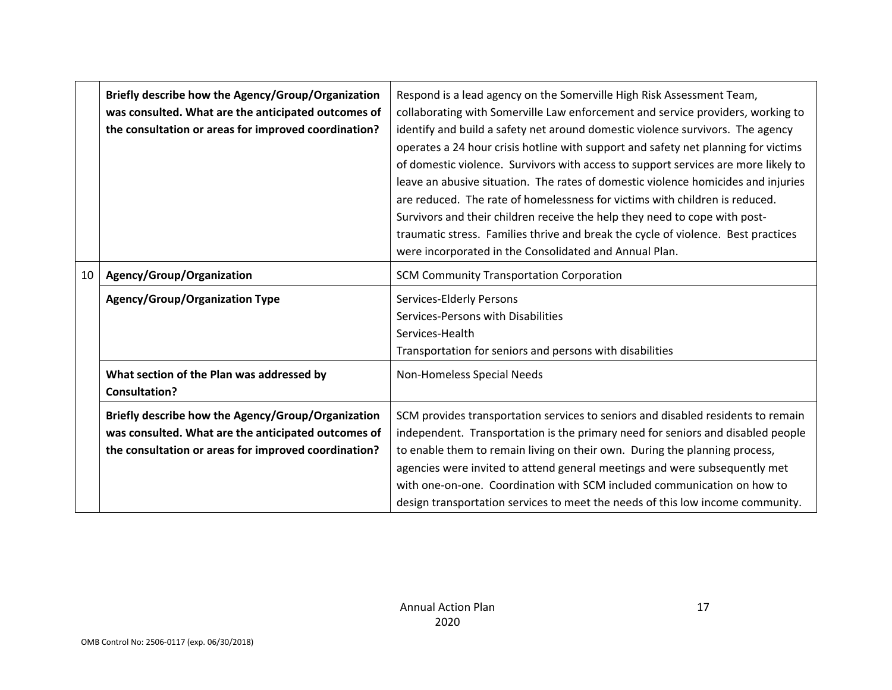|  |  |  |
|---|---|---|
|  | **Briefly describe how the Agency/Group/Organization was consulted. What are the anticipated outcomes of the consultation or areas for improved coordination?** | Respond is a lead agency on the Somerville High Risk Assessment Team, collaborating with Somerville Law enforcement and service providers, working to identify and build a safety net around domestic violence survivors. The agency operates a 24 hour crisis hotline with support and safety net planning for victims of domestic violence. Survivors with access to support services are more likely to leave an abusive situation. The rates of domestic violence homicides and injuries are reduced. The rate of homelessness for victims with children is reduced. Survivors and their children receive the help they need to cope with post-traumatic stress. Families thrive and break the cycle of violence. Best practices were incorporated in the Consolidated and Annual Plan. |
| 10 | **Agency/Group/Organization** | SCM Community Transportation Corporation |
|  | **Agency/Group/Organization Type** | Services-Elderly Persons<br>Services-Persons with Disabilities<br>Services-Health<br>Transportation for seniors and persons with disabilities |
|  | **What section of the Plan was addressed by Consultation?** | Non-Homeless Special Needs |
|  | **Briefly describe how the Agency/Group/Organization was consulted. What are the anticipated outcomes of the consultation or areas for improved coordination?** | SCM provides transportation services to seniors and disabled residents to remain independent. Transportation is the primary need for seniors and disabled people to enable them to remain living on their own. During the planning process, agencies were invited to attend general meetings and were subsequently met with one-on-one. Coordination with SCM included communication on how to design transportation services to meet the needs of this low income community. |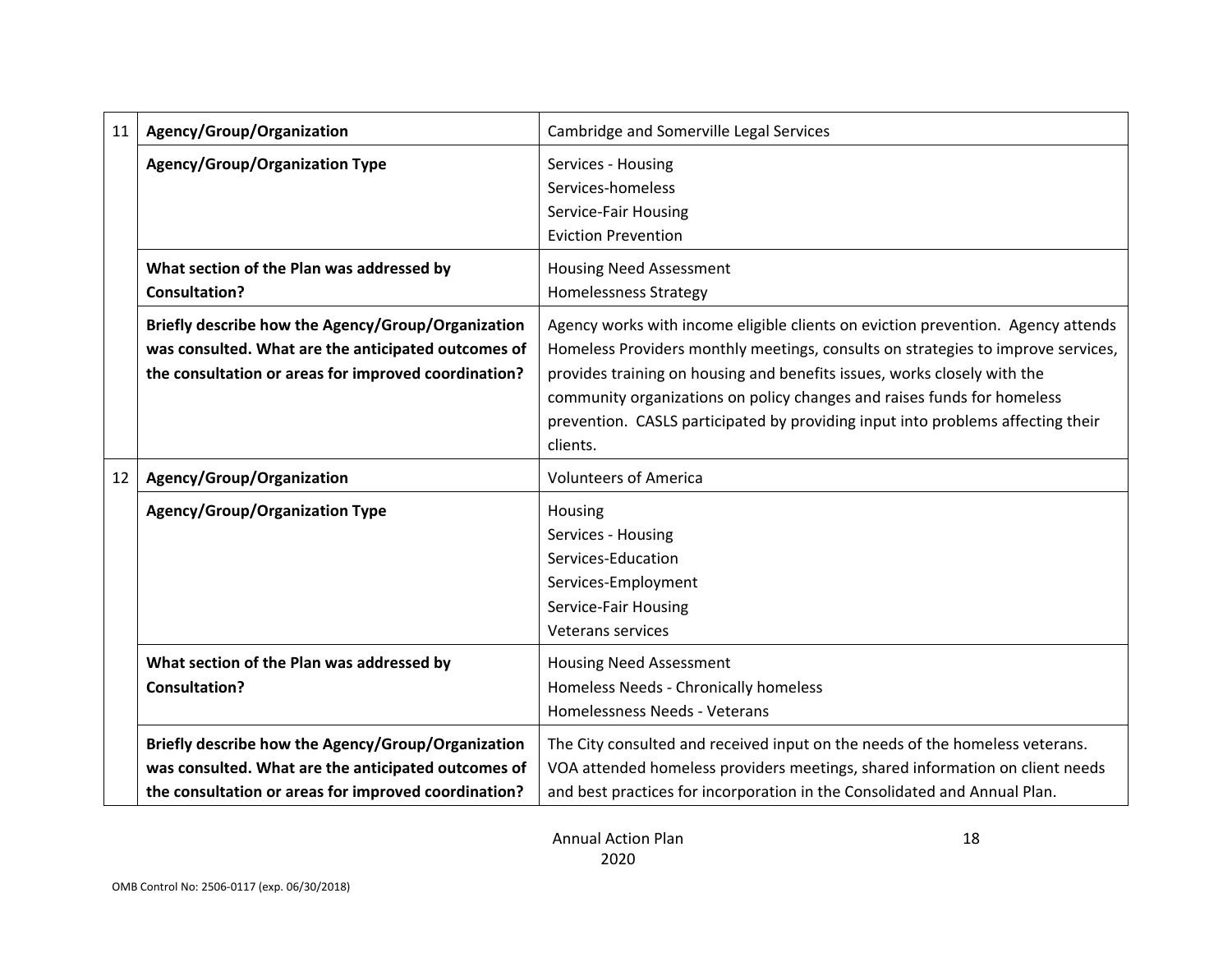| | | |
|---|---|---|
| 11 | **Agency/Group/Organization** | Cambridge and Somerville Legal Services |
| | **Agency/Group/Organization Type** | Services - Housing<br>Services-homeless<br>Service-Fair Housing<br>Eviction Prevention |
| | **What section of the Plan was addressed by Consultation?** | Housing Need Assessment<br>Homelessness Strategy |
| | **Briefly describe how the Agency/Group/Organization was consulted. What are the anticipated outcomes of the consultation or areas for improved coordination?** | Agency works with income eligible clients on eviction prevention. Agency attends Homeless Providers monthly meetings, consults on strategies to improve services, provides training on housing and benefits issues, works closely with the community organizations on policy changes and raises funds for homeless prevention. CASLS participated by providing input into problems affecting their clients. |
| 12 | **Agency/Group/Organization** | Volunteers of America |
| | **Agency/Group/Organization Type** | Housing<br>Services - Housing<br>Services-Education<br>Services-Employment<br>Service-Fair Housing<br>Veterans services |
| | **What section of the Plan was addressed by Consultation?** | Housing Need Assessment<br>Homeless Needs - Chronically homeless<br>Homelessness Needs - Veterans |
| | **Briefly describe how the Agency/Group/Organization was consulted. What are the anticipated outcomes of the consultation or areas for improved coordination?** | The City consulted and received input on the needs of the homeless veterans. VOA attended homeless providers meetings, shared information on client needs and best practices for incorporation in the Consolidated and Annual Plan. |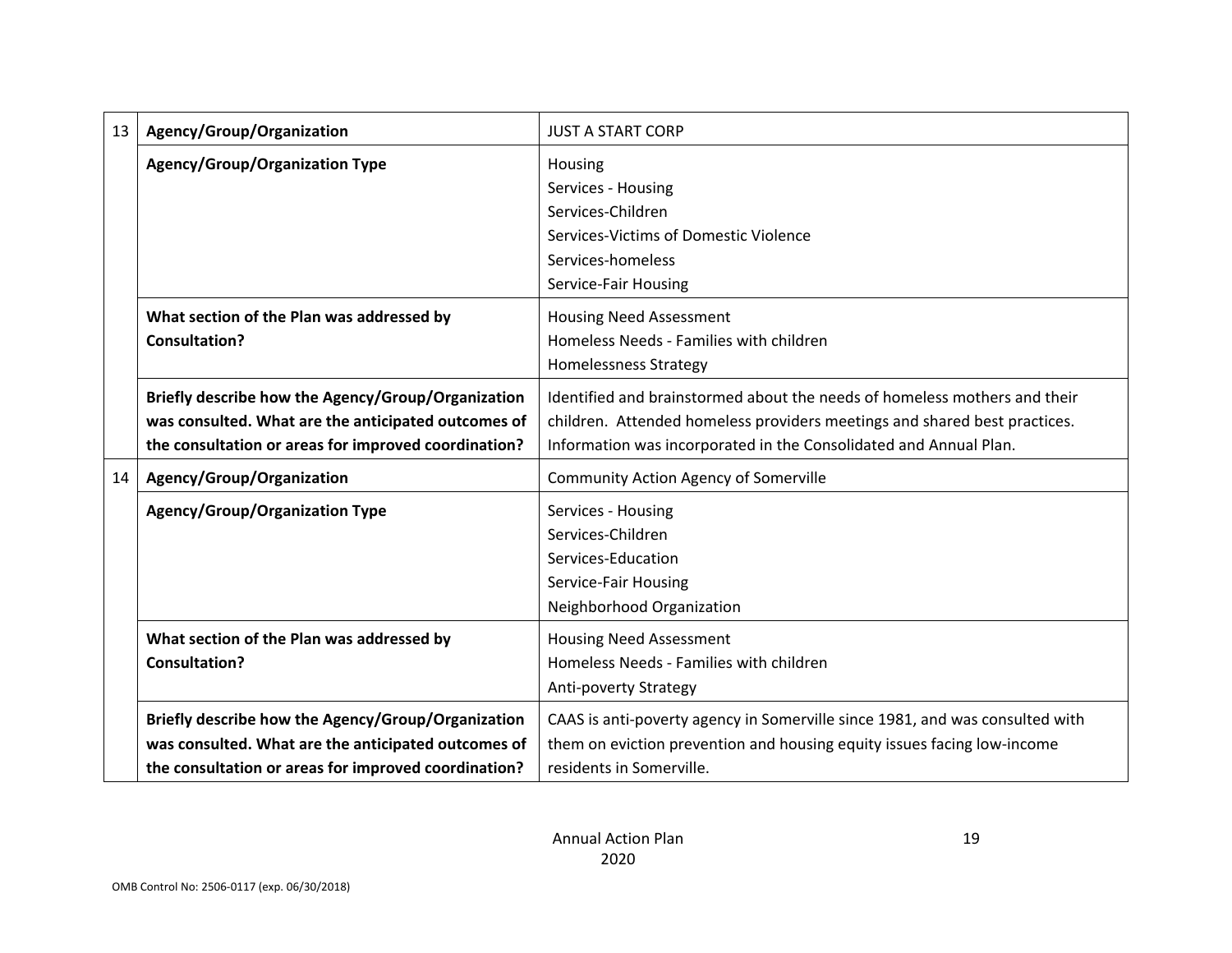| | | |
|---|---|---|
| 13 | **Agency/Group/Organization** | JUST A START CORP |
| | **Agency/Group/Organization Type** | Housing<br>Services - Housing<br>Services-Children<br>Services-Victims of Domestic Violence<br>Services-homeless<br>Service-Fair Housing |
| | **What section of the Plan was addressed by Consultation?** | Housing Need Assessment<br>Homeless Needs - Families with children<br>Homelessness Strategy |
| | **Briefly describe how the Agency/Group/Organization was consulted. What are the anticipated outcomes of the consultation or areas for improved coordination?** | Identified and brainstormed about the needs of homeless mothers and their children. Attended homeless providers meetings and shared best practices. Information was incorporated in the Consolidated and Annual Plan. |
| 14 | **Agency/Group/Organization** | Community Action Agency of Somerville |
| | **Agency/Group/Organization Type** | Services - Housing<br>Services-Children<br>Services-Education<br>Service-Fair Housing<br>Neighborhood Organization |
| | **What section of the Plan was addressed by Consultation?** | Housing Need Assessment<br>Homeless Needs - Families with children<br>Anti-poverty Strategy |
| | **Briefly describe how the Agency/Group/Organization was consulted. What are the anticipated outcomes of the consultation or areas for improved coordination?** | CAAS is anti-poverty agency in Somerville since 1981, and was consulted with them on eviction prevention and housing equity issues facing low-income residents in Somerville. |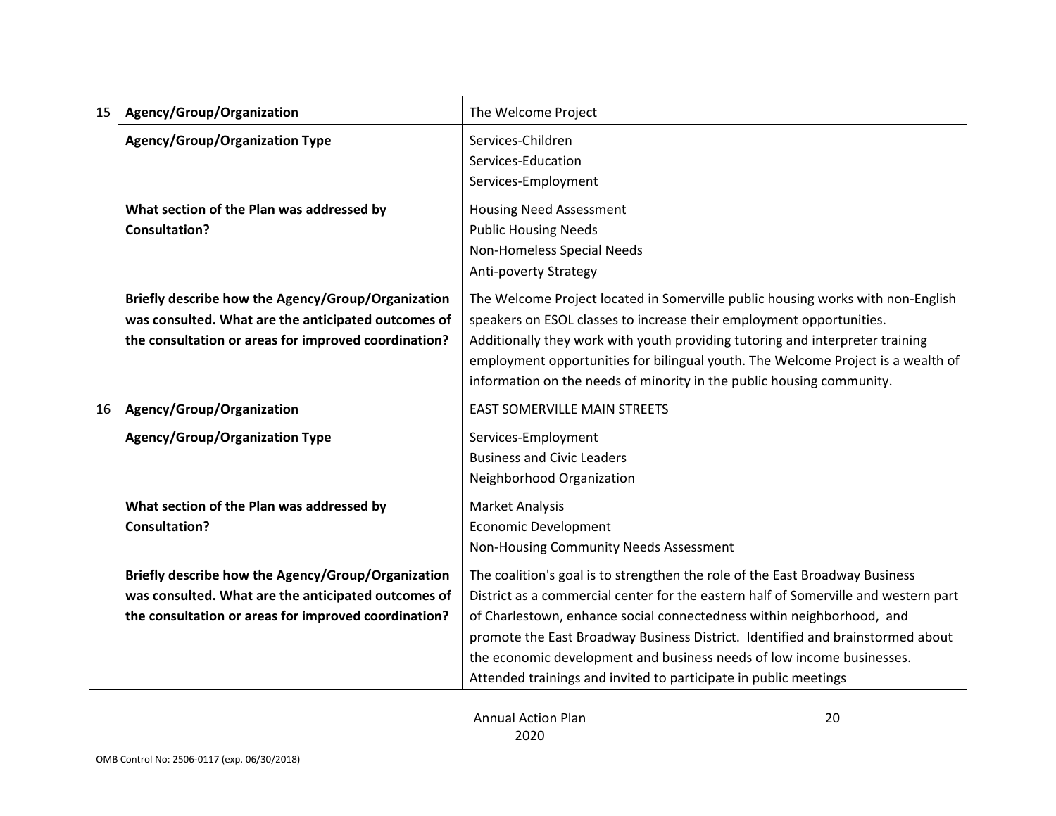| | | |
|---|---|---|
| 15 | **Agency/Group/Organization** | The Welcome Project |
| | **Agency/Group/Organization Type** | Services-Children<br>Services-Education<br>Services-Employment |
| | **What section of the Plan was addressed by Consultation?** | Housing Need Assessment<br>Public Housing Needs<br>Non-Homeless Special Needs<br>Anti-poverty Strategy |
| | **Briefly describe how the Agency/Group/Organization was consulted. What are the anticipated outcomes of the consultation or areas for improved coordination?** | The Welcome Project located in Somerville public housing works with non-English speakers on ESOL classes to increase their employment opportunities. Additionally they work with youth providing tutoring and interpreter training employment opportunities for bilingual youth. The Welcome Project is a wealth of information on the needs of minority in the public housing community. |
| 16 | **Agency/Group/Organization** | EAST SOMERVILLE MAIN STREETS |
| | **Agency/Group/Organization Type** | Services-Employment<br>Business and Civic Leaders<br>Neighborhood Organization |
| | **What section of the Plan was addressed by Consultation?** | Market Analysis<br>Economic Development<br>Non-Housing Community Needs Assessment |
| | **Briefly describe how the Agency/Group/Organization was consulted. What are the anticipated outcomes of the consultation or areas for improved coordination?** | The coalition's goal is to strengthen the role of the East Broadway Business District as a commercial center for the eastern half of Somerville and western part of Charlestown, enhance social connectedness within neighborhood, and promote the East Broadway Business District. Identified and brainstormed about the economic development and business needs of low income businesses. Attended trainings and invited to participate in public meetings |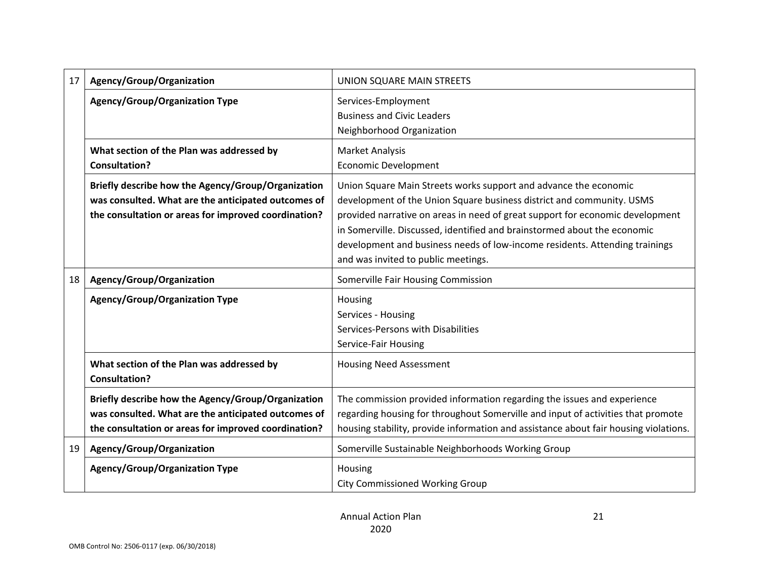| | | |
|---|---|---|
| 17 | **Agency/Group/Organization** | UNION SQUARE MAIN STREETS |
| | **Agency/Group/Organization Type** | Services-Employment<br>Business and Civic Leaders<br>Neighborhood Organization |
| | **What section of the Plan was addressed by Consultation?** | Market Analysis<br>Economic Development |
| | **Briefly describe how the Agency/Group/Organization was consulted. What are the anticipated outcomes of the consultation or areas for improved coordination?** | Union Square Main Streets works support and advance the economic development of the Union Square business district and community. USMS provided narrative on areas in need of great support for economic development in Somerville. Discussed, identified and brainstormed about the economic development and business needs of low-income residents. Attending trainings and was invited to public meetings. |
| 18 | **Agency/Group/Organization** | Somerville Fair Housing Commission |
| | **Agency/Group/Organization Type** | Housing<br>Services - Housing<br>Services-Persons with Disabilities<br>Service-Fair Housing |
| | **What section of the Plan was addressed by Consultation?** | Housing Need Assessment |
| | **Briefly describe how the Agency/Group/Organization was consulted. What are the anticipated outcomes of the consultation or areas for improved coordination?** | The commission provided information regarding the issues and experience regarding housing for throughout Somerville and input of activities that promote housing stability, provide information and assistance about fair housing violations. |
| 19 | **Agency/Group/Organization** | Somerville Sustainable Neighborhoods Working Group |
| | **Agency/Group/Organization Type** | Housing<br>City Commissioned Working Group |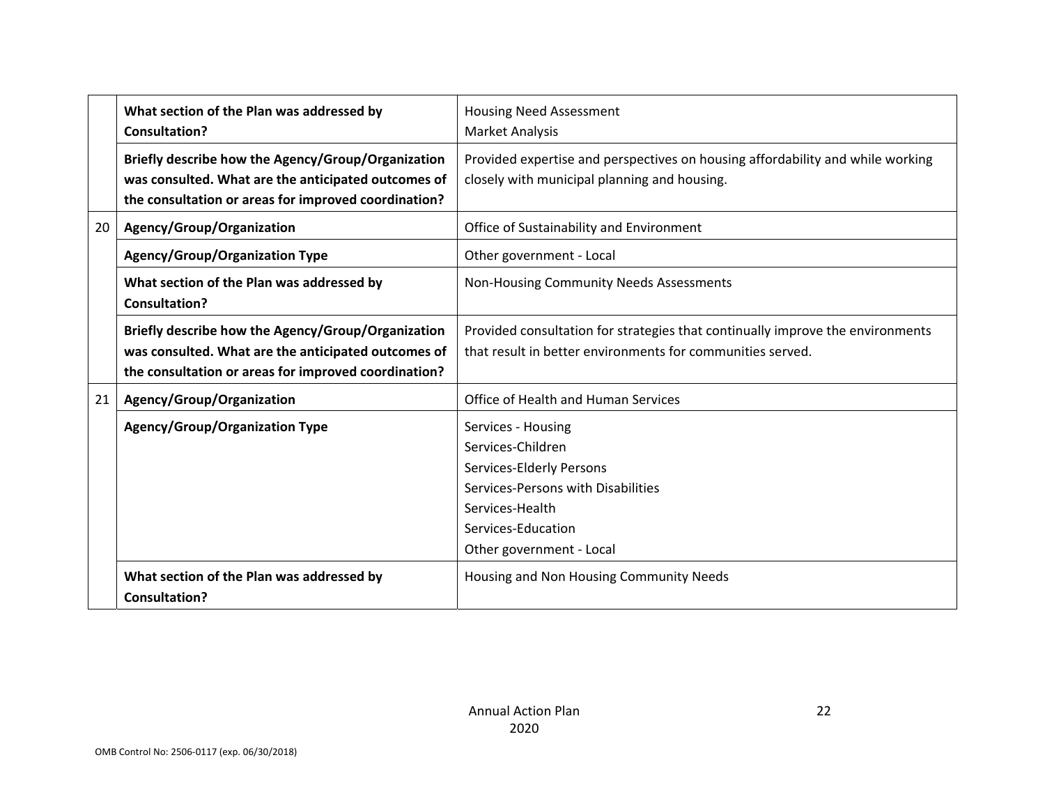|  |  |  |
| --- | --- | --- |
|  | **What section of the Plan was addressed by Consultation?** | Housing Need Assessment<br>Market Analysis |
|  | **Briefly describe how the Agency/Group/Organization was consulted. What are the anticipated outcomes of the consultation or areas for improved coordination?** | Provided expertise and perspectives on housing affordability and while working closely with municipal planning and housing. |
| 20 | **Agency/Group/Organization** | Office of Sustainability and Environment |
|  | **Agency/Group/Organization Type** | Other government - Local |
|  | **What section of the Plan was addressed by Consultation?** | Non-Housing Community Needs Assessments |
|  | **Briefly describe how the Agency/Group/Organization was consulted. What are the anticipated outcomes of the consultation or areas for improved coordination?** | Provided consultation for strategies that continually improve the environments that result in better environments for communities served. |
| 21 | **Agency/Group/Organization** | Office of Health and Human Services |
|  | **Agency/Group/Organization Type** | Services - Housing<br>Services-Children<br>Services-Elderly Persons<br>Services-Persons with Disabilities<br>Services-Health<br>Services-Education<br>Other government - Local |
|  | **What section of the Plan was addressed by Consultation?** | Housing and Non Housing Community Needs |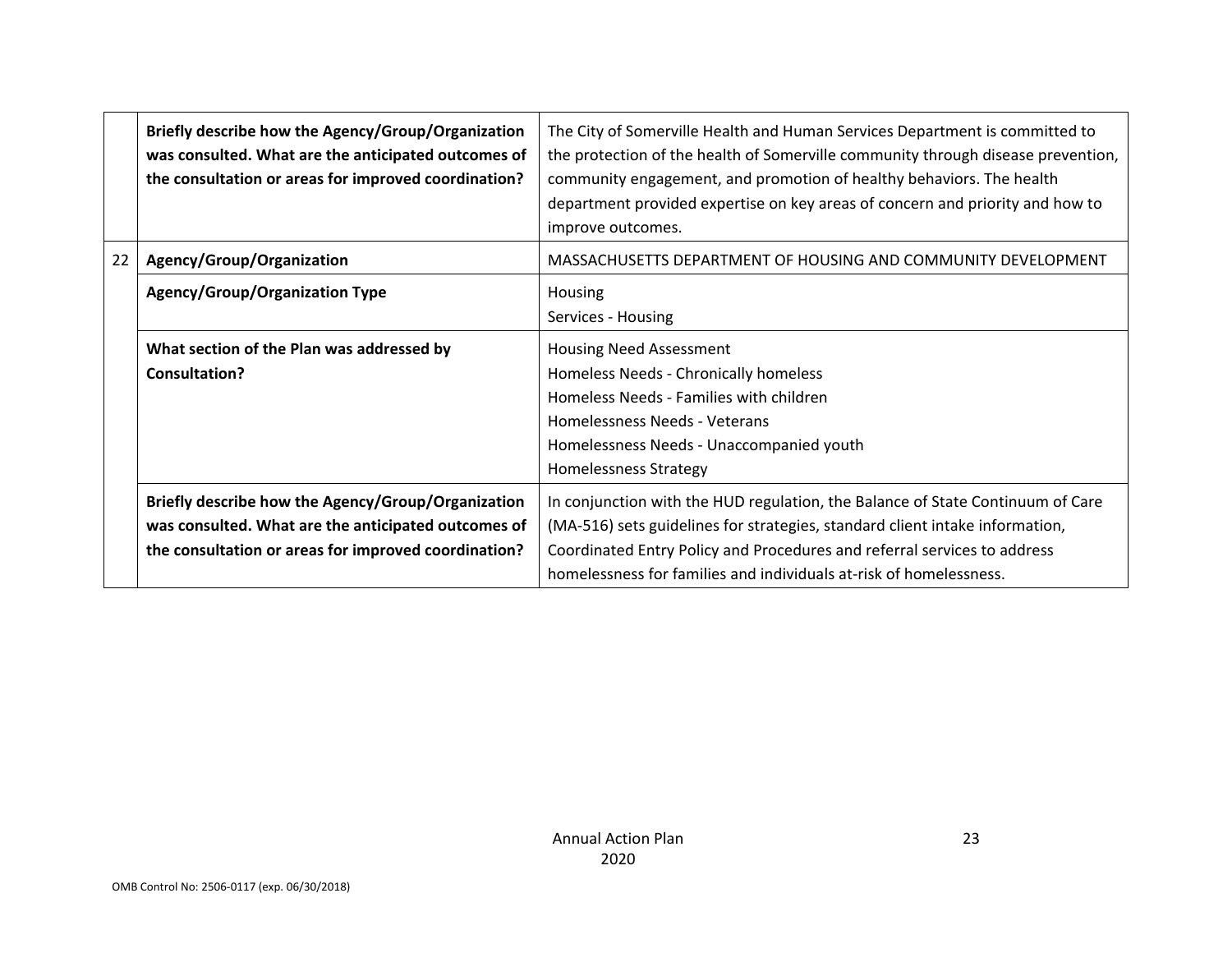| | | |
|---|---|---|
| | **Briefly describe how the Agency/Group/Organization was consulted. What are the anticipated outcomes of the consultation or areas for improved coordination?** | The City of Somerville Health and Human Services Department is committed to the protection of the health of Somerville community through disease prevention, community engagement, and promotion of healthy behaviors. The health department provided expertise on key areas of concern and priority and how to improve outcomes. |
| 22 | **Agency/Group/Organization** | MASSACHUSETTS DEPARTMENT OF HOUSING AND COMMUNITY DEVELOPMENT |
| | **Agency/Group/Organization Type** | Housing<br>Services - Housing |
| | **What section of the Plan was addressed by Consultation?** | Housing Need Assessment<br>Homeless Needs - Chronically homeless<br>Homeless Needs - Families with children<br>Homelessness Needs - Veterans<br>Homelessness Needs - Unaccompanied youth<br>Homelessness Strategy |
| | **Briefly describe how the Agency/Group/Organization was consulted. What are the anticipated outcomes of the consultation or areas for improved coordination?** | In conjunction with the HUD regulation, the Balance of State Continuum of Care (MA-516) sets guidelines for strategies, standard client intake information, Coordinated Entry Policy and Procedures and referral services to address homelessness for families and individuals at-risk of homelessness. |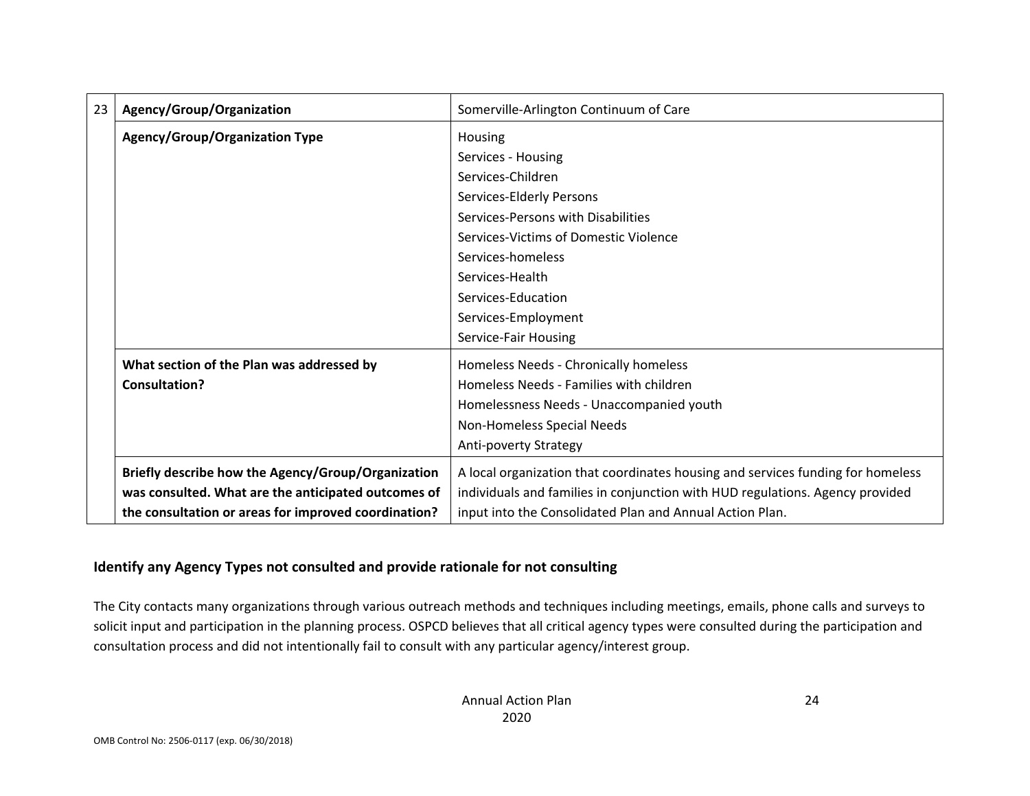| 23 | Agency/Group/Organization | Somerville-Arlington Continuum of Care |
|---|---|---|
| | **Agency/Group/Organization Type** | Housing<br>Services - Housing<br>Services-Children<br>Services-Elderly Persons<br>Services-Persons with Disabilities<br>Services-Victims of Domestic Violence<br>Services-homeless<br>Services-Health<br>Services-Education<br>Services-Employment<br>Service-Fair Housing |
| | **What section of the Plan was addressed by Consultation?** | Homeless Needs - Chronically homeless<br>Homeless Needs - Families with children<br>Homelessness Needs - Unaccompanied youth<br>Non-Homeless Special Needs<br>Anti-poverty Strategy |
| | **Briefly describe how the Agency/Group/Organization was consulted. What are the anticipated outcomes of the consultation or areas for improved coordination?** | A local organization that coordinates housing and services funding for homeless individuals and families in conjunction with HUD regulations. Agency provided input into the Consolidated Plan and Annual Action Plan. |

### Identify any Agency Types not consulted and provide rationale for not consulting

The City contacts many organizations through various outreach methods and techniques including meetings, emails, phone calls and surveys to solicit input and participation in the planning process. OSPCD believes that all critical agency types were consulted during the participation and consultation process and did not intentionally fail to consult with any particular agency/interest group.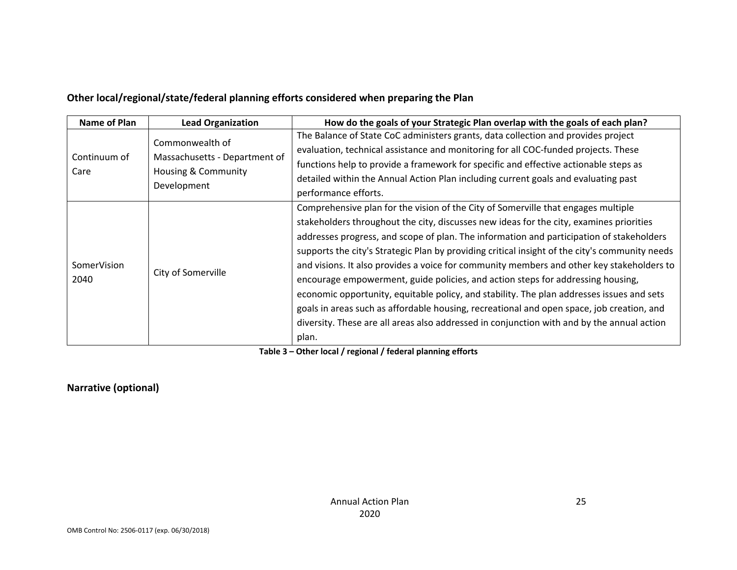## Other local/regional/state/federal planning efforts considered when preparing the Plan

| Name of Plan | Lead Organization | How do the goals of your Strategic Plan overlap with the goals of each plan? |
|---|---|---|
| Continuum of Care | Commonwealth of Massachusetts - Department of Housing & Community Development | The Balance of State CoC administers grants, data collection and provides project evaluation, technical assistance and monitoring for all COC-funded projects. These functions help to provide a framework for specific and effective actionable steps as detailed within the Annual Action Plan including current goals and evaluating past performance efforts. |
| SomerVision 2040 | City of Somerville | Comprehensive plan for the vision of the City of Somerville that engages multiple stakeholders throughout the city, discusses new ideas for the city, examines priorities addresses progress, and scope of plan. The information and participation of stakeholders supports the city's Strategic Plan by providing critical insight of the city's community needs and visions. It also provides a voice for community members and other key stakeholders to encourage empowerment, guide policies, and action steps for addressing housing, economic opportunity, equitable policy, and stability. The plan addresses issues and sets goals in areas such as affordable housing, recreational and open space, job creation, and diversity. These are all areas also addressed in conjunction with and by the annual action plan. |

**Table 3 – Other local / regional / federal planning efforts**

## Narrative (optional)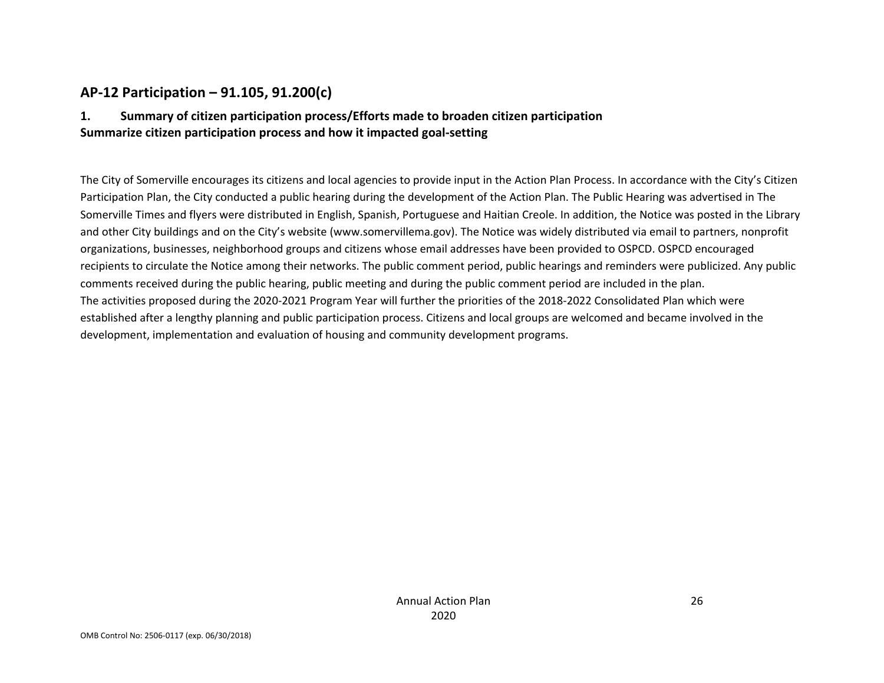## AP-12 Participation – 91.105, 91.200(c)

### 1. Summary of citizen participation process/Efforts made to broaden citizen participation

**Summarize citizen participation process and how it impacted goal-setting**

The City of Somerville encourages its citizens and local agencies to provide input in the Action Plan Process. In accordance with the City's Citizen Participation Plan, the City conducted a public hearing during the development of the Action Plan. The Public Hearing was advertised in The Somerville Times and flyers were distributed in English, Spanish, Portuguese and Haitian Creole. In addition, the Notice was posted in the Library and other City buildings and on the City's website (www.somervillema.gov). The Notice was widely distributed via email to partners, nonprofit organizations, businesses, neighborhood groups and citizens whose email addresses have been provided to OSPCD. OSPCD encouraged recipients to circulate the Notice among their networks. The public comment period, public hearings and reminders were publicized. Any public comments received during the public hearing, public meeting and during the public comment period are included in the plan.

The activities proposed during the 2020-2021 Program Year will further the priorities of the 2018-2022 Consolidated Plan which were established after a lengthy planning and public participation process. Citizens and local groups are welcomed and became involved in the development, implementation and evaluation of housing and community development programs.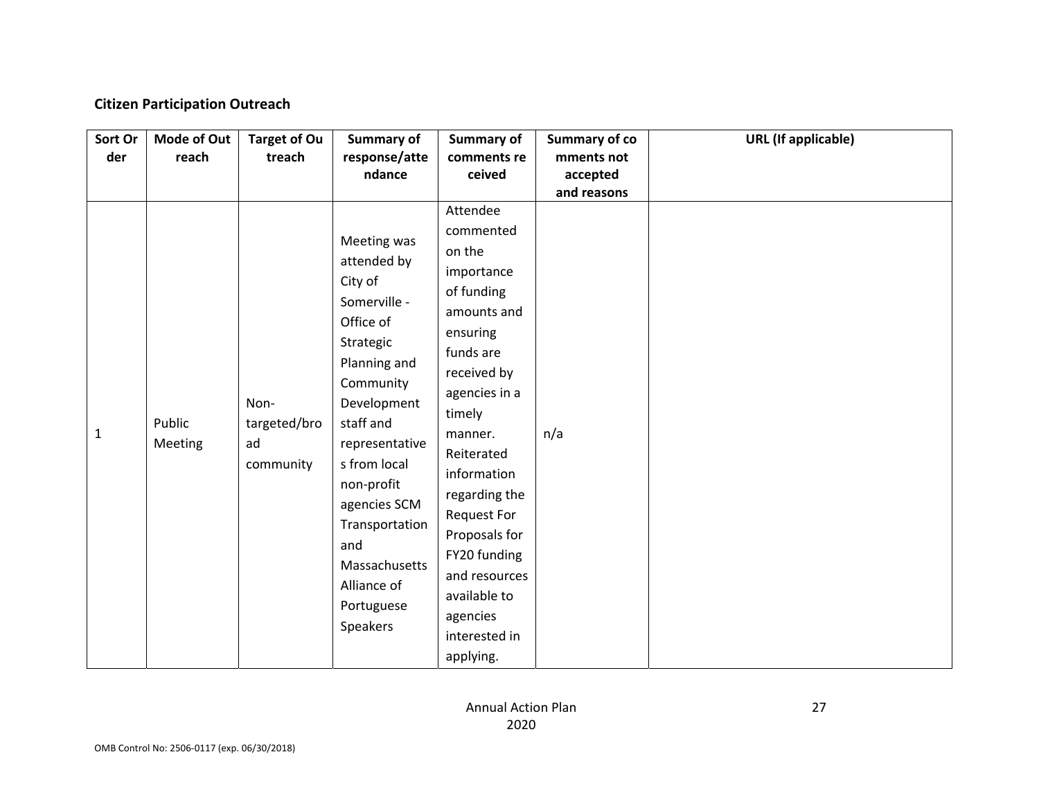**Citizen Participation Outreach**

| Sort Order | Mode of Outreach | Target of Outreach | Summary of response/attendance | Summary of comments received | Summary of comments not accepted and reasons | URL (If applicable) |
|---|---|---|---|---|---|---|
| 1 | Public Meeting | Non-targeted/broad community | Meeting was attended by City of Somerville - Office of Strategic Planning and Community Development staff and representatives from local non-profit agencies SCM Transportation and Massachusetts Alliance of Portuguese Speakers | Attendee commented on the importance of funding amounts and ensuring funds are received by agencies in a timely manner. Reiterated information regarding the Request For Proposals for FY20 funding and resources available to agencies interested in applying. | n/a | |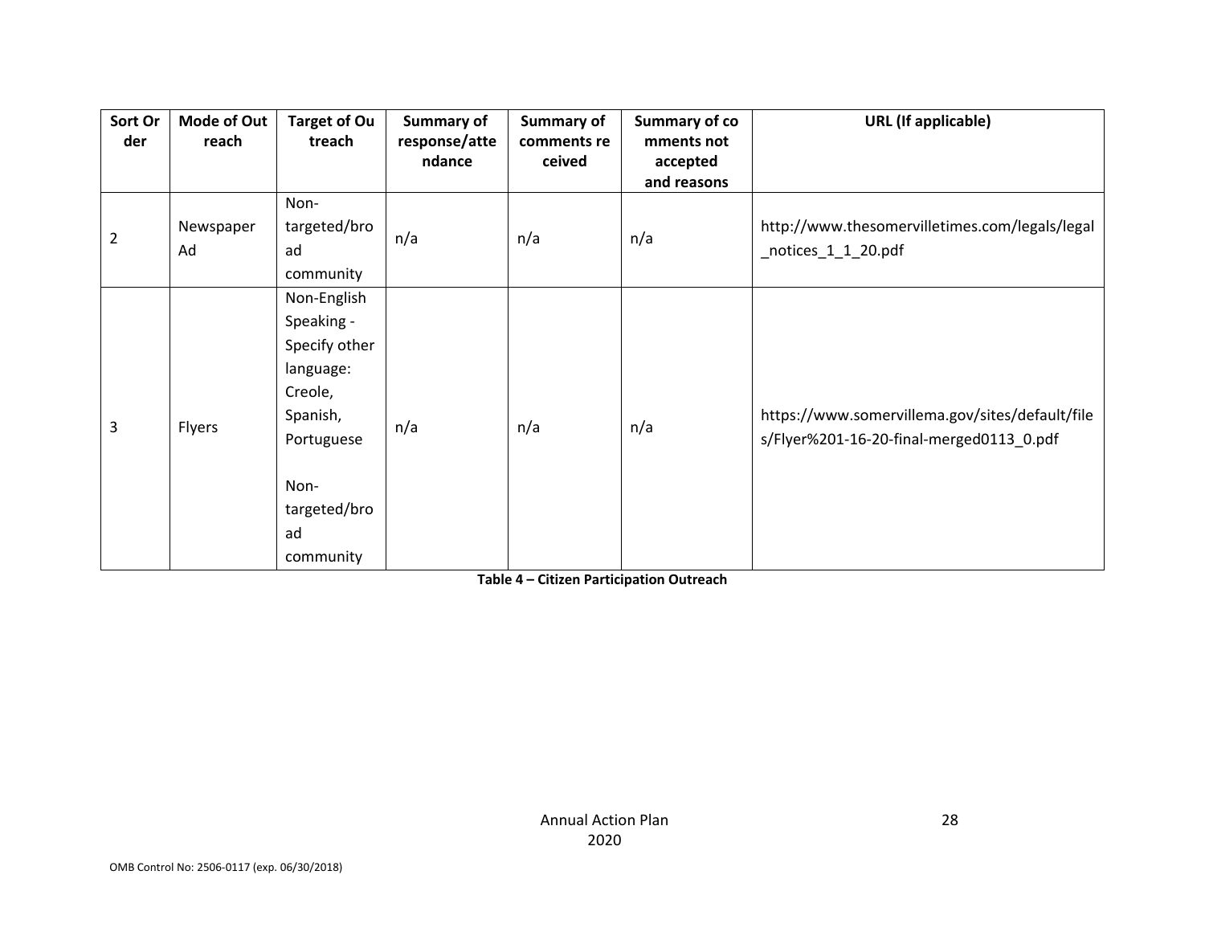| Sort Order | Mode of Outreach | Target of Outreach | Summary of response/attendance | Summary of comments received | Summary of comments not accepted and reasons | URL (If applicable) |
|---|---|---|---|---|---|---|
| 2 | Newspaper Ad | Non-targeted/broad community | n/a | n/a | n/a | http://www.thesomervilletimes.com/legals/legal_notices_1_1_20.pdf |
| 3 | Flyers | Non-English Speaking - Specify other language: Creole, Spanish, Portuguese<br><br>Non-targeted/broad community | n/a | n/a | n/a | https://www.somervillema.gov/sites/default/files/Flyer%201-16-20-final-merged0113_0.pdf |

**Table 4 – Citizen Participation Outreach**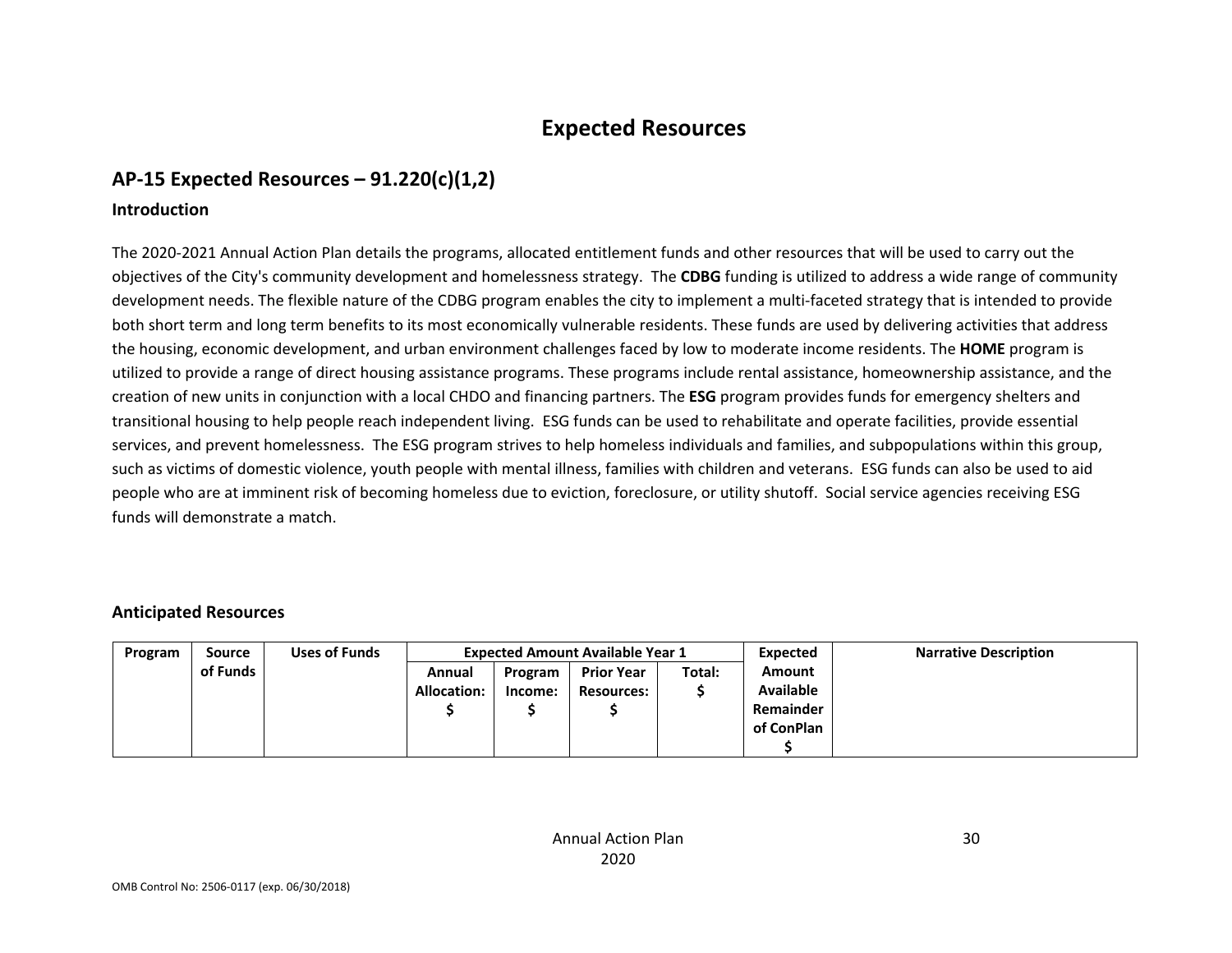# Expected Resources

## AP-15 Expected Resources – 91.220(c)(1,2)

### Introduction

The 2020-2021 Annual Action Plan details the programs, allocated entitlement funds and other resources that will be used to carry out the objectives of the City's community development and homelessness strategy. The **CDBG** funding is utilized to address a wide range of community development needs. The flexible nature of the CDBG program enables the city to implement a multi-faceted strategy that is intended to provide both short term and long term benefits to its most economically vulnerable residents. These funds are used by delivering activities that address the housing, economic development, and urban environment challenges faced by low to moderate income residents. The **HOME** program is utilized to provide a range of direct housing assistance programs. These programs include rental assistance, homeownership assistance, and the creation of new units in conjunction with a local CHDO and financing partners. The **ESG** program provides funds for emergency shelters and transitional housing to help people reach independent living. ESG funds can be used to rehabilitate and operate facilities, provide essential services, and prevent homelessness. The ESG program strives to help homeless individuals and families, and subpopulations within this group, such as victims of domestic violence, youth people with mental illness, families with children and veterans. ESG funds can also be used to aid people who are at imminent risk of becoming homeless due to eviction, foreclosure, or utility shutoff. Social service agencies receiving ESG funds will demonstrate a match.

### Anticipated Resources

| Program | Source of Funds | Uses of Funds | Expected Amount Available Year 1 | | | | Expected Amount Available Remainder of ConPlan $ | Narrative Description |
|---|---|---|---|---|---|---|---|---|
| | | | Annual Allocation: $ | Program Income: $ | Prior Year Resources: $ | Total: $ | | |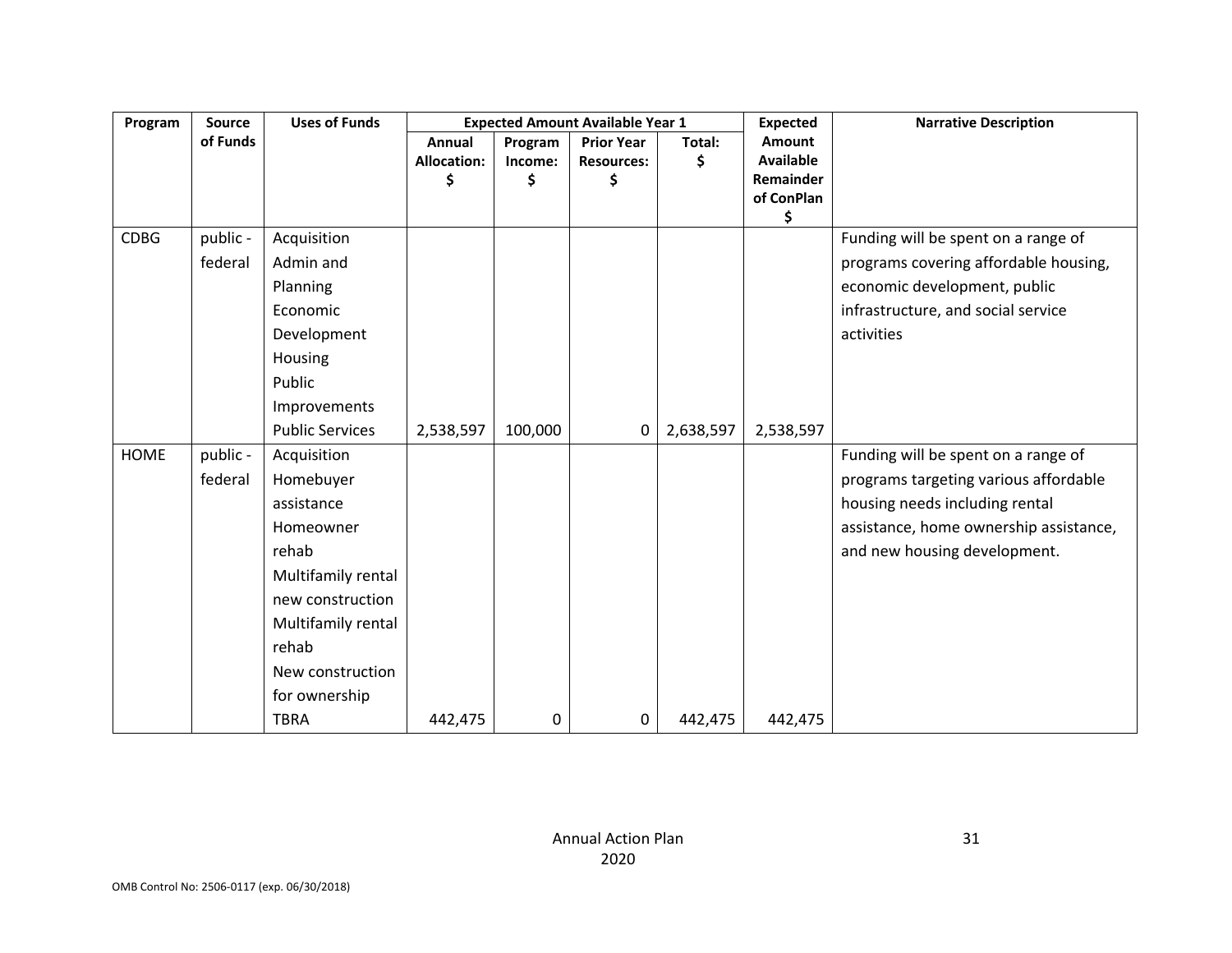| Program | Source of Funds | Uses of Funds | Expected Amount Available Year 1 | | | | Expected Amount Available Remainder of ConPlan $ | Narrative Description |
|---|---|---|---|---|---|---|---|---|
| | | | Annual Allocation: $ | Program Income: $ | Prior Year Resources: $ | Total: $ | | |
| CDBG | public - federal | Acquisition<br>Admin and Planning<br>Economic Development<br>Housing<br>Public Improvements<br>Public Services | 2,538,597 | 100,000 | 0 | 2,638,597 | 2,538,597 | Funding will be spent on a range of programs covering affordable housing, economic development, public infrastructure, and social service activities |
| HOME | public - federal | Acquisition<br>Homebuyer assistance<br>Homeowner rehab<br>Multifamily rental new construction<br>Multifamily rental rehab<br>New construction for ownership<br>TBRA | 442,475 | 0 | 0 | 442,475 | 442,475 | Funding will be spent on a range of programs targeting various affordable housing needs including rental assistance, home ownership assistance, and new housing development. |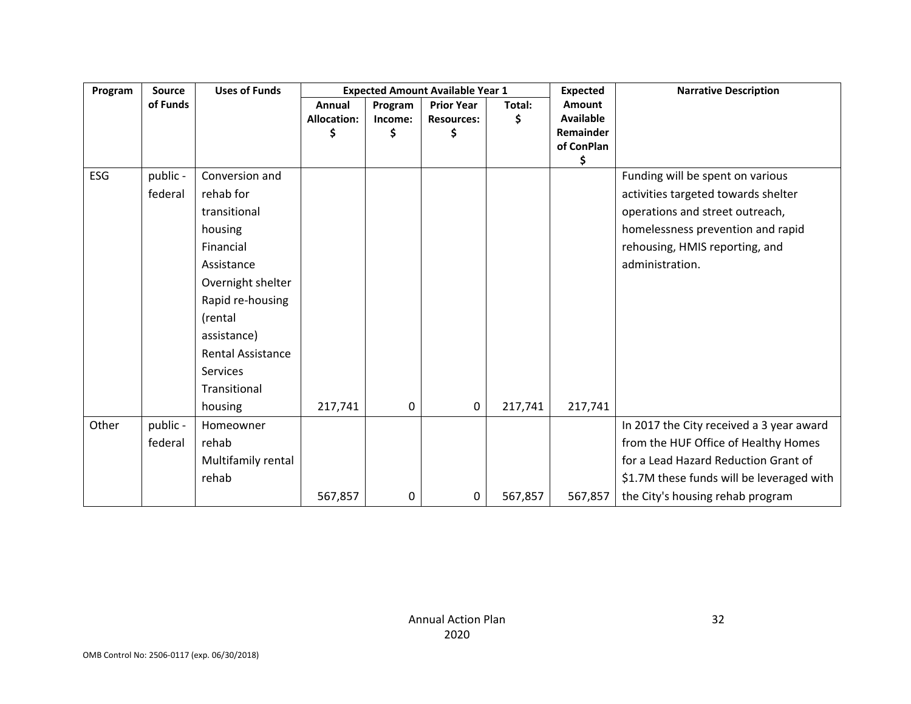| Program | Source of Funds | Uses of Funds | Expected Amount Available Year 1 | | | | Expected Amount Available Remainder of ConPlan $ | Narrative Description |
|---|---|---|---|---|---|---|---|---|
| | | | Annual Allocation: $ | Program Income: $ | Prior Year Resources: $ | Total: $ | | |
| ESG | public - federal | Conversion and rehab for transitional housing Financial Assistance Overnight shelter Rapid re-housing (rental assistance) Rental Assistance Services Transitional housing | 217,741 | 0 | 0 | 217,741 | 217,741 | Funding will be spent on various activities targeted towards shelter operations and street outreach, homelessness prevention and rapid rehousing, HMIS reporting, and administration. |
| Other | public - federal | Homeowner rehab Multifamily rental rehab | 567,857 | 0 | 0 | 567,857 | 567,857 | In 2017 the City received a 3 year award from the HUF Office of Healthy Homes for a Lead Hazard Reduction Grant of $1.7M these funds will be leveraged with the City's housing rehab program |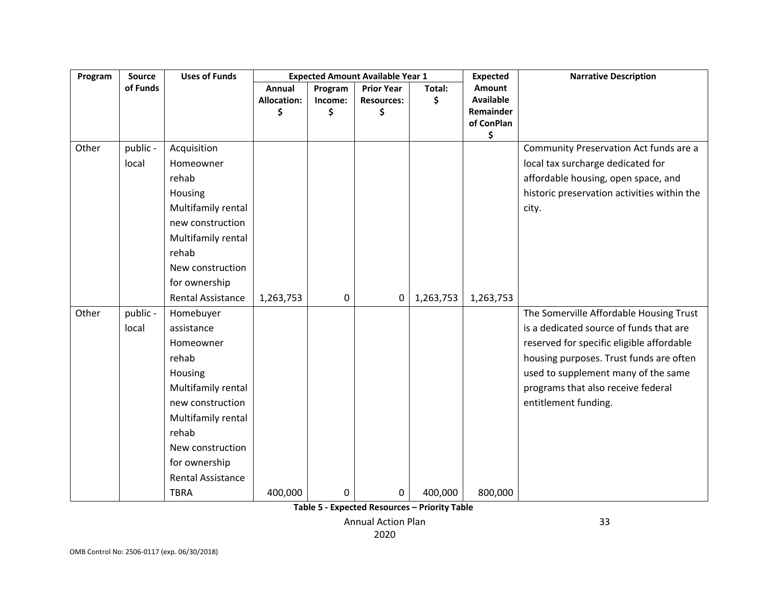| Program | Source of Funds | Uses of Funds | Expected Amount Available Year 1 | | | | Expected Amount Available Remainder of ConPlan $ | Narrative Description |
|---|---|---|---|---|---|---|---|---|
| | | | Annual Allocation: $ | Program Income: $ | Prior Year Resources: $ | Total: $ | | |
| Other | public - local | Acquisition<br>Homeowner rehab<br>Housing<br>Multifamily rental new construction<br>Multifamily rental rehab<br>New construction for ownership<br>Rental Assistance | 1,263,753 | 0 | 0 | 1,263,753 | 1,263,753 | Community Preservation Act funds are a local tax surcharge dedicated for affordable housing, open space, and historic preservation activities within the city. |
| Other | public - local | Homebuyer assistance<br>Homeowner rehab<br>Housing<br>Multifamily rental new construction<br>Multifamily rental rehab<br>New construction for ownership<br>Rental Assistance<br>TBRA | 400,000 | 0 | 0 | 400,000 | 800,000 | The Somerville Affordable Housing Trust is a dedicated source of funds that are reserved for specific eligible affordable housing purposes. Trust funds are often used to supplement many of the same programs that also receive federal entitlement funding. |

**Table 5 - Expected Resources – Priority Table**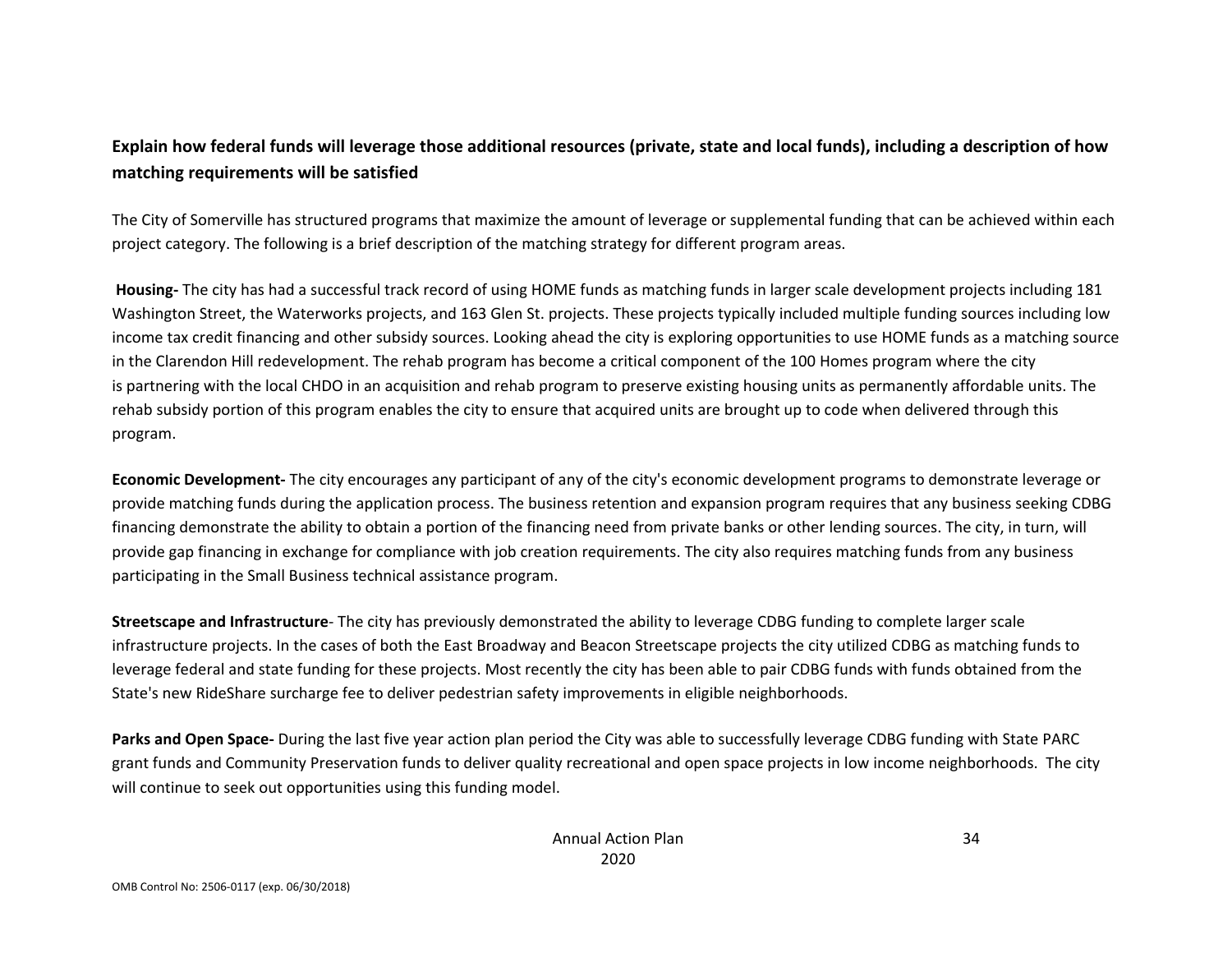**Explain how federal funds will leverage those additional resources (private, state and local funds), including a description of how matching requirements will be satisfied**

The City of Somerville has structured programs that maximize the amount of leverage or supplemental funding that can be achieved within each project category. The following is a brief description of the matching strategy for different program areas.

**Housing-** The city has had a successful track record of using HOME funds as matching funds in larger scale development projects including 181 Washington Street, the Waterworks projects, and 163 Glen St. projects. These projects typically included multiple funding sources including low income tax credit financing and other subsidy sources. Looking ahead the city is exploring opportunities to use HOME funds as a matching source in the Clarendon Hill redevelopment. The rehab program has become a critical component of the 100 Homes program where the city is partnering with the local CHDO in an acquisition and rehab program to preserve existing housing units as permanently affordable units. The rehab subsidy portion of this program enables the city to ensure that acquired units are brought up to code when delivered through this program.

**Economic Development-** The city encourages any participant of any of the city's economic development programs to demonstrate leverage or provide matching funds during the application process. The business retention and expansion program requires that any business seeking CDBG financing demonstrate the ability to obtain a portion of the financing need from private banks or other lending sources. The city, in turn, will provide gap financing in exchange for compliance with job creation requirements. The city also requires matching funds from any business participating in the Small Business technical assistance program.

**Streetscape and Infrastructure**- The city has previously demonstrated the ability to leverage CDBG funding to complete larger scale infrastructure projects. In the cases of both the East Broadway and Beacon Streetscape projects the city utilized CDBG as matching funds to leverage federal and state funding for these projects. Most recently the city has been able to pair CDBG funds with funds obtained from the State's new RideShare surcharge fee to deliver pedestrian safety improvements in eligible neighborhoods.

**Parks and Open Space-** During the last five year action plan period the City was able to successfully leverage CDBG funding with State PARC grant funds and Community Preservation funds to deliver quality recreational and open space projects in low income neighborhoods. The city will continue to seek out opportunities using this funding model.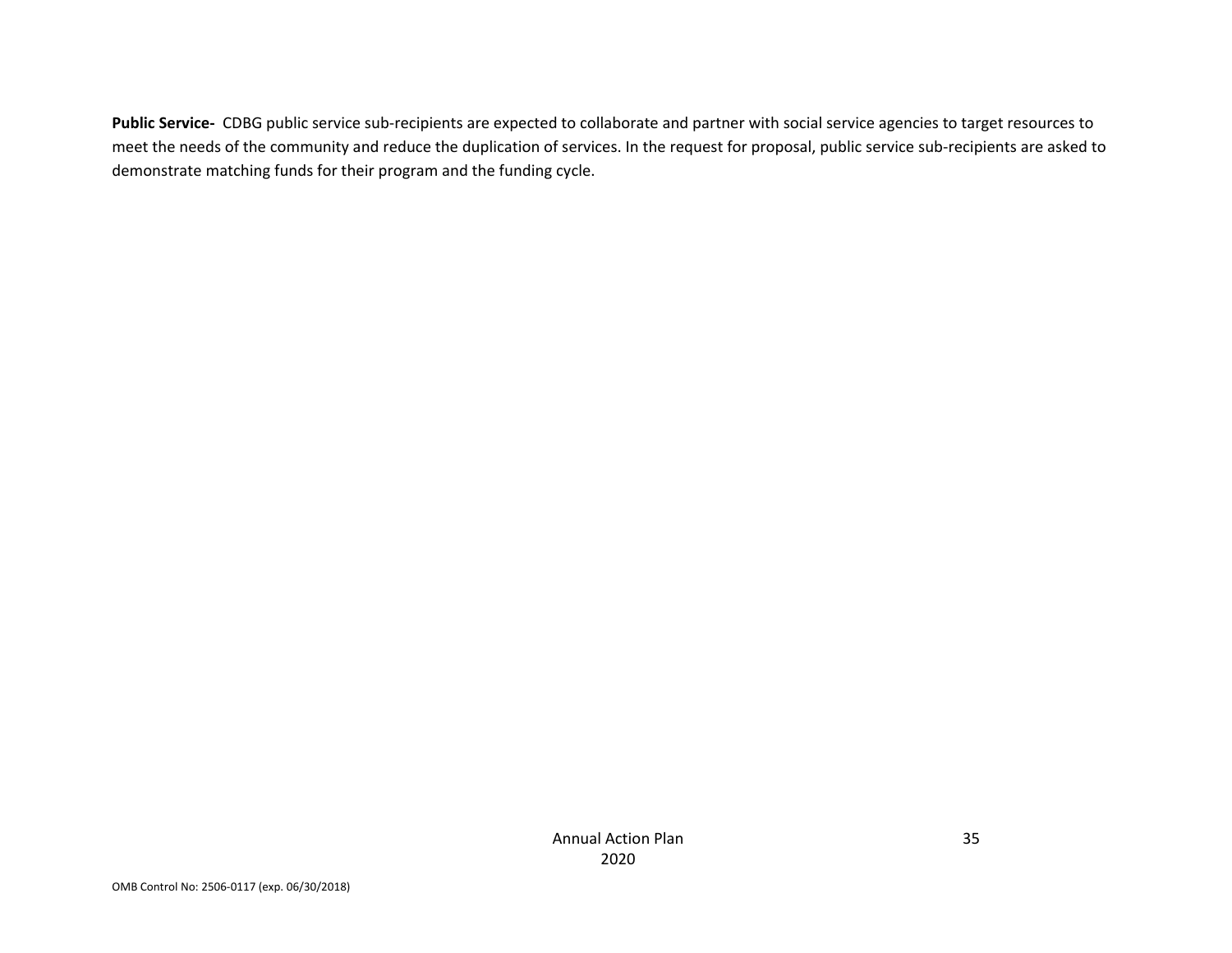**Public Service-** CDBG public service sub-recipients are expected to collaborate and partner with social service agencies to target resources to meet the needs of the community and reduce the duplication of services. In the request for proposal, public service sub-recipients are asked to demonstrate matching funds for their program and the funding cycle.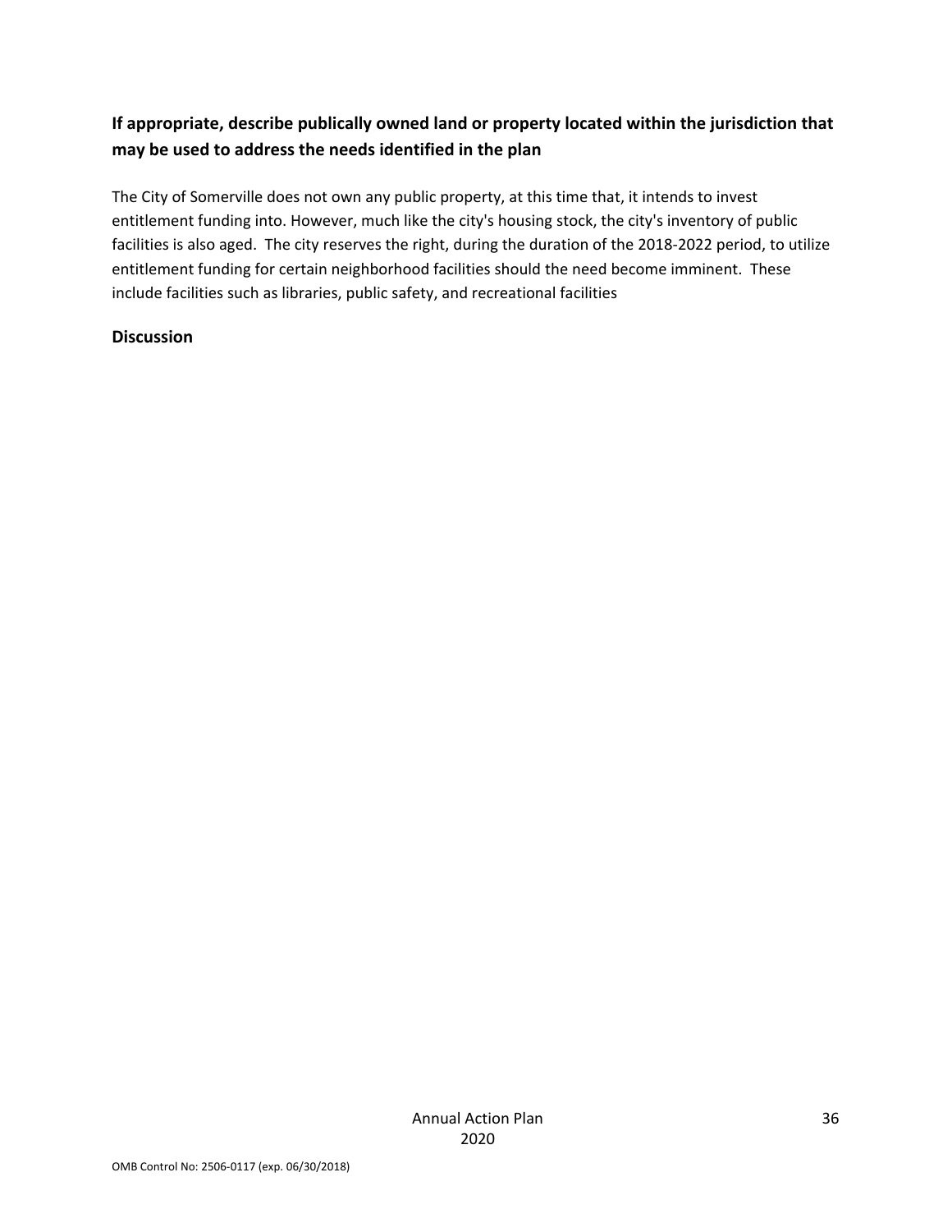## If appropriate, describe publically owned land or property located within the jurisdiction that may be used to address the needs identified in the plan

The City of Somerville does not own any public property, at this time that, it intends to invest entitlement funding into. However, much like the city's housing stock, the city's inventory of public facilities is also aged. The city reserves the right, during the duration of the 2018-2022 period, to utilize entitlement funding for certain neighborhood facilities should the need become imminent. These include facilities such as libraries, public safety, and recreational facilities

## Discussion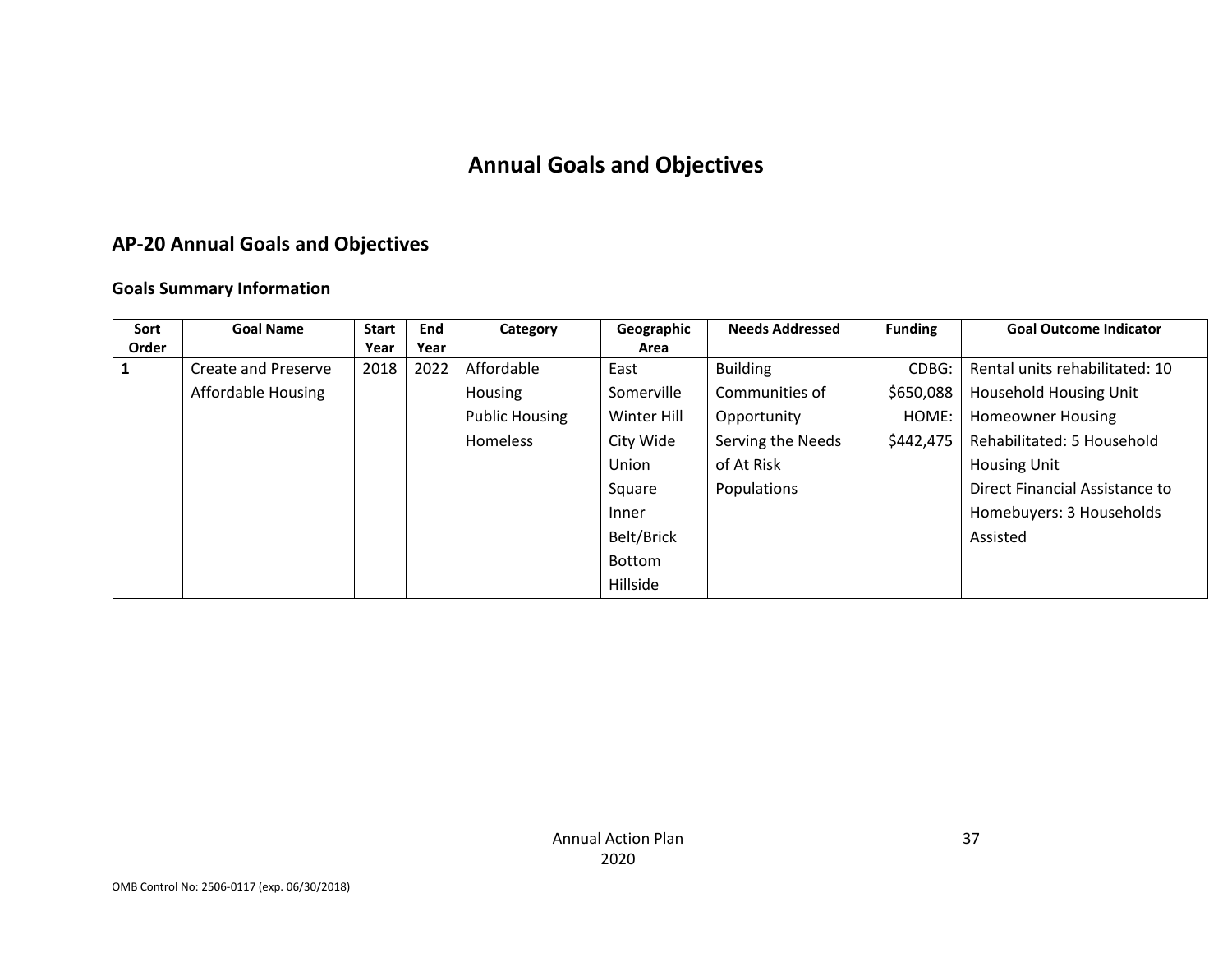# Annual Goals and Objectives

## AP-20 Annual Goals and Objectives

### Goals Summary Information

| Sort Order | Goal Name | Start Year | End Year | Category | Geographic Area | Needs Addressed | Funding | Goal Outcome Indicator |
|---|---|---|---|---|---|---|---|---|
| 1 | Create and Preserve Affordable Housing | 2018 | 2022 | Affordable Housing<br>Public Housing<br>Homeless | East Somerville<br>Winter Hill<br>City Wide<br>Union Square<br>Inner Belt/Brick Bottom<br>Hillside | Building Communities of Opportunity<br>Serving the Needs of At Risk Populations | CDBG: $650,088<br>HOME: $442,475 | Rental units rehabilitated: 10 Household Housing Unit<br>Homeowner Housing Rehabilitated: 5 Household Housing Unit<br>Direct Financial Assistance to Homebuyers: 3 Households Assisted |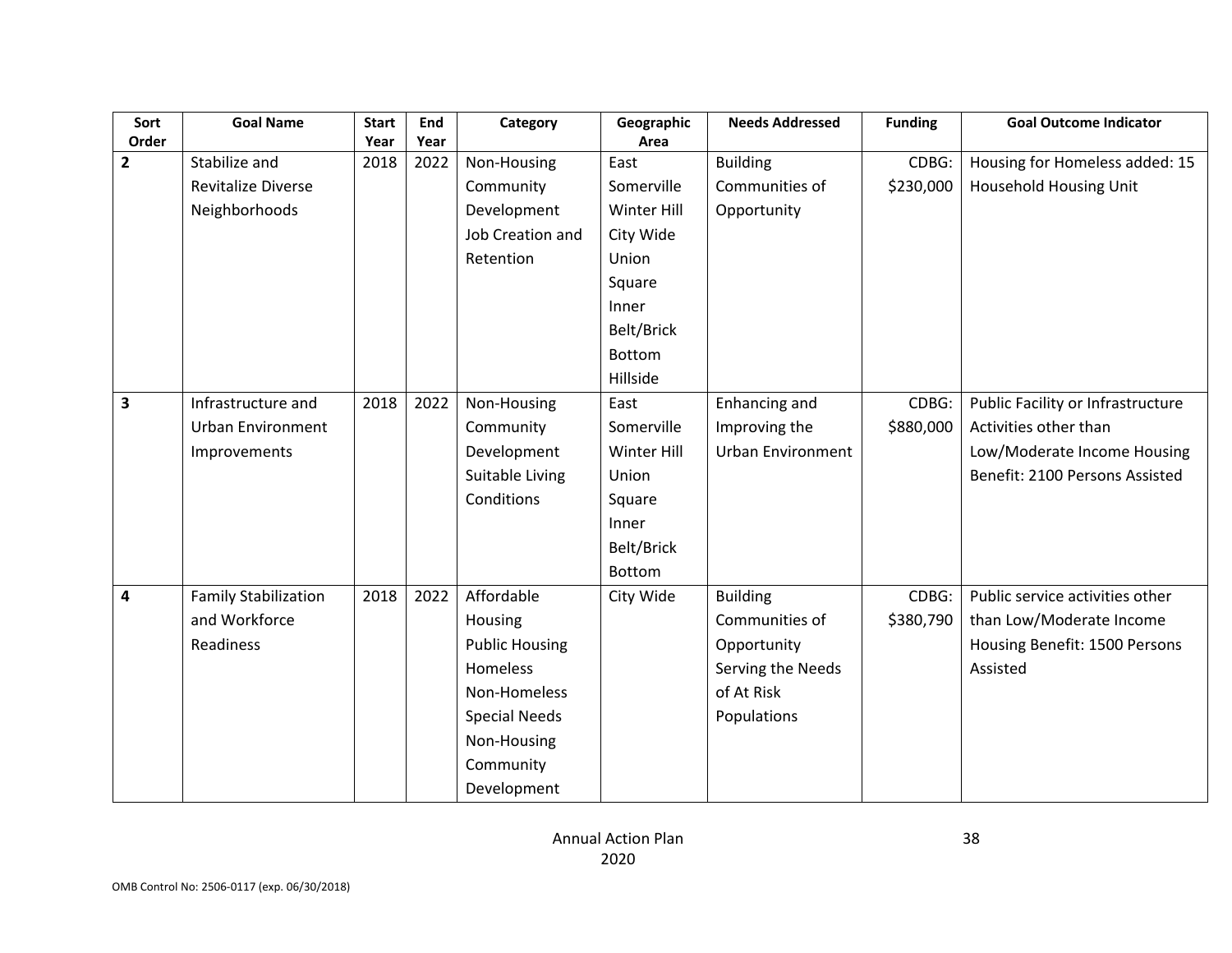| Sort Order | Goal Name | Start Year | End Year | Category | Geographic Area | Needs Addressed | Funding | Goal Outcome Indicator |
|---|---|---|---|---|---|---|---|---|
| 2 | Stabilize and Revitalize Diverse Neighborhoods | 2018 | 2022 | Non-Housing Community Development<br>Job Creation and Retention | East Somerville<br>Winter Hill<br>City Wide<br>Union Square<br>Inner Belt/Brick Bottom<br>Hillside | Building Communities of Opportunity | CDBG: $230,000 | Housing for Homeless added: 15 Household Housing Unit |
| 3 | Infrastructure and Urban Environment Improvements | 2018 | 2022 | Non-Housing Community Development<br>Suitable Living Conditions | East Somerville<br>Winter Hill<br>Union Square<br>Inner Belt/Brick Bottom | Enhancing and Improving the Urban Environment | CDBG: $880,000 | Public Facility or Infrastructure Activities other than Low/Moderate Income Housing Benefit: 2100 Persons Assisted |
| 4 | Family Stabilization and Workforce Readiness | 2018 | 2022 | Affordable Housing<br>Public Housing<br>Homeless<br>Non-Homeless Special Needs<br>Non-Housing Community Development | City Wide | Building Communities of Opportunity<br>Serving the Needs of At Risk Populations | CDBG: $380,790 | Public service activities other than Low/Moderate Income Housing Benefit: 1500 Persons Assisted |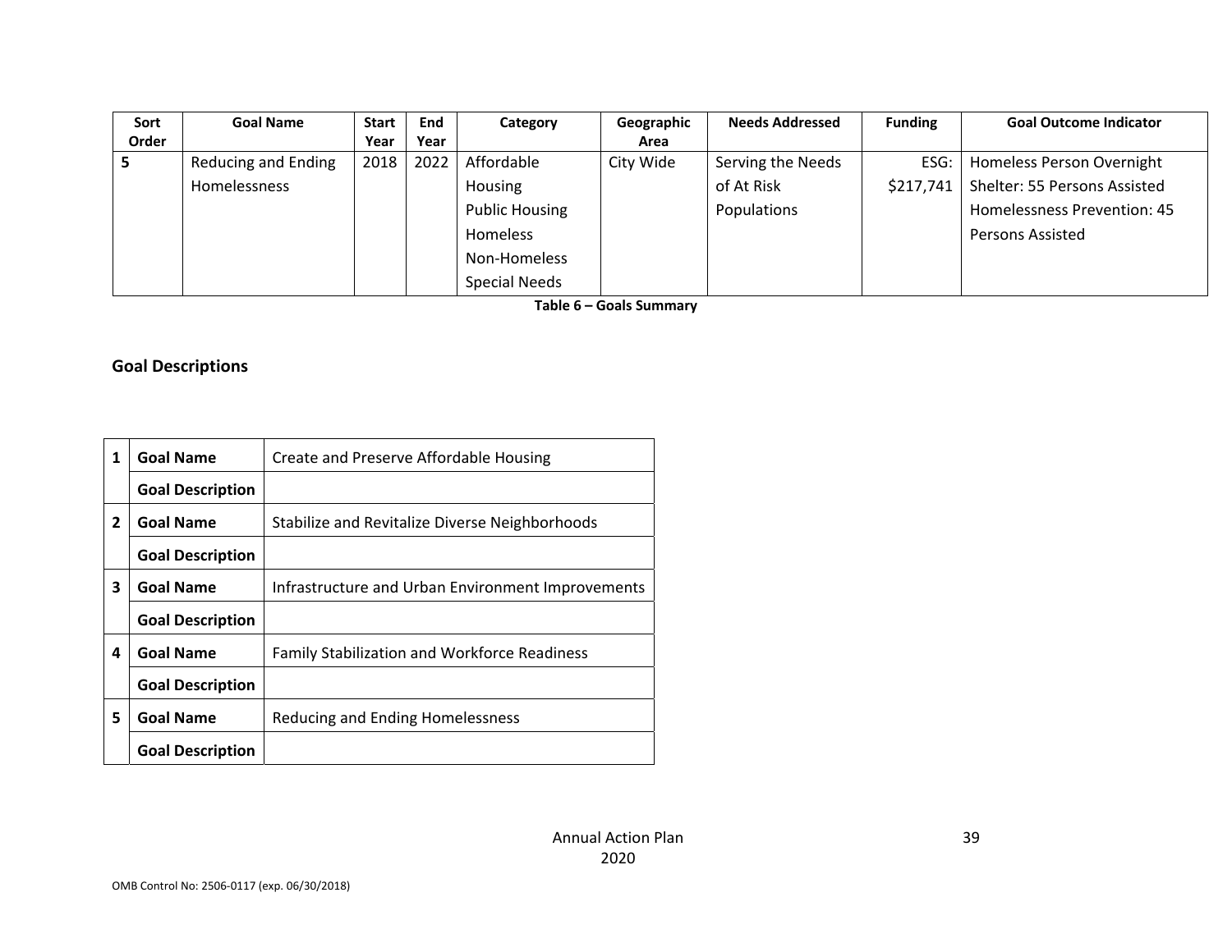| Sort Order | Goal Name | Start Year | End Year | Category | Geographic Area | Needs Addressed | Funding | Goal Outcome Indicator |
|---|---|---|---|---|---|---|---|---|
| 5 | Reducing and Ending Homelessness | 2018 | 2022 | Affordable Housing<br>Public Housing<br>Homeless<br>Non-Homeless Special Needs | City Wide | Serving the Needs of At Risk Populations | ESG: $217,741 | Homeless Person Overnight Shelter: 55 Persons Assisted<br>Homelessness Prevention: 45 Persons Assisted |

**Table 6 – Goals Summary**

## Goal Descriptions

| | | |
|---|---|---|
| 1 | **Goal Name** | Create and Preserve Affordable Housing |
| | **Goal Description** | |
| 2 | **Goal Name** | Stabilize and Revitalize Diverse Neighborhoods |
| | **Goal Description** | |
| 3 | **Goal Name** | Infrastructure and Urban Environment Improvements |
| | **Goal Description** | |
| 4 | **Goal Name** | Family Stabilization and Workforce Readiness |
| | **Goal Description** | |
| 5 | **Goal Name** | Reducing and Ending Homelessness |
| | **Goal Description** | |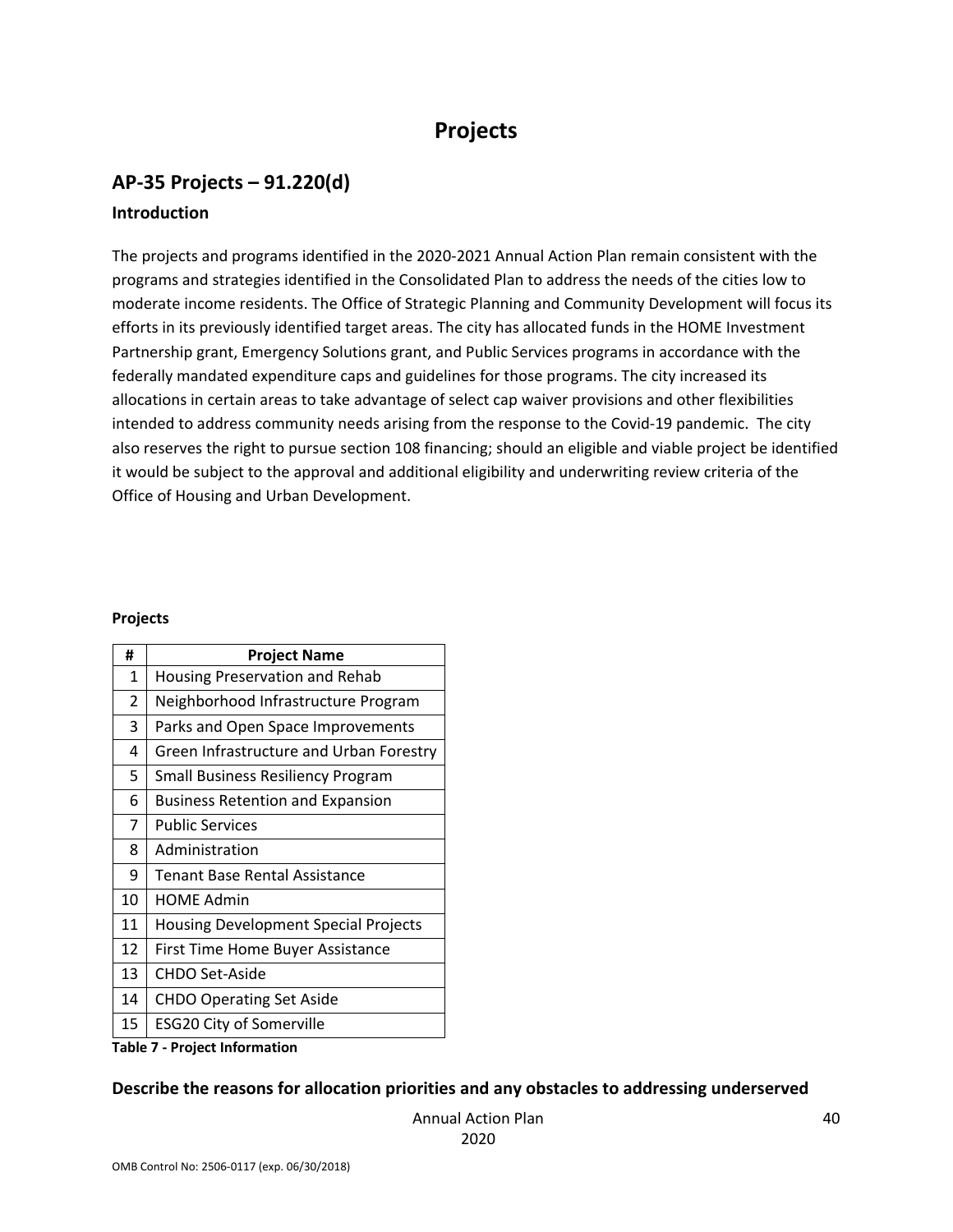# Projects

## AP-35 Projects – 91.220(d)

### Introduction

The projects and programs identified in the 2020-2021 Annual Action Plan remain consistent with the programs and strategies identified in the Consolidated Plan to address the needs of the cities low to moderate income residents. The Office of Strategic Planning and Community Development will focus its efforts in its previously identified target areas. The city has allocated funds in the HOME Investment Partnership grant, Emergency Solutions grant, and Public Services programs in accordance with the federally mandated expenditure caps and guidelines for those programs. The city increased its allocations in certain areas to take advantage of select cap waiver provisions and other flexibilities intended to address community needs arising from the response to the Covid-19 pandemic. The city also reserves the right to pursue section 108 financing; should an eligible and viable project be identified it would be subject to the approval and additional eligibility and underwriting review criteria of the Office of Housing and Urban Development.

**Projects**

| # | Project Name |
|---|---|
| 1 | Housing Preservation and Rehab |
| 2 | Neighborhood Infrastructure Program |
| 3 | Parks and Open Space Improvements |
| 4 | Green Infrastructure and Urban Forestry |
| 5 | Small Business Resiliency Program |
| 6 | Business Retention and Expansion |
| 7 | Public Services |
| 8 | Administration |
| 9 | Tenant Base Rental Assistance |
| 10 | HOME Admin |
| 11 | Housing Development Special Projects |
| 12 | First Time Home Buyer Assistance |
| 13 | CHDO Set-Aside |
| 14 | CHDO Operating Set Aside |
| 15 | ESG20 City of Somerville |

**Table 7 - Project Information**

### Describe the reasons for allocation priorities and any obstacles to addressing underserved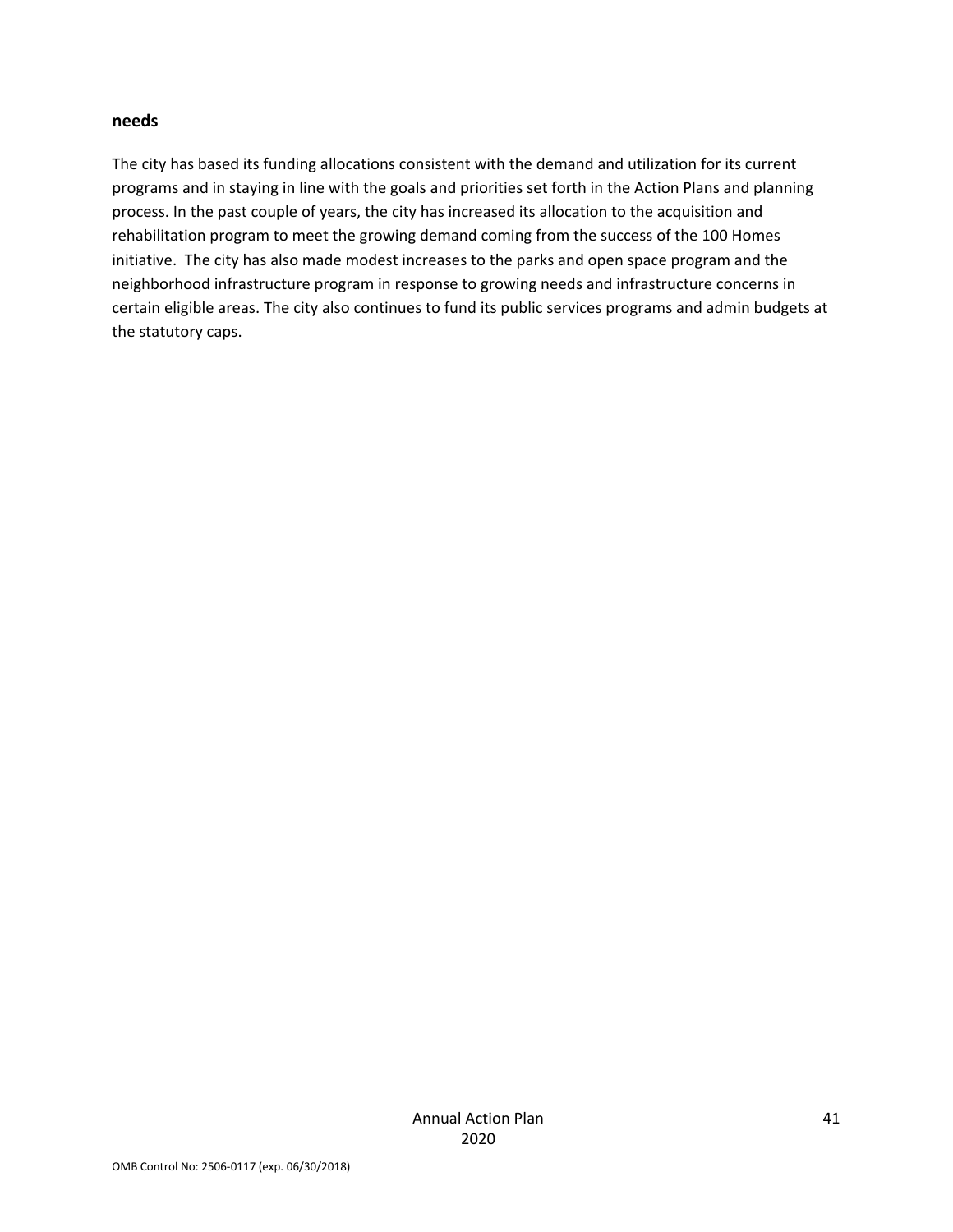**needs**

The city has based its funding allocations consistent with the demand and utilization for its current programs and in staying in line with the goals and priorities set forth in the Action Plans and planning process. In the past couple of years, the city has increased its allocation to the acquisition and rehabilitation program to meet the growing demand coming from the success of the 100 Homes initiative. The city has also made modest increases to the parks and open space program and the neighborhood infrastructure program in response to growing needs and infrastructure concerns in certain eligible areas. The city also continues to fund its public services programs and admin budgets at the statutory caps.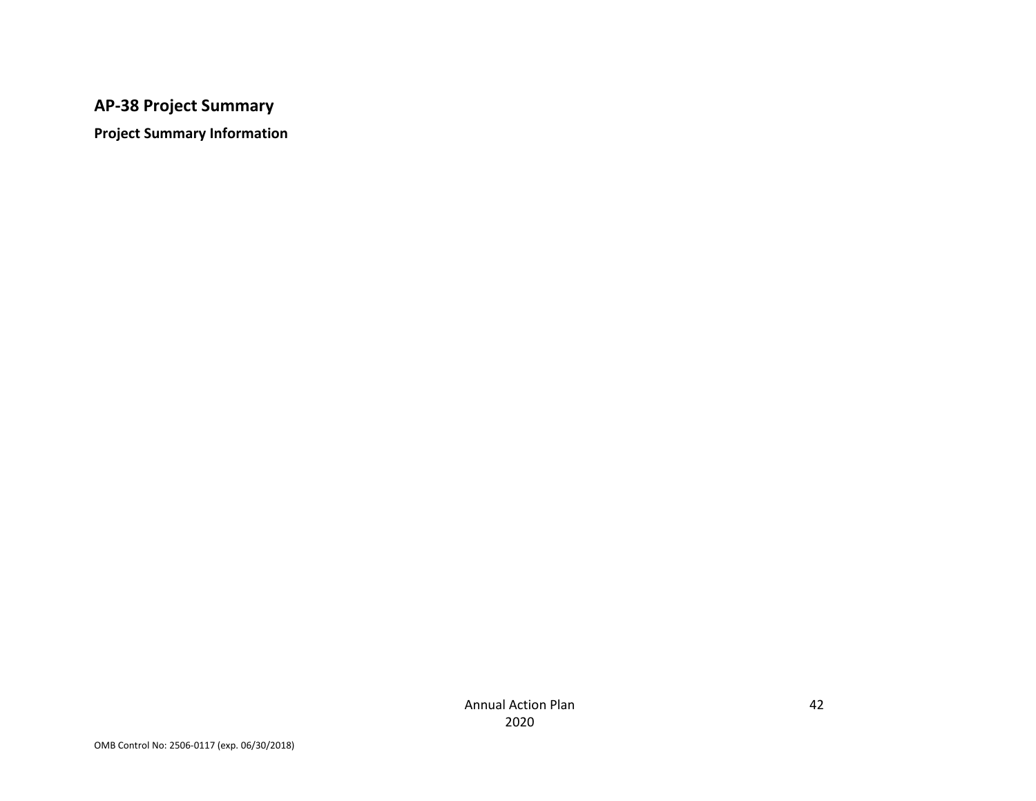## AP-38 Project Summary

**Project Summary Information**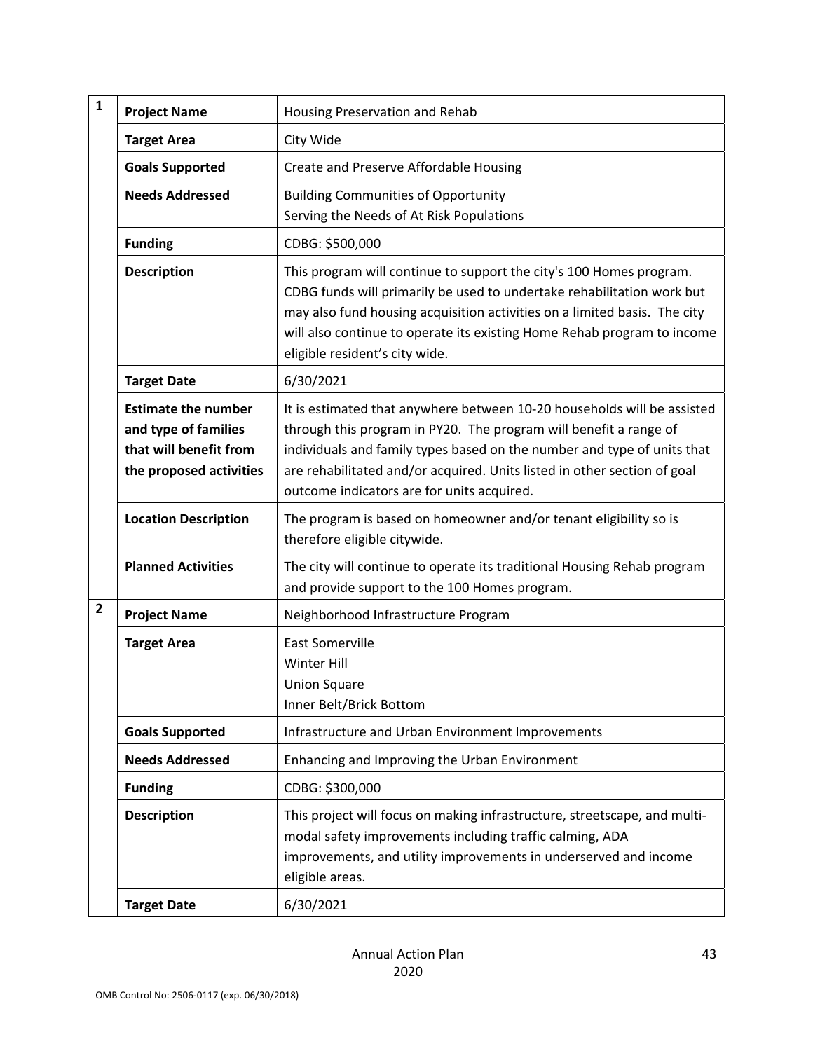| | | |
|---|---|---|
| **1** | **Project Name** | Housing Preservation and Rehab |
| | **Target Area** | City Wide |
| | **Goals Supported** | Create and Preserve Affordable Housing |
| | **Needs Addressed** | Building Communities of Opportunity<br>Serving the Needs of At Risk Populations |
| | **Funding** | CDBG: $500,000 |
| | **Description** | This program will continue to support the city's 100 Homes program. CDBG funds will primarily be used to undertake rehabilitation work but may also fund housing acquisition activities on a limited basis. The city will also continue to operate its existing Home Rehab program to income eligible resident's city wide. |
| | **Target Date** | 6/30/2021 |
| | **Estimate the number and type of families that will benefit from the proposed activities** | It is estimated that anywhere between 10-20 households will be assisted through this program in PY20. The program will benefit a range of individuals and family types based on the number and type of units that are rehabilitated and/or acquired. Units listed in other section of goal outcome indicators are for units acquired. |
| | **Location Description** | The program is based on homeowner and/or tenant eligibility so is therefore eligible citywide. |
| | **Planned Activities** | The city will continue to operate its traditional Housing Rehab program and provide support to the 100 Homes program. |
| **2** | **Project Name** | Neighborhood Infrastructure Program |
| | **Target Area** | East Somerville<br>Winter Hill<br>Union Square<br>Inner Belt/Brick Bottom |
| | **Goals Supported** | Infrastructure and Urban Environment Improvements |
| | **Needs Addressed** | Enhancing and Improving the Urban Environment |
| | **Funding** | CDBG: $300,000 |
| | **Description** | This project will focus on making infrastructure, streetscape, and multi-modal safety improvements including traffic calming, ADA improvements, and utility improvements in underserved and income eligible areas. |
| | **Target Date** | 6/30/2021 |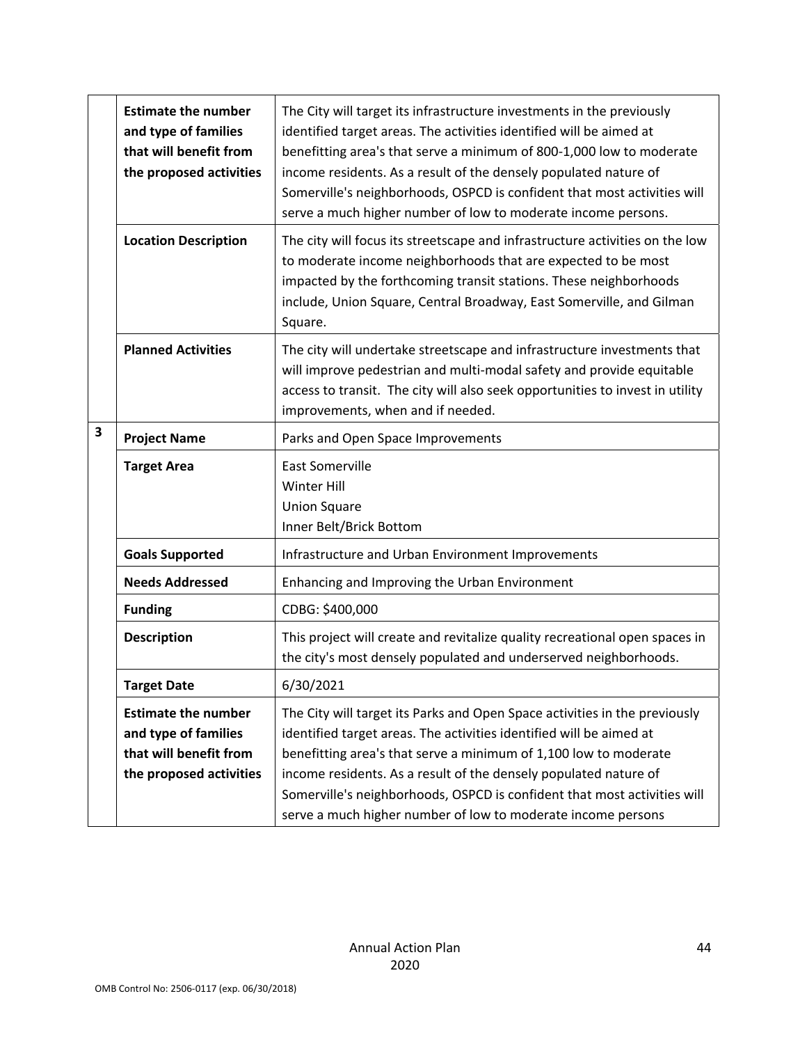| | | |
|---|---|---|
| | **Estimate the number and type of families that will benefit from the proposed activities** | The City will target its infrastructure investments in the previously identified target areas. The activities identified will be aimed at benefitting area's that serve a minimum of 800-1,000 low to moderate income residents. As a result of the densely populated nature of Somerville's neighborhoods, OSPCD is confident that most activities will serve a much higher number of low to moderate income persons. |
| | **Location Description** | The city will focus its streetscape and infrastructure activities on the low to moderate income neighborhoods that are expected to be most impacted by the forthcoming transit stations. These neighborhoods include, Union Square, Central Broadway, East Somerville, and Gilman Square. |
| | **Planned Activities** | The city will undertake streetscape and infrastructure investments that will improve pedestrian and multi-modal safety and provide equitable access to transit. The city will also seek opportunities to invest in utility improvements, when and if needed. |
| **3** | **Project Name** | Parks and Open Space Improvements |
| | **Target Area** | East Somerville<br>Winter Hill<br>Union Square<br>Inner Belt/Brick Bottom |
| | **Goals Supported** | Infrastructure and Urban Environment Improvements |
| | **Needs Addressed** | Enhancing and Improving the Urban Environment |
| | **Funding** | CDBG: $400,000 |
| | **Description** | This project will create and revitalize quality recreational open spaces in the city's most densely populated and underserved neighborhoods. |
| | **Target Date** | 6/30/2021 |
| | **Estimate the number and type of families that will benefit from the proposed activities** | The City will target its Parks and Open Space activities in the previously identified target areas. The activities identified will be aimed at benefitting area's that serve a minimum of 1,100 low to moderate income residents. As a result of the densely populated nature of Somerville's neighborhoods, OSPCD is confident that most activities will serve a much higher number of low to moderate income persons |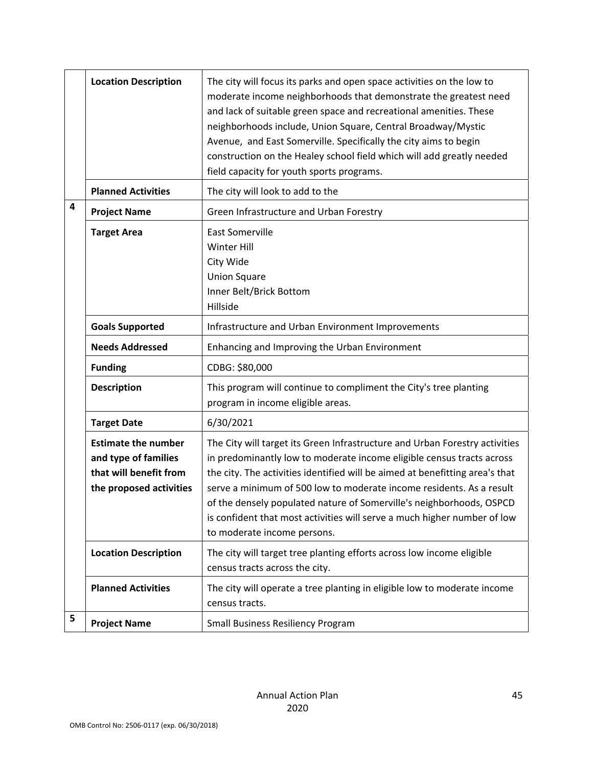| | | |
|---|---|---|
| | **Location Description** | The city will focus its parks and open space activities on the low to moderate income neighborhoods that demonstrate the greatest need and lack of suitable green space and recreational amenities. These neighborhoods include, Union Square, Central Broadway/Mystic Avenue, and East Somerville. Specifically the city aims to begin construction on the Healey school field which will add greatly needed field capacity for youth sports programs. |
| | **Planned Activities** | The city will look to add to the |
| 4 | **Project Name** | Green Infrastructure and Urban Forestry |
| | **Target Area** | East Somerville<br>Winter Hill<br>City Wide<br>Union Square<br>Inner Belt/Brick Bottom<br>Hillside |
| | **Goals Supported** | Infrastructure and Urban Environment Improvements |
| | **Needs Addressed** | Enhancing and Improving the Urban Environment |
| | **Funding** | CDBG: $80,000 |
| | **Description** | This program will continue to compliment the City's tree planting program in income eligible areas. |
| | **Target Date** | 6/30/2021 |
| | **Estimate the number and type of families that will benefit from the proposed activities** | The City will target its Green Infrastructure and Urban Forestry activities in predominantly low to moderate income eligible census tracts across the city. The activities identified will be aimed at benefitting area's that serve a minimum of 500 low to moderate income residents. As a result of the densely populated nature of Somerville's neighborhoods, OSPCD is confident that most activities will serve a much higher number of low to moderate income persons. |
| | **Location Description** | The city will target tree planting efforts across low income eligible census tracts across the city. |
| | **Planned Activities** | The city will operate a tree planting in eligible low to moderate income census tracts. |
| 5 | **Project Name** | Small Business Resiliency Program |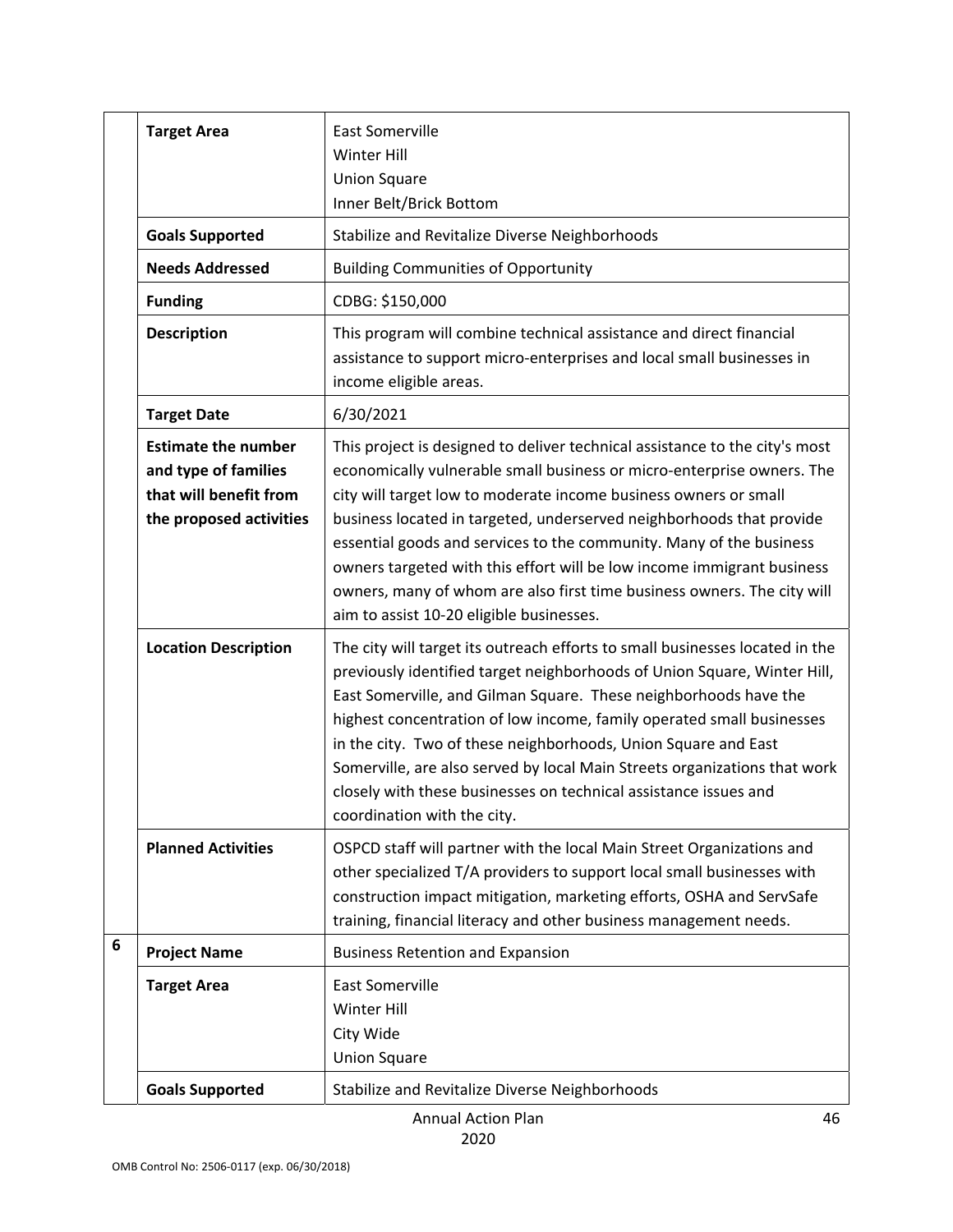| | | |
|---|---|---|
| | **Target Area** | East Somerville<br>Winter Hill<br>Union Square<br>Inner Belt/Brick Bottom |
| | **Goals Supported** | Stabilize and Revitalize Diverse Neighborhoods |
| | **Needs Addressed** | Building Communities of Opportunity |
| | **Funding** | CDBG: $150,000 |
| | **Description** | This program will combine technical assistance and direct financial assistance to support micro-enterprises and local small businesses in income eligible areas. |
| | **Target Date** | 6/30/2021 |
| | **Estimate the number and type of families that will benefit from the proposed activities** | This project is designed to deliver technical assistance to the city's most economically vulnerable small business or micro-enterprise owners. The city will target low to moderate income business owners or small business located in targeted, underserved neighborhoods that provide essential goods and services to the community. Many of the business owners targeted with this effort will be low income immigrant business owners, many of whom are also first time business owners. The city will aim to assist 10-20 eligible businesses. |
| | **Location Description** | The city will target its outreach efforts to small businesses located in the previously identified target neighborhoods of Union Square, Winter Hill, East Somerville, and Gilman Square. These neighborhoods have the highest concentration of low income, family operated small businesses in the city. Two of these neighborhoods, Union Square and East Somerville, are also served by local Main Streets organizations that work closely with these businesses on technical assistance issues and coordination with the city. |
| | **Planned Activities** | OSPCD staff will partner with the local Main Street Organizations and other specialized T/A providers to support local small businesses with construction impact mitigation, marketing efforts, OSHA and ServSafe training, financial literacy and other business management needs. |
| **6** | **Project Name** | Business Retention and Expansion |
| | **Target Area** | East Somerville<br>Winter Hill<br>City Wide<br>Union Square |
| | **Goals Supported** | Stabilize and Revitalize Diverse Neighborhoods |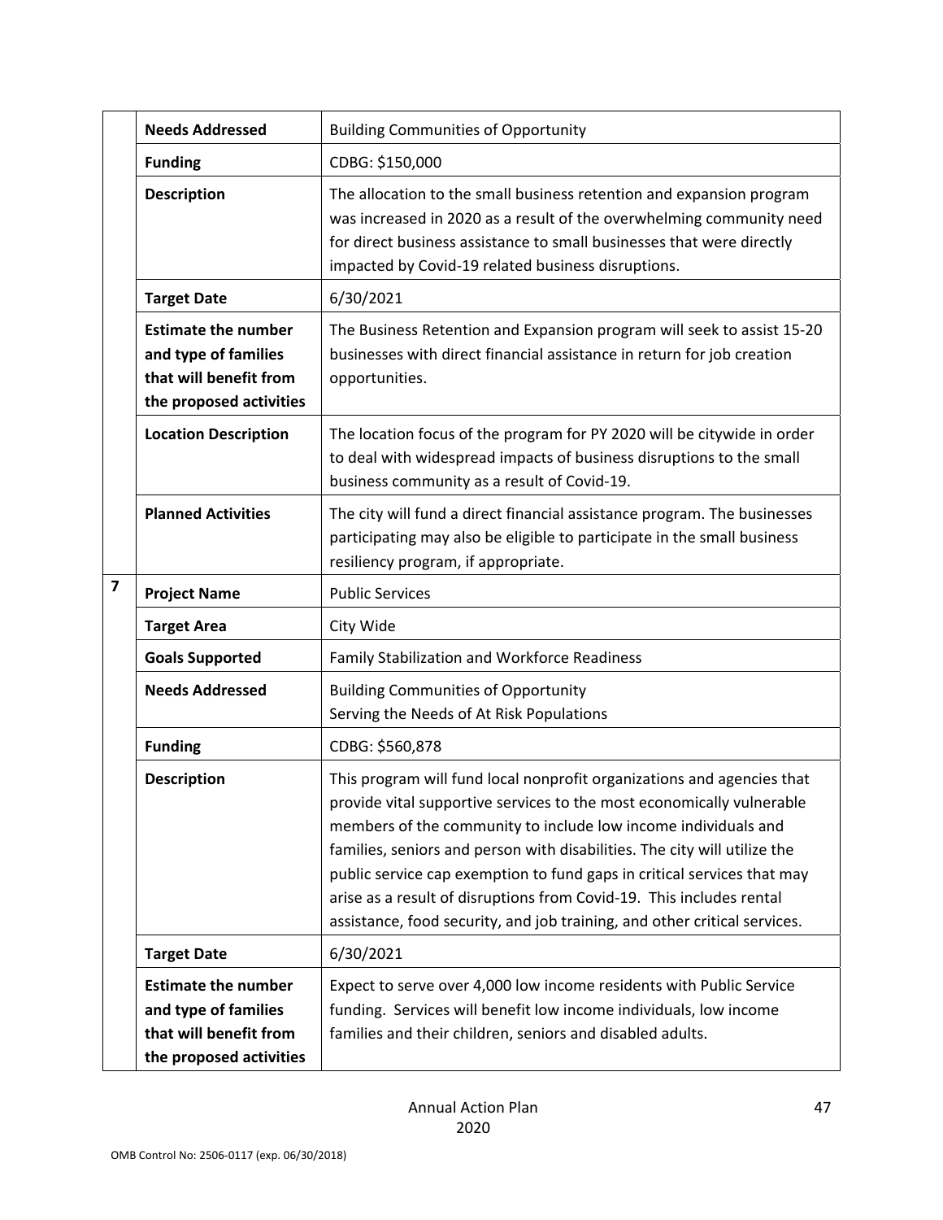| | | |
|---|---|---|
| | **Needs Addressed** | Building Communities of Opportunity |
| | **Funding** | CDBG: $150,000 |
| | **Description** | The allocation to the small business retention and expansion program was increased in 2020 as a result of the overwhelming community need for direct business assistance to small businesses that were directly impacted by Covid-19 related business disruptions. |
| | **Target Date** | 6/30/2021 |
| | **Estimate the number and type of families that will benefit from the proposed activities** | The Business Retention and Expansion program will seek to assist 15-20 businesses with direct financial assistance in return for job creation opportunities. |
| | **Location Description** | The location focus of the program for PY 2020 will be citywide in order to deal with widespread impacts of business disruptions to the small business community as a result of Covid-19. |
| | **Planned Activities** | The city will fund a direct financial assistance program. The businesses participating may also be eligible to participate in the small business resiliency program, if appropriate. |
| **7** | **Project Name** | Public Services |
| | **Target Area** | City Wide |
| | **Goals Supported** | Family Stabilization and Workforce Readiness |
| | **Needs Addressed** | Building Communities of Opportunity<br>Serving the Needs of At Risk Populations |
| | **Funding** | CDBG: $560,878 |
| | **Description** | This program will fund local nonprofit organizations and agencies that provide vital supportive services to the most economically vulnerable members of the community to include low income individuals and families, seniors and person with disabilities. The city will utilize the public service cap exemption to fund gaps in critical services that may arise as a result of disruptions from Covid-19. This includes rental assistance, food security, and job training, and other critical services. |
| | **Target Date** | 6/30/2021 |
| | **Estimate the number and type of families that will benefit from the proposed activities** | Expect to serve over 4,000 low income residents with Public Service funding. Services will benefit low income individuals, low income families and their children, seniors and disabled adults. |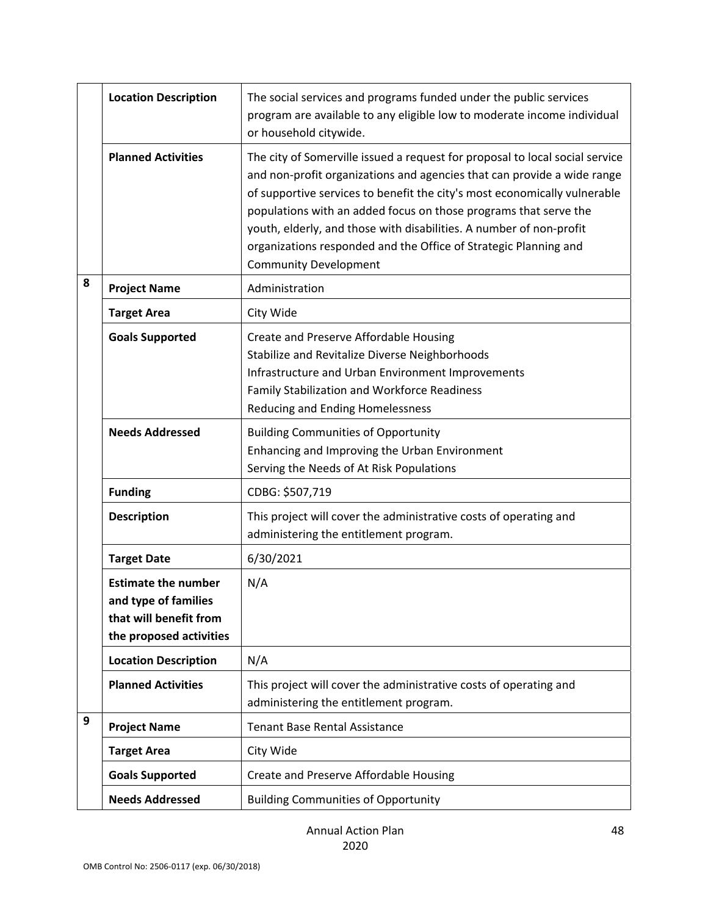| | | |
|---|---|---|
| | **Location Description** | The social services and programs funded under the public services program are available to any eligible low to moderate income individual or household citywide. |
| | **Planned Activities** | The city of Somerville issued a request for proposal to local social service and non-profit organizations and agencies that can provide a wide range of supportive services to benefit the city's most economically vulnerable populations with an added focus on those programs that serve the youth, elderly, and those with disabilities. A number of non-profit organizations responded and the Office of Strategic Planning and Community Development |
| **8** | **Project Name** | Administration |
| | **Target Area** | City Wide |
| | **Goals Supported** | Create and Preserve Affordable Housing<br>Stabilize and Revitalize Diverse Neighborhoods<br>Infrastructure and Urban Environment Improvements<br>Family Stabilization and Workforce Readiness<br>Reducing and Ending Homelessness |
| | **Needs Addressed** | Building Communities of Opportunity<br>Enhancing and Improving the Urban Environment<br>Serving the Needs of At Risk Populations |
| | **Funding** | CDBG: $507,719 |
| | **Description** | This project will cover the administrative costs of operating and administering the entitlement program. |
| | **Target Date** | 6/30/2021 |
| | **Estimate the number and type of families that will benefit from the proposed activities** | N/A |
| | **Location Description** | N/A |
| | **Planned Activities** | This project will cover the administrative costs of operating and administering the entitlement program. |
| **9** | **Project Name** | Tenant Base Rental Assistance |
| | **Target Area** | City Wide |
| | **Goals Supported** | Create and Preserve Affordable Housing |
| | **Needs Addressed** | Building Communities of Opportunity |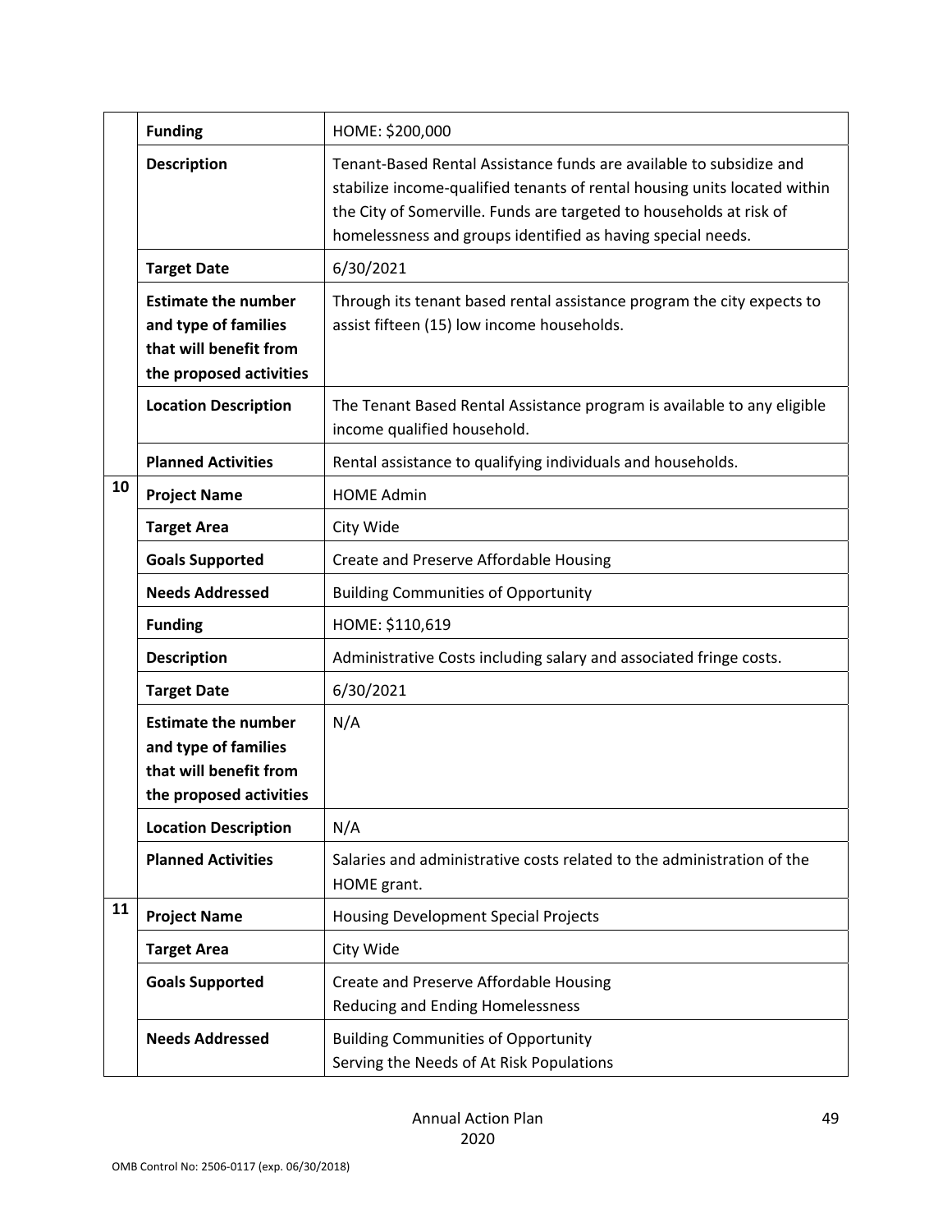| | | |
|---|---|---|
| | **Funding** | HOME: $200,000 |
| | **Description** | Tenant-Based Rental Assistance funds are available to subsidize and stabilize income-qualified tenants of rental housing units located within the City of Somerville. Funds are targeted to households at risk of homelessness and groups identified as having special needs. |
| | **Target Date** | 6/30/2021 |
| | **Estimate the number and type of families that will benefit from the proposed activities** | Through its tenant based rental assistance program the city expects to assist fifteen (15) low income households. |
| | **Location Description** | The Tenant Based Rental Assistance program is available to any eligible income qualified household. |
| | **Planned Activities** | Rental assistance to qualifying individuals and households. |
| **10** | **Project Name** | HOME Admin |
| | **Target Area** | City Wide |
| | **Goals Supported** | Create and Preserve Affordable Housing |
| | **Needs Addressed** | Building Communities of Opportunity |
| | **Funding** | HOME: $110,619 |
| | **Description** | Administrative Costs including salary and associated fringe costs. |
| | **Target Date** | 6/30/2021 |
| | **Estimate the number and type of families that will benefit from the proposed activities** | N/A |
| | **Location Description** | N/A |
| | **Planned Activities** | Salaries and administrative costs related to the administration of the HOME grant. |
| **11** | **Project Name** | Housing Development Special Projects |
| | **Target Area** | City Wide |
| | **Goals Supported** | Create and Preserve Affordable Housing<br>Reducing and Ending Homelessness |
| | **Needs Addressed** | Building Communities of Opportunity<br>Serving the Needs of At Risk Populations |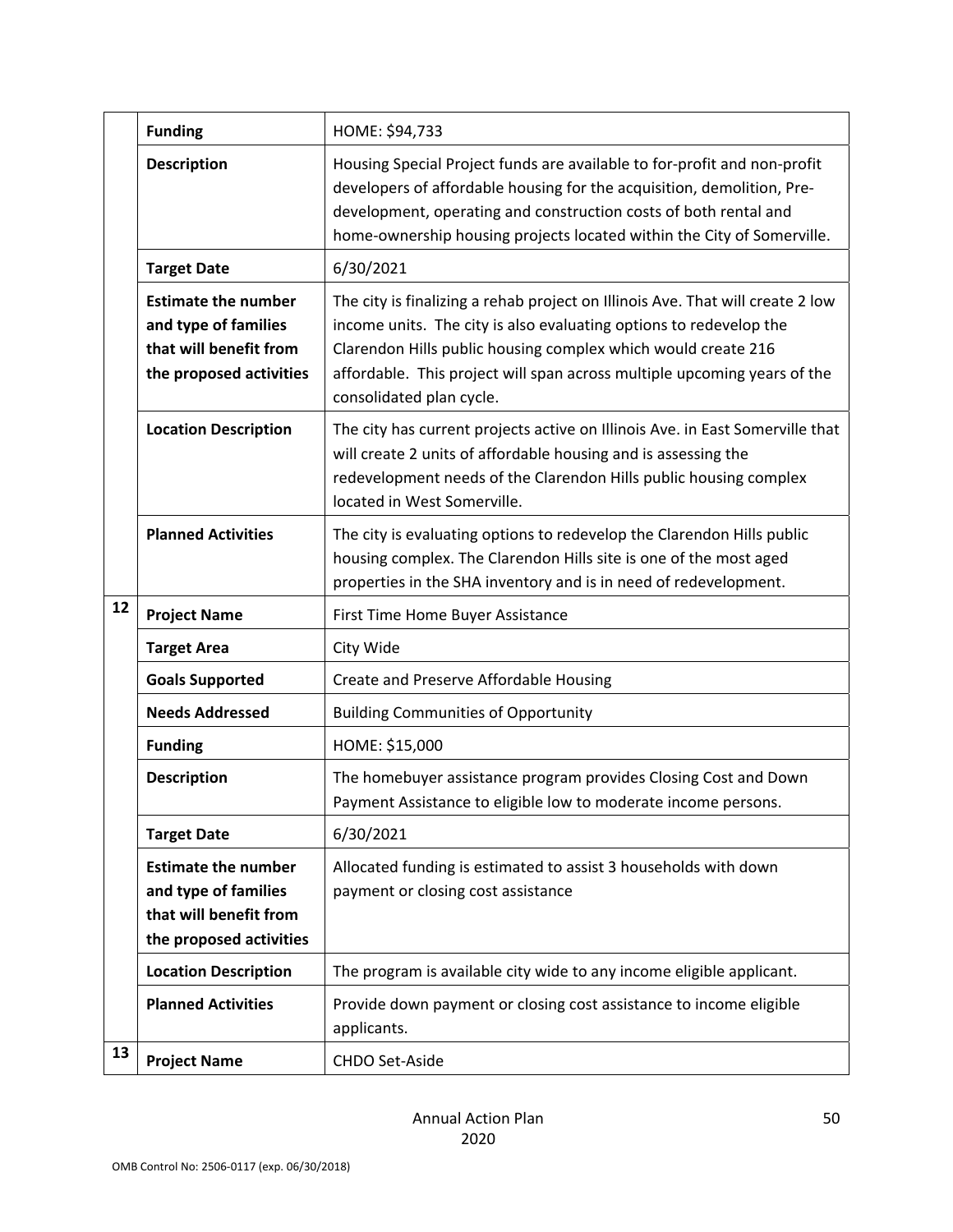| | | |
|---|---|---|
| | **Funding** | HOME: $94,733 |
| | **Description** | Housing Special Project funds are available to for-profit and non-profit developers of affordable housing for the acquisition, demolition, Pre-development, operating and construction costs of both rental and home-ownership housing projects located within the City of Somerville. |
| | **Target Date** | 6/30/2021 |
| | **Estimate the number and type of families that will benefit from the proposed activities** | The city is finalizing a rehab project on Illinois Ave. That will create 2 low income units. The city is also evaluating options to redevelop the Clarendon Hills public housing complex which would create 216 affordable. This project will span across multiple upcoming years of the consolidated plan cycle. |
| | **Location Description** | The city has current projects active on Illinois Ave. in East Somerville that will create 2 units of affordable housing and is assessing the redevelopment needs of the Clarendon Hills public housing complex located in West Somerville. |
| | **Planned Activities** | The city is evaluating options to redevelop the Clarendon Hills public housing complex. The Clarendon Hills site is one of the most aged properties in the SHA inventory and is in need of redevelopment. |
| 12 | **Project Name** | First Time Home Buyer Assistance |
| | **Target Area** | City Wide |
| | **Goals Supported** | Create and Preserve Affordable Housing |
| | **Needs Addressed** | Building Communities of Opportunity |
| | **Funding** | HOME: $15,000 |
| | **Description** | The homebuyer assistance program provides Closing Cost and Down Payment Assistance to eligible low to moderate income persons. |
| | **Target Date** | 6/30/2021 |
| | **Estimate the number and type of families that will benefit from the proposed activities** | Allocated funding is estimated to assist 3 households with down payment or closing cost assistance |
| | **Location Description** | The program is available city wide to any income eligible applicant. |
| | **Planned Activities** | Provide down payment or closing cost assistance to income eligible applicants. |
| 13 | **Project Name** | CHDO Set-Aside |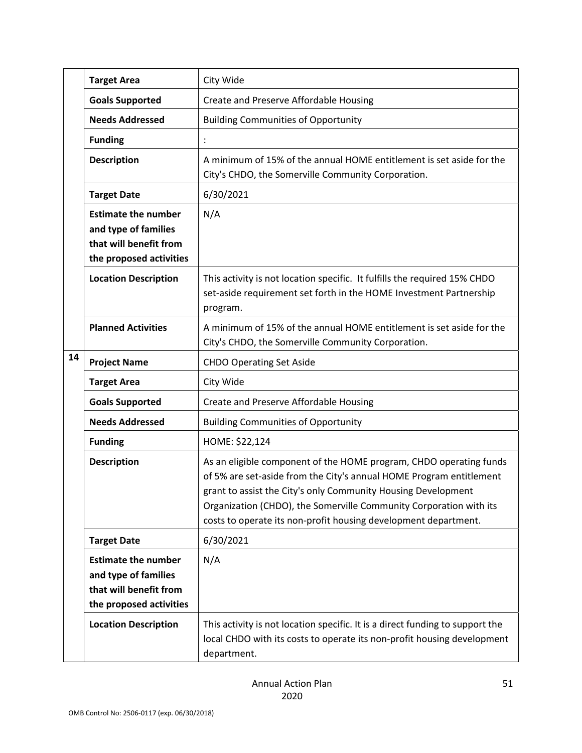|  |  |  |
|---|---|---|
|  | **Target Area** | City Wide |
|  | **Goals Supported** | Create and Preserve Affordable Housing |
|  | **Needs Addressed** | Building Communities of Opportunity |
|  | **Funding** | : |
|  | **Description** | A minimum of 15% of the annual HOME entitlement is set aside for the City's CHDO, the Somerville Community Corporation. |
|  | **Target Date** | 6/30/2021 |
|  | **Estimate the number and type of families that will benefit from the proposed activities** | N/A |
|  | **Location Description** | This activity is not location specific. It fulfills the required 15% CHDO set-aside requirement set forth in the HOME Investment Partnership program. |
|  | **Planned Activities** | A minimum of 15% of the annual HOME entitlement is set aside for the City's CHDO, the Somerville Community Corporation. |
| **14** | **Project Name** | CHDO Operating Set Aside |
|  | **Target Area** | City Wide |
|  | **Goals Supported** | Create and Preserve Affordable Housing |
|  | **Needs Addressed** | Building Communities of Opportunity |
|  | **Funding** | HOME: $22,124 |
|  | **Description** | As an eligible component of the HOME program, CHDO operating funds of 5% are set-aside from the City's annual HOME Program entitlement grant to assist the City's only Community Housing Development Organization (CHDO), the Somerville Community Corporation with its costs to operate its non-profit housing development department. |
|  | **Target Date** | 6/30/2021 |
|  | **Estimate the number and type of families that will benefit from the proposed activities** | N/A |
|  | **Location Description** | This activity is not location specific. It is a direct funding to support the local CHDO with its costs to operate its non-profit housing development department. |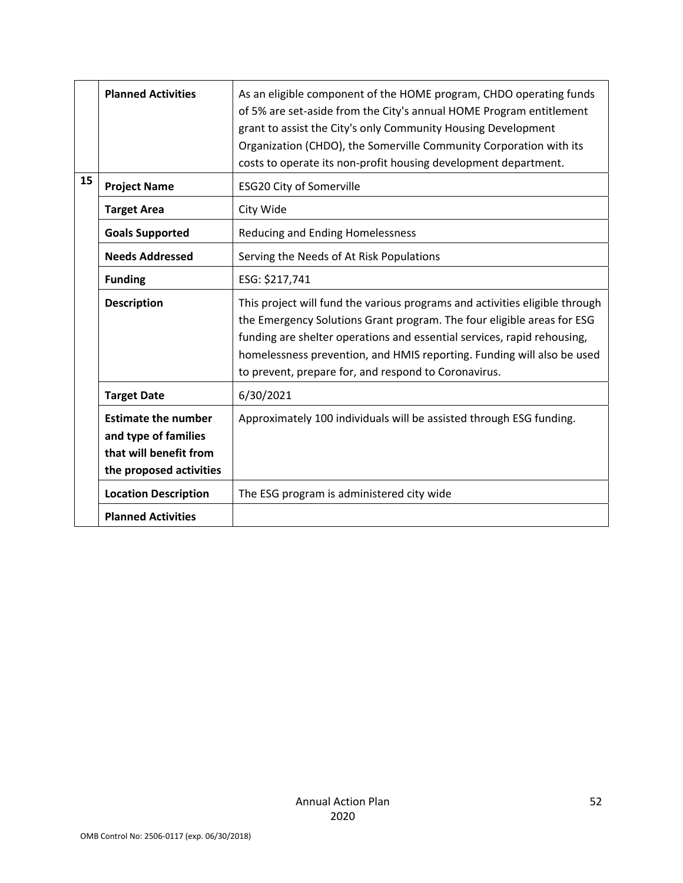|  |  |  |
|---|---|---|
|  | **Planned Activities** | As an eligible component of the HOME program, CHDO operating funds of 5% are set-aside from the City's annual HOME Program entitlement grant to assist the City's only Community Housing Development Organization (CHDO), the Somerville Community Corporation with its costs to operate its non-profit housing development department. |
| 15 | **Project Name** | ESG20 City of Somerville |
|  | **Target Area** | City Wide |
|  | **Goals Supported** | Reducing and Ending Homelessness |
|  | **Needs Addressed** | Serving the Needs of At Risk Populations |
|  | **Funding** | ESG: $217,741 |
|  | **Description** | This project will fund the various programs and activities eligible through the Emergency Solutions Grant program. The four eligible areas for ESG funding are shelter operations and essential services, rapid rehousing, homelessness prevention, and HMIS reporting. Funding will also be used to prevent, prepare for, and respond to Coronavirus. |
|  | **Target Date** | 6/30/2021 |
|  | **Estimate the number and type of families that will benefit from the proposed activities** | Approximately 100 individuals will be assisted through ESG funding. |
|  | **Location Description** | The ESG program is administered city wide |
|  | **Planned Activities** |  |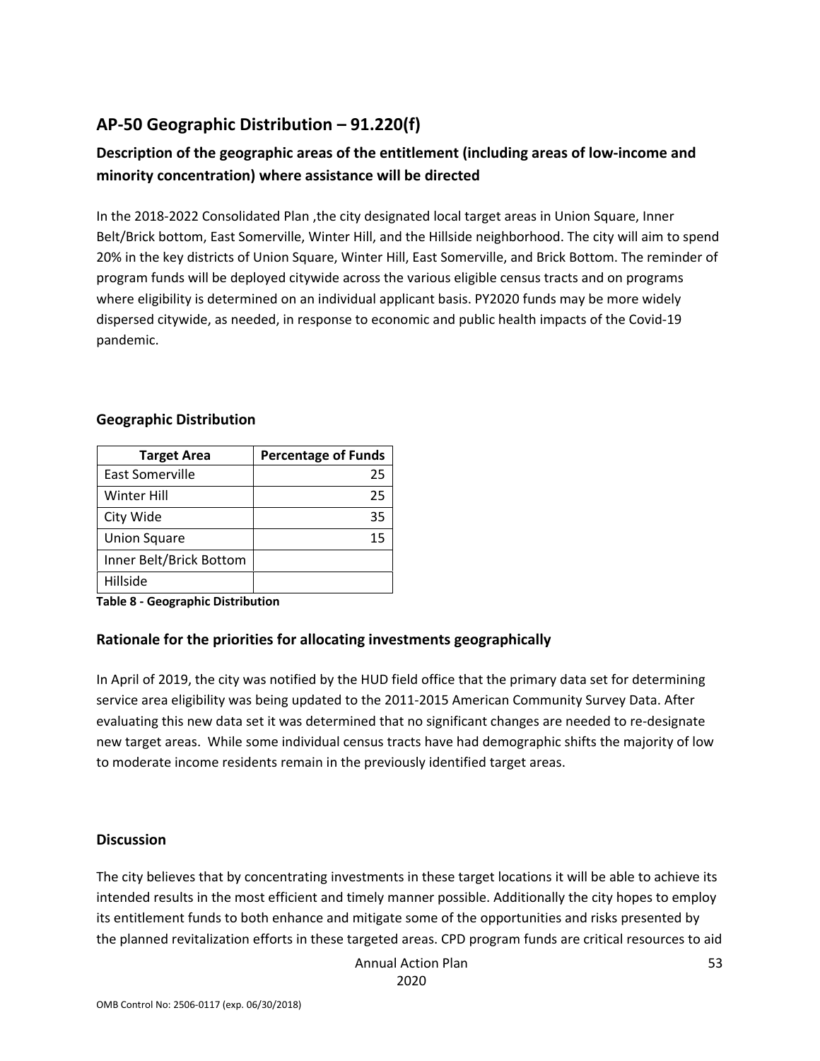## AP-50 Geographic Distribution – 91.220(f)

### Description of the geographic areas of the entitlement (including areas of low-income and minority concentration) where assistance will be directed

In the 2018-2022 Consolidated Plan ,the city designated local target areas in Union Square, Inner Belt/Brick bottom, East Somerville, Winter Hill, and the Hillside neighborhood. The city will aim to spend 20% in the key districts of Union Square, Winter Hill, East Somerville, and Brick Bottom. The reminder of program funds will be deployed citywide across the various eligible census tracts and on programs where eligibility is determined on an individual applicant basis. PY2020 funds may be more widely dispersed citywide, as needed, in response to economic and public health impacts of the Covid-19 pandemic.

### Geographic Distribution

| Target Area | Percentage of Funds |
|---|---|
| East Somerville | 25 |
| Winter Hill | 25 |
| City Wide | 35 |
| Union Square | 15 |
| Inner Belt/Brick Bottom | |
| Hillside | |

**Table 8 - Geographic Distribution**

### Rationale for the priorities for allocating investments geographically

In April of 2019, the city was notified by the HUD field office that the primary data set for determining service area eligibility was being updated to the 2011-2015 American Community Survey Data. After evaluating this new data set it was determined that no significant changes are needed to re-designate new target areas. While some individual census tracts have had demographic shifts the majority of low to moderate income residents remain in the previously identified target areas.

### Discussion

The city believes that by concentrating investments in these target locations it will be able to achieve its intended results in the most efficient and timely manner possible. Additionally the city hopes to employ its entitlement funds to both enhance and mitigate some of the opportunities and risks presented by the planned revitalization efforts in these targeted areas. CPD program funds are critical resources to aid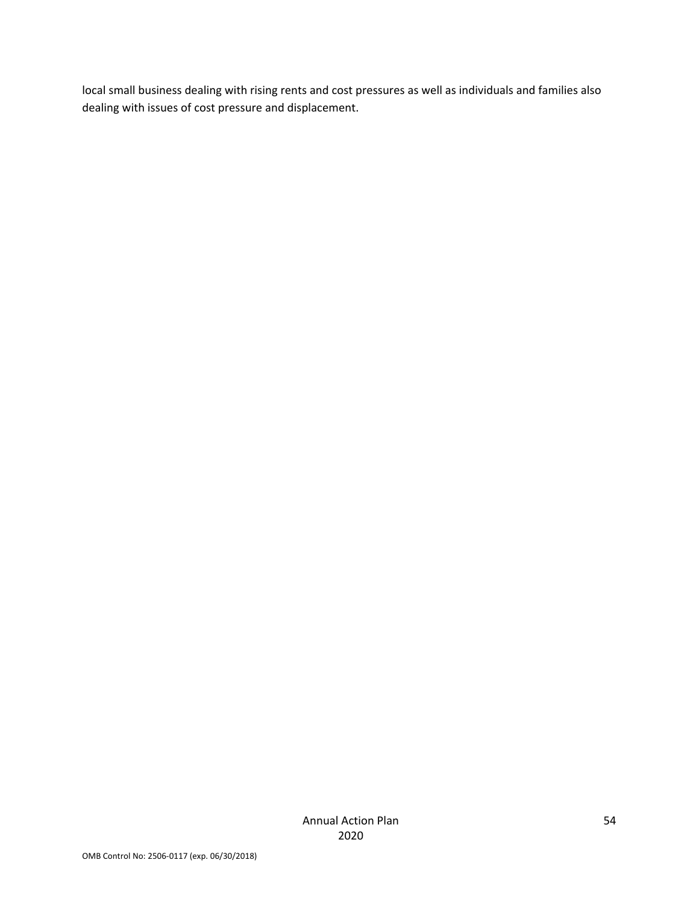local small business dealing with rising rents and cost pressures as well as individuals and families also dealing with issues of cost pressure and displacement.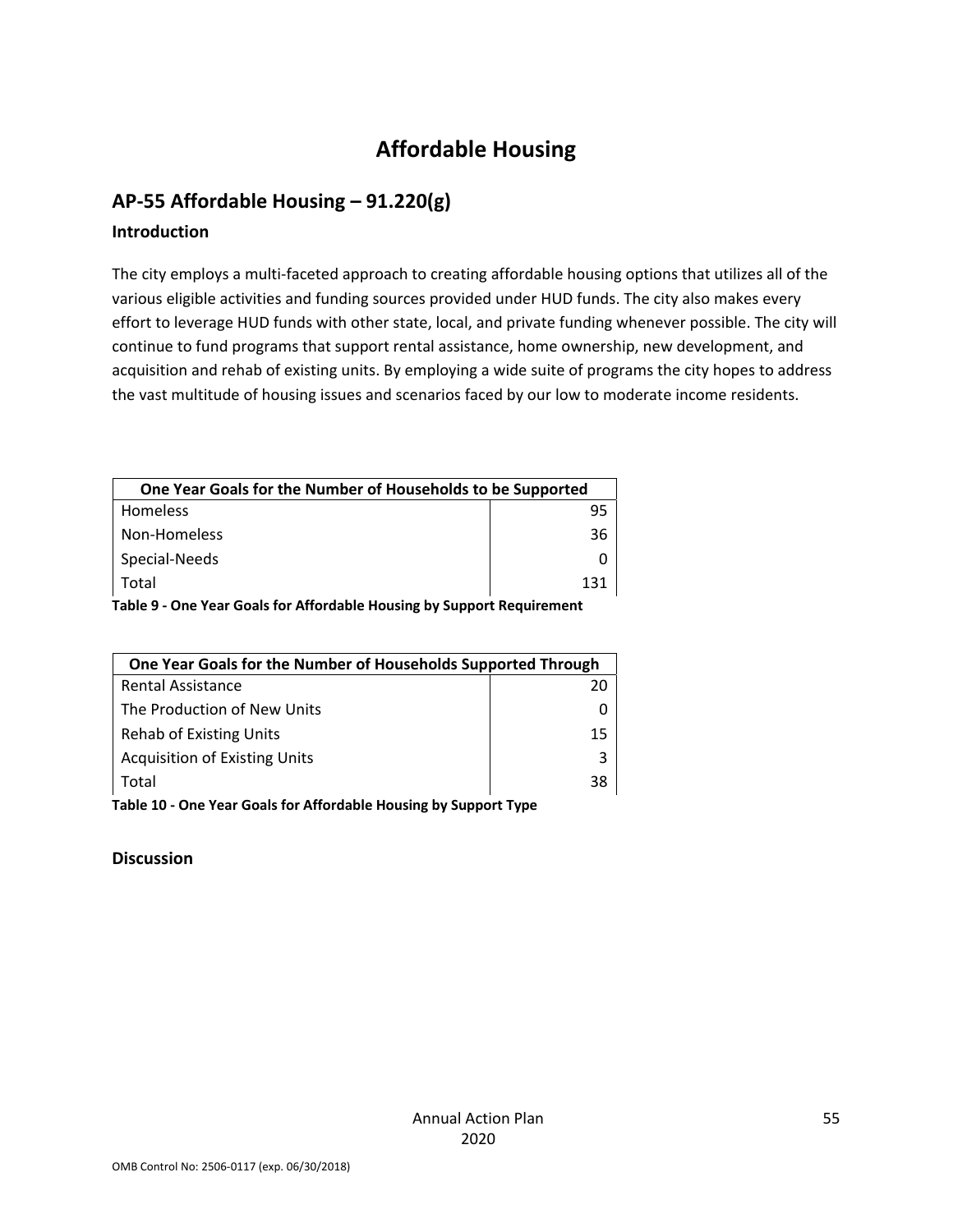# Affordable Housing

## AP-55 Affordable Housing – 91.220(g)

### Introduction

The city employs a multi-faceted approach to creating affordable housing options that utilizes all of the various eligible activities and funding sources provided under HUD funds. The city also makes every effort to leverage HUD funds with other state, local, and private funding whenever possible. The city will continue to fund programs that support rental assistance, home ownership, new development, and acquisition and rehab of existing units. By employing a wide suite of programs the city hopes to address the vast multitude of housing issues and scenarios faced by our low to moderate income residents.

| One Year Goals for the Number of Households to be Supported | |
|---|---|
| Homeless | 95 |
| Non-Homeless | 36 |
| Special-Needs | 0 |
| Total | 131 |

**Table 9 - One Year Goals for Affordable Housing by Support Requirement**

| One Year Goals for the Number of Households Supported Through | |
|---|---|
| Rental Assistance | 20 |
| The Production of New Units | 0 |
| Rehab of Existing Units | 15 |
| Acquisition of Existing Units | 3 |
| Total | 38 |

**Table 10 - One Year Goals for Affordable Housing by Support Type**

### Discussion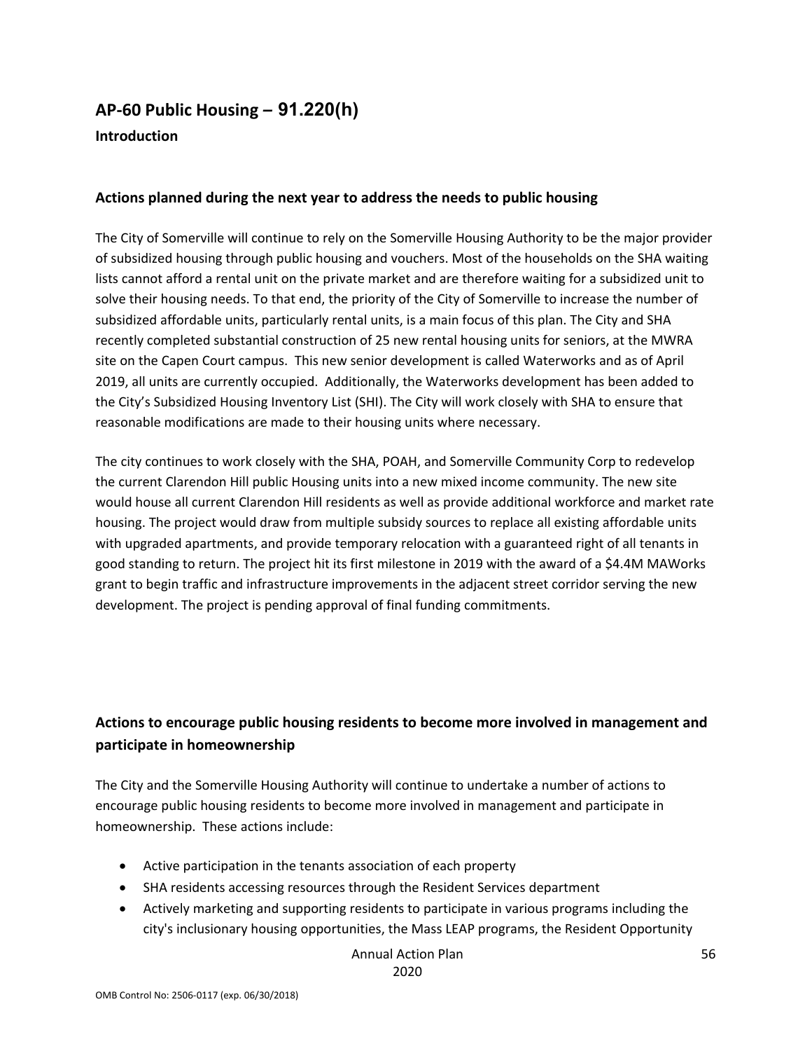## AP-60 Public Housing – 91.220(h)

### Introduction

### Actions planned during the next year to address the needs to public housing

The City of Somerville will continue to rely on the Somerville Housing Authority to be the major provider of subsidized housing through public housing and vouchers. Most of the households on the SHA waiting lists cannot afford a rental unit on the private market and are therefore waiting for a subsidized unit to solve their housing needs. To that end, the priority of the City of Somerville to increase the number of subsidized affordable units, particularly rental units, is a main focus of this plan. The City and SHA recently completed substantial construction of 25 new rental housing units for seniors, at the MWRA site on the Capen Court campus. This new senior development is called Waterworks and as of April 2019, all units are currently occupied. Additionally, the Waterworks development has been added to the City's Subsidized Housing Inventory List (SHI). The City will work closely with SHA to ensure that reasonable modifications are made to their housing units where necessary.

The city continues to work closely with the SHA, POAH, and Somerville Community Corp to redevelop the current Clarendon Hill public Housing units into a new mixed income community. The new site would house all current Clarendon Hill residents as well as provide additional workforce and market rate housing. The project would draw from multiple subsidy sources to replace all existing affordable units with upgraded apartments, and provide temporary relocation with a guaranteed right of all tenants in good standing to return. The project hit its first milestone in 2019 with the award of a $4.4M MAWorks grant to begin traffic and infrastructure improvements in the adjacent street corridor serving the new development. The project is pending approval of final funding commitments.

### Actions to encourage public housing residents to become more involved in management and participate in homeownership

The City and the Somerville Housing Authority will continue to undertake a number of actions to encourage public housing residents to become more involved in management and participate in homeownership. These actions include:

- Active participation in the tenants association of each property
- SHA residents accessing resources through the Resident Services department
- Actively marketing and supporting residents to participate in various programs including the city's inclusionary housing opportunities, the Mass LEAP programs, the Resident Opportunity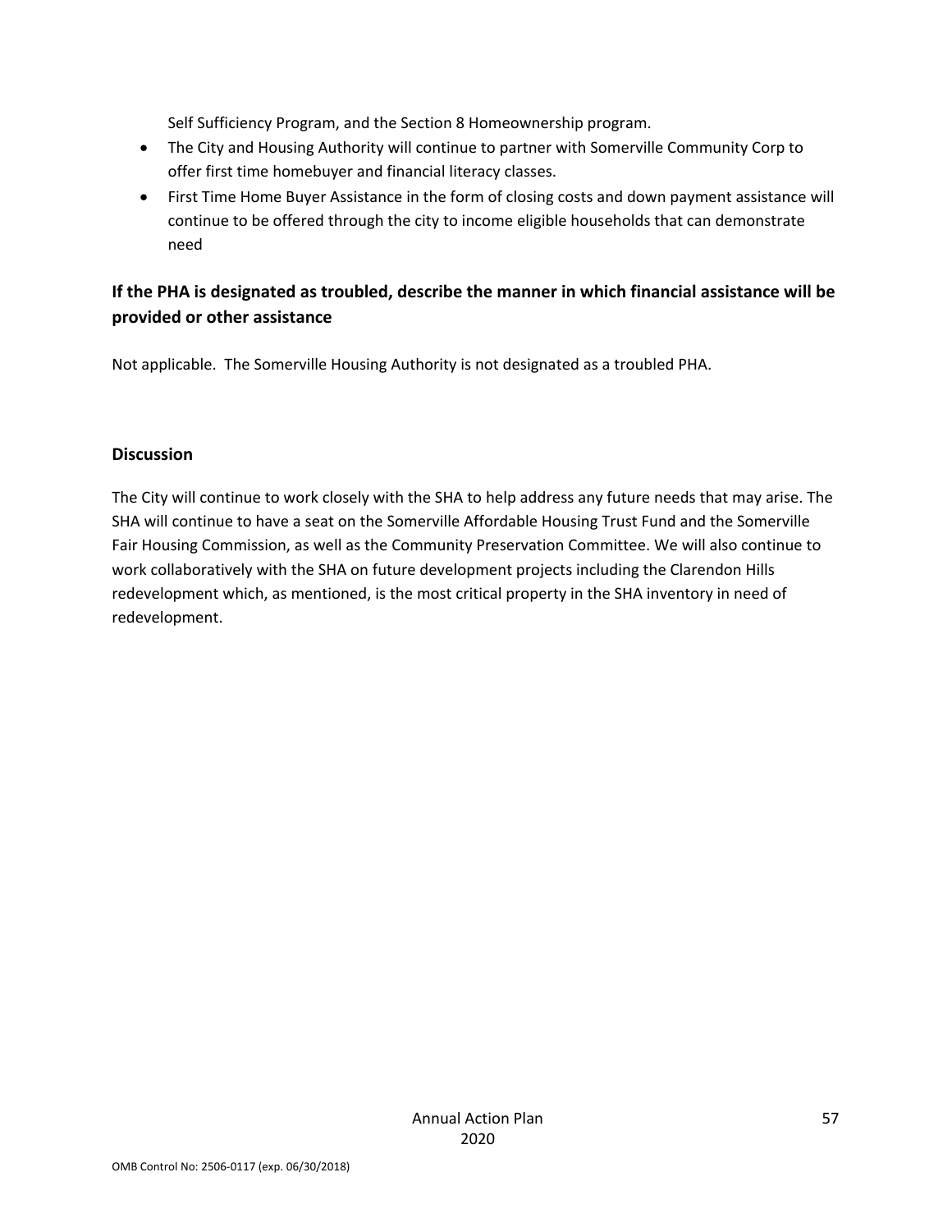Self Sufficiency Program, and the Section 8 Homeownership program.

- The City and Housing Authority will continue to partner with Somerville Community Corp to offer first time homebuyer and financial literacy classes.
- First Time Home Buyer Assistance in the form of closing costs and down payment assistance will continue to be offered through the city to income eligible households that can demonstrate need

### If the PHA is designated as troubled, describe the manner in which financial assistance will be provided or other assistance

Not applicable. The Somerville Housing Authority is not designated as a troubled PHA.

### Discussion

The City will continue to work closely with the SHA to help address any future needs that may arise. The SHA will continue to have a seat on the Somerville Affordable Housing Trust Fund and the Somerville Fair Housing Commission, as well as the Community Preservation Committee. We will also continue to work collaboratively with the SHA on future development projects including the Clarendon Hills redevelopment which, as mentioned, is the most critical property in the SHA inventory in need of redevelopment.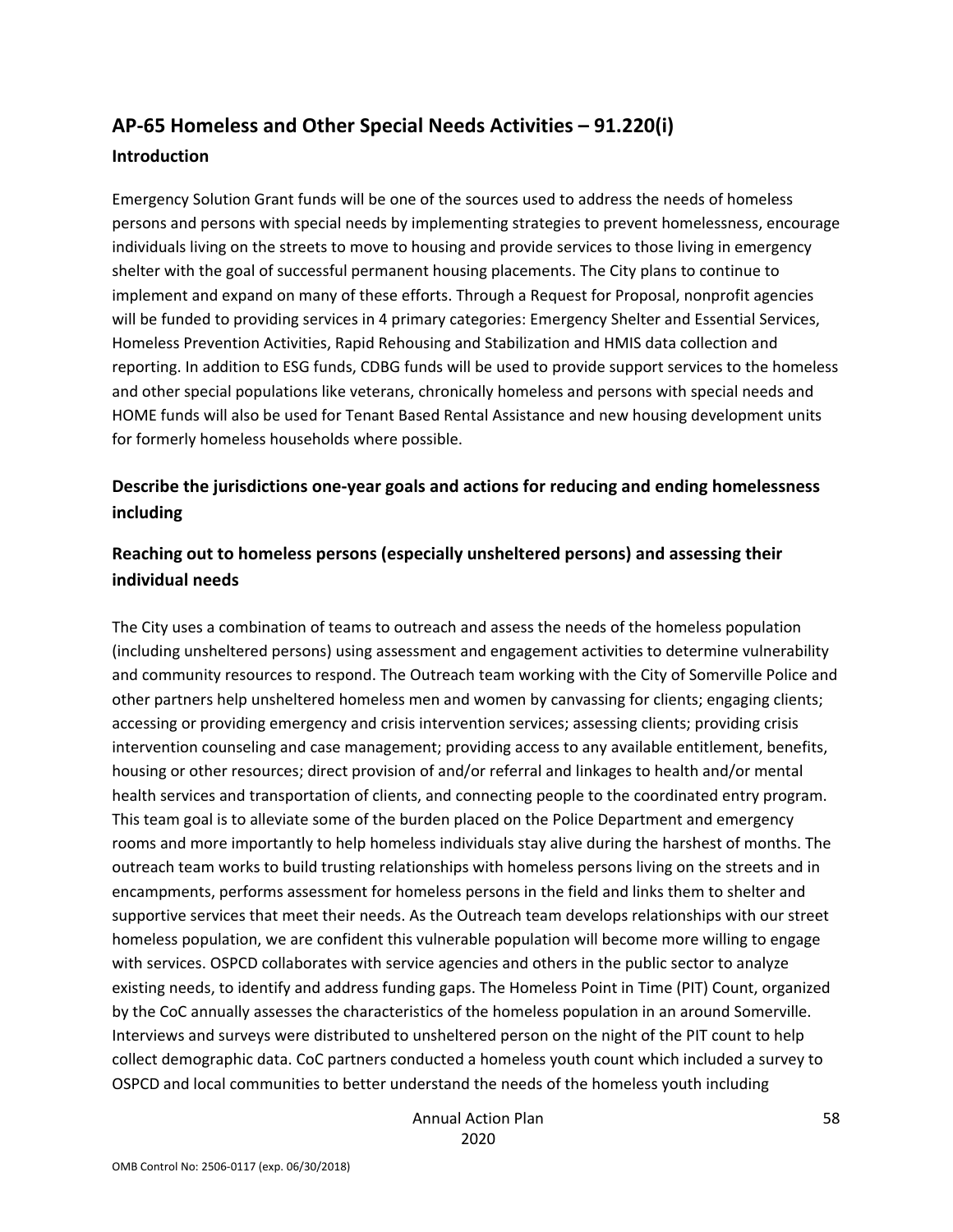## AP-65 Homeless and Other Special Needs Activities – 91.220(i)

### Introduction

Emergency Solution Grant funds will be one of the sources used to address the needs of homeless persons and persons with special needs by implementing strategies to prevent homelessness, encourage individuals living on the streets to move to housing and provide services to those living in emergency shelter with the goal of successful permanent housing placements. The City plans to continue to implement and expand on many of these efforts. Through a Request for Proposal, nonprofit agencies will be funded to providing services in 4 primary categories: Emergency Shelter and Essential Services, Homeless Prevention Activities, Rapid Rehousing and Stabilization and HMIS data collection and reporting. In addition to ESG funds, CDBG funds will be used to provide support services to the homeless and other special populations like veterans, chronically homeless and persons with special needs and HOME funds will also be used for Tenant Based Rental Assistance and new housing development units for formerly homeless households where possible.

### Describe the jurisdictions one-year goals and actions for reducing and ending homelessness including

### Reaching out to homeless persons (especially unsheltered persons) and assessing their individual needs

The City uses a combination of teams to outreach and assess the needs of the homeless population (including unsheltered persons) using assessment and engagement activities to determine vulnerability and community resources to respond. The Outreach team working with the City of Somerville Police and other partners help unsheltered homeless men and women by canvassing for clients; engaging clients; accessing or providing emergency and crisis intervention services; assessing clients; providing crisis intervention counseling and case management; providing access to any available entitlement, benefits, housing or other resources; direct provision of and/or referral and linkages to health and/or mental health services and transportation of clients, and connecting people to the coordinated entry program. This team goal is to alleviate some of the burden placed on the Police Department and emergency rooms and more importantly to help homeless individuals stay alive during the harshest of months. The outreach team works to build trusting relationships with homeless persons living on the streets and in encampments, performs assessment for homeless persons in the field and links them to shelter and supportive services that meet their needs. As the Outreach team develops relationships with our street homeless population, we are confident this vulnerable population will become more willing to engage with services. OSPCD collaborates with service agencies and others in the public sector to analyze existing needs, to identify and address funding gaps. The Homeless Point in Time (PIT) Count, organized by the CoC annually assesses the characteristics of the homeless population in an around Somerville. Interviews and surveys were distributed to unsheltered person on the night of the PIT count to help collect demographic data. CoC partners conducted a homeless youth count which included a survey to OSPCD and local communities to better understand the needs of the homeless youth including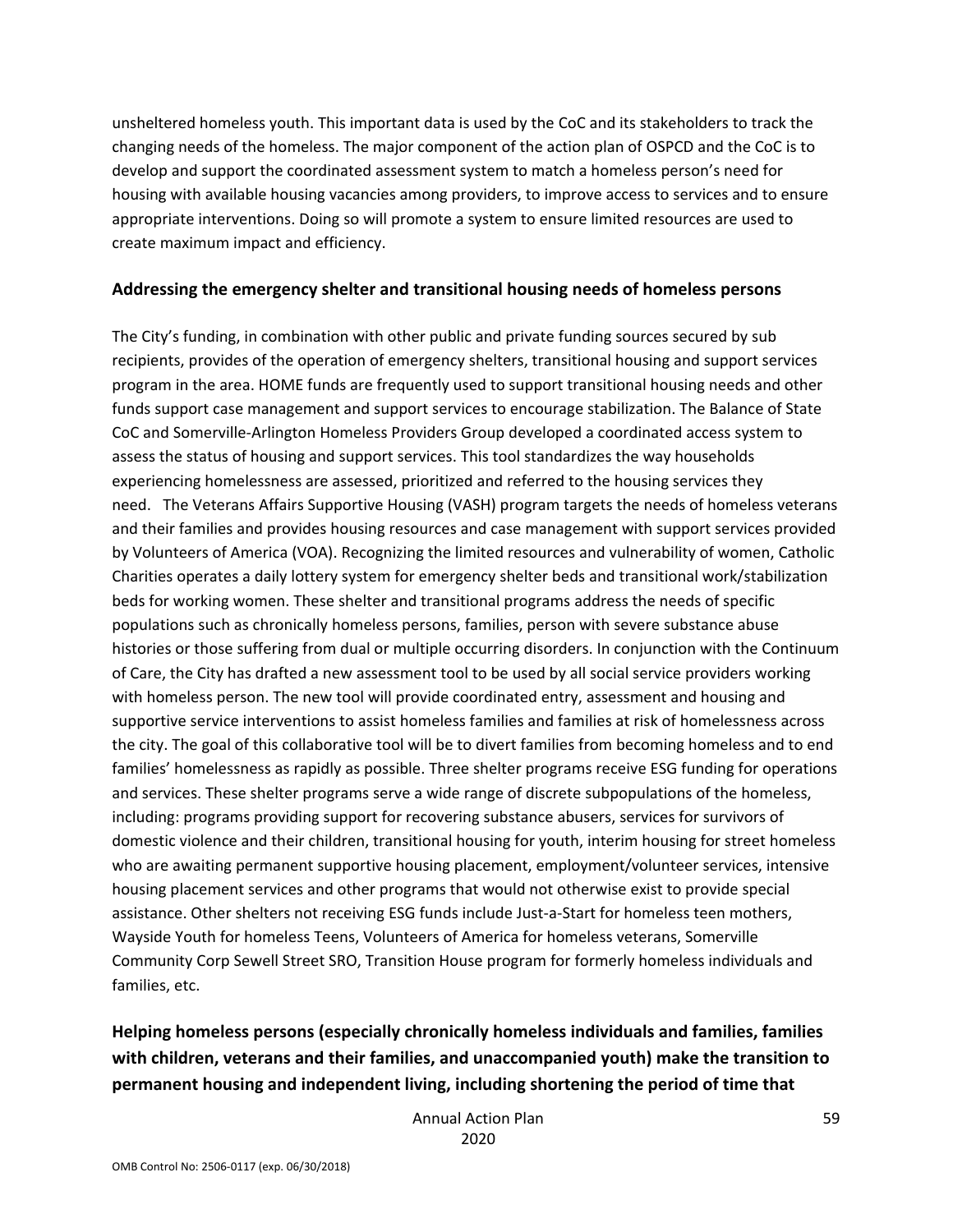unsheltered homeless youth. This important data is used by the CoC and its stakeholders to track the changing needs of the homeless. The major component of the action plan of OSPCD and the CoC is to develop and support the coordinated assessment system to match a homeless person's need for housing with available housing vacancies among providers, to improve access to services and to ensure appropriate interventions. Doing so will promote a system to ensure limited resources are used to create maximum impact and efficiency.

## Addressing the emergency shelter and transitional housing needs of homeless persons

The City's funding, in combination with other public and private funding sources secured by sub recipients, provides of the operation of emergency shelters, transitional housing and support services program in the area. HOME funds are frequently used to support transitional housing needs and other funds support case management and support services to encourage stabilization. The Balance of State CoC and Somerville-Arlington Homeless Providers Group developed a coordinated access system to assess the status of housing and support services. This tool standardizes the way households experiencing homelessness are assessed, prioritized and referred to the housing services they need. The Veterans Affairs Supportive Housing (VASH) program targets the needs of homeless veterans and their families and provides housing resources and case management with support services provided by Volunteers of America (VOA). Recognizing the limited resources and vulnerability of women, Catholic Charities operates a daily lottery system for emergency shelter beds and transitional work/stabilization beds for working women. These shelter and transitional programs address the needs of specific populations such as chronically homeless persons, families, person with severe substance abuse histories or those suffering from dual or multiple occurring disorders. In conjunction with the Continuum of Care, the City has drafted a new assessment tool to be used by all social service providers working with homeless person. The new tool will provide coordinated entry, assessment and housing and supportive service interventions to assist homeless families and families at risk of homelessness across the city. The goal of this collaborative tool will be to divert families from becoming homeless and to end families' homelessness as rapidly as possible. Three shelter programs receive ESG funding for operations and services. These shelter programs serve a wide range of discrete subpopulations of the homeless, including: programs providing support for recovering substance abusers, services for survivors of domestic violence and their children, transitional housing for youth, interim housing for street homeless who are awaiting permanent supportive housing placement, employment/volunteer services, intensive housing placement services and other programs that would not otherwise exist to provide special assistance. Other shelters not receiving ESG funds include Just-a-Start for homeless teen mothers, Wayside Youth for homeless Teens, Volunteers of America for homeless veterans, Somerville Community Corp Sewell Street SRO, Transition House program for formerly homeless individuals and families, etc.

## Helping homeless persons (especially chronically homeless individuals and families, families with children, veterans and their families, and unaccompanied youth) make the transition to permanent housing and independent living, including shortening the period of time that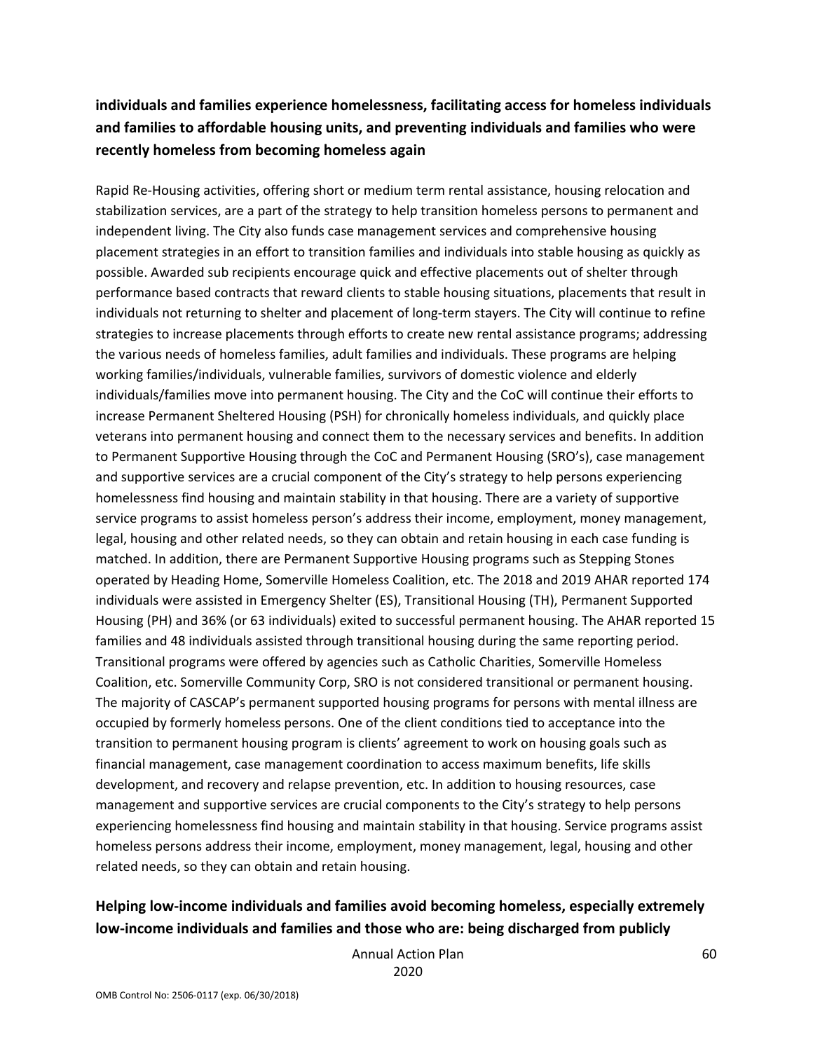**individuals and families experience homelessness, facilitating access for homeless individuals and families to affordable housing units, and preventing individuals and families who were recently homeless from becoming homeless again**

Rapid Re-Housing activities, offering short or medium term rental assistance, housing relocation and stabilization services, are a part of the strategy to help transition homeless persons to permanent and independent living. The City also funds case management services and comprehensive housing placement strategies in an effort to transition families and individuals into stable housing as quickly as possible. Awarded sub recipients encourage quick and effective placements out of shelter through performance based contracts that reward clients to stable housing situations, placements that result in individuals not returning to shelter and placement of long-term stayers. The City will continue to refine strategies to increase placements through efforts to create new rental assistance programs; addressing the various needs of homeless families, adult families and individuals. These programs are helping working families/individuals, vulnerable families, survivors of domestic violence and elderly individuals/families move into permanent housing. The City and the CoC will continue their efforts to increase Permanent Sheltered Housing (PSH) for chronically homeless individuals, and quickly place veterans into permanent housing and connect them to the necessary services and benefits. In addition to Permanent Supportive Housing through the CoC and Permanent Housing (SRO's), case management and supportive services are a crucial component of the City's strategy to help persons experiencing homelessness find housing and maintain stability in that housing. There are a variety of supportive service programs to assist homeless person's address their income, employment, money management, legal, housing and other related needs, so they can obtain and retain housing in each case funding is matched. In addition, there are Permanent Supportive Housing programs such as Stepping Stones operated by Heading Home, Somerville Homeless Coalition, etc. The 2018 and 2019 AHAR reported 174 individuals were assisted in Emergency Shelter (ES), Transitional Housing (TH), Permanent Supported Housing (PH) and 36% (or 63 individuals) exited to successful permanent housing. The AHAR reported 15 families and 48 individuals assisted through transitional housing during the same reporting period. Transitional programs were offered by agencies such as Catholic Charities, Somerville Homeless Coalition, etc. Somerville Community Corp, SRO is not considered transitional or permanent housing. The majority of CASCAP's permanent supported housing programs for persons with mental illness are occupied by formerly homeless persons. One of the client conditions tied to acceptance into the transition to permanent housing program is clients' agreement to work on housing goals such as financial management, case management coordination to access maximum benefits, life skills development, and recovery and relapse prevention, etc. In addition to housing resources, case management and supportive services are crucial components to the City's strategy to help persons experiencing homelessness find housing and maintain stability in that housing. Service programs assist homeless persons address their income, employment, money management, legal, housing and other related needs, so they can obtain and retain housing.

**Helping low-income individuals and families avoid becoming homeless, especially extremely low-income individuals and families and those who are: being discharged from publicly**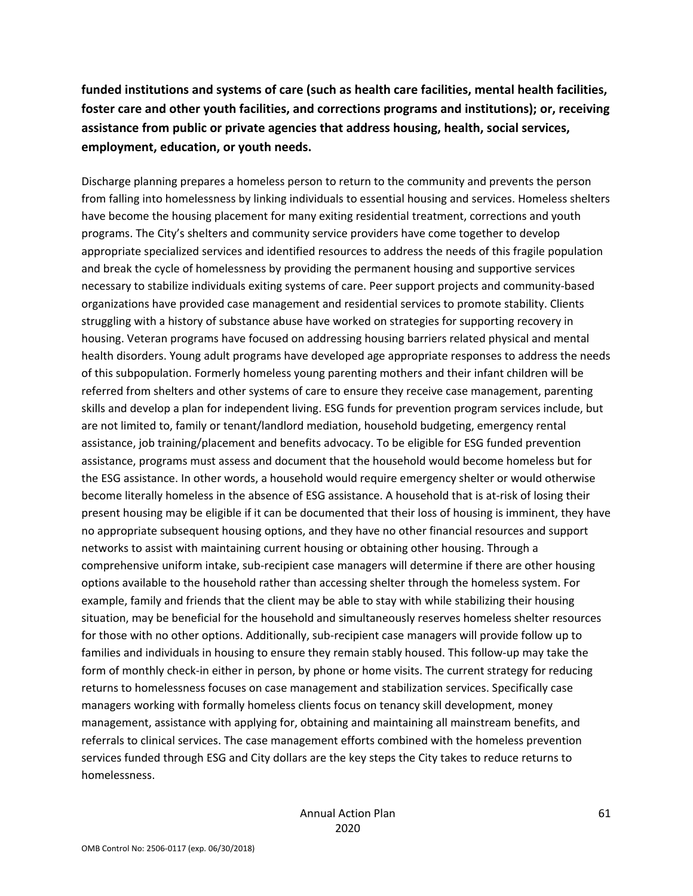**funded institutions and systems of care (such as health care facilities, mental health facilities, foster care and other youth facilities, and corrections programs and institutions); or, receiving assistance from public or private agencies that address housing, health, social services, employment, education, or youth needs.**

Discharge planning prepares a homeless person to return to the community and prevents the person from falling into homelessness by linking individuals to essential housing and services. Homeless shelters have become the housing placement for many exiting residential treatment, corrections and youth programs. The City's shelters and community service providers have come together to develop appropriate specialized services and identified resources to address the needs of this fragile population and break the cycle of homelessness by providing the permanent housing and supportive services necessary to stabilize individuals exiting systems of care. Peer support projects and community-based organizations have provided case management and residential services to promote stability. Clients struggling with a history of substance abuse have worked on strategies for supporting recovery in housing. Veteran programs have focused on addressing housing barriers related physical and mental health disorders. Young adult programs have developed age appropriate responses to address the needs of this subpopulation. Formerly homeless young parenting mothers and their infant children will be referred from shelters and other systems of care to ensure they receive case management, parenting skills and develop a plan for independent living. ESG funds for prevention program services include, but are not limited to, family or tenant/landlord mediation, household budgeting, emergency rental assistance, job training/placement and benefits advocacy. To be eligible for ESG funded prevention assistance, programs must assess and document that the household would become homeless but for the ESG assistance. In other words, a household would require emergency shelter or would otherwise become literally homeless in the absence of ESG assistance. A household that is at-risk of losing their present housing may be eligible if it can be documented that their loss of housing is imminent, they have no appropriate subsequent housing options, and they have no other financial resources and support networks to assist with maintaining current housing or obtaining other housing. Through a comprehensive uniform intake, sub-recipient case managers will determine if there are other housing options available to the household rather than accessing shelter through the homeless system. For example, family and friends that the client may be able to stay with while stabilizing their housing situation, may be beneficial for the household and simultaneously reserves homeless shelter resources for those with no other options. Additionally, sub-recipient case managers will provide follow up to families and individuals in housing to ensure they remain stably housed. This follow-up may take the form of monthly check-in either in person, by phone or home visits. The current strategy for reducing returns to homelessness focuses on case management and stabilization services. Specifically case managers working with formally homeless clients focus on tenancy skill development, money management, assistance with applying for, obtaining and maintaining all mainstream benefits, and referrals to clinical services. The case management efforts combined with the homeless prevention services funded through ESG and City dollars are the key steps the City takes to reduce returns to homelessness.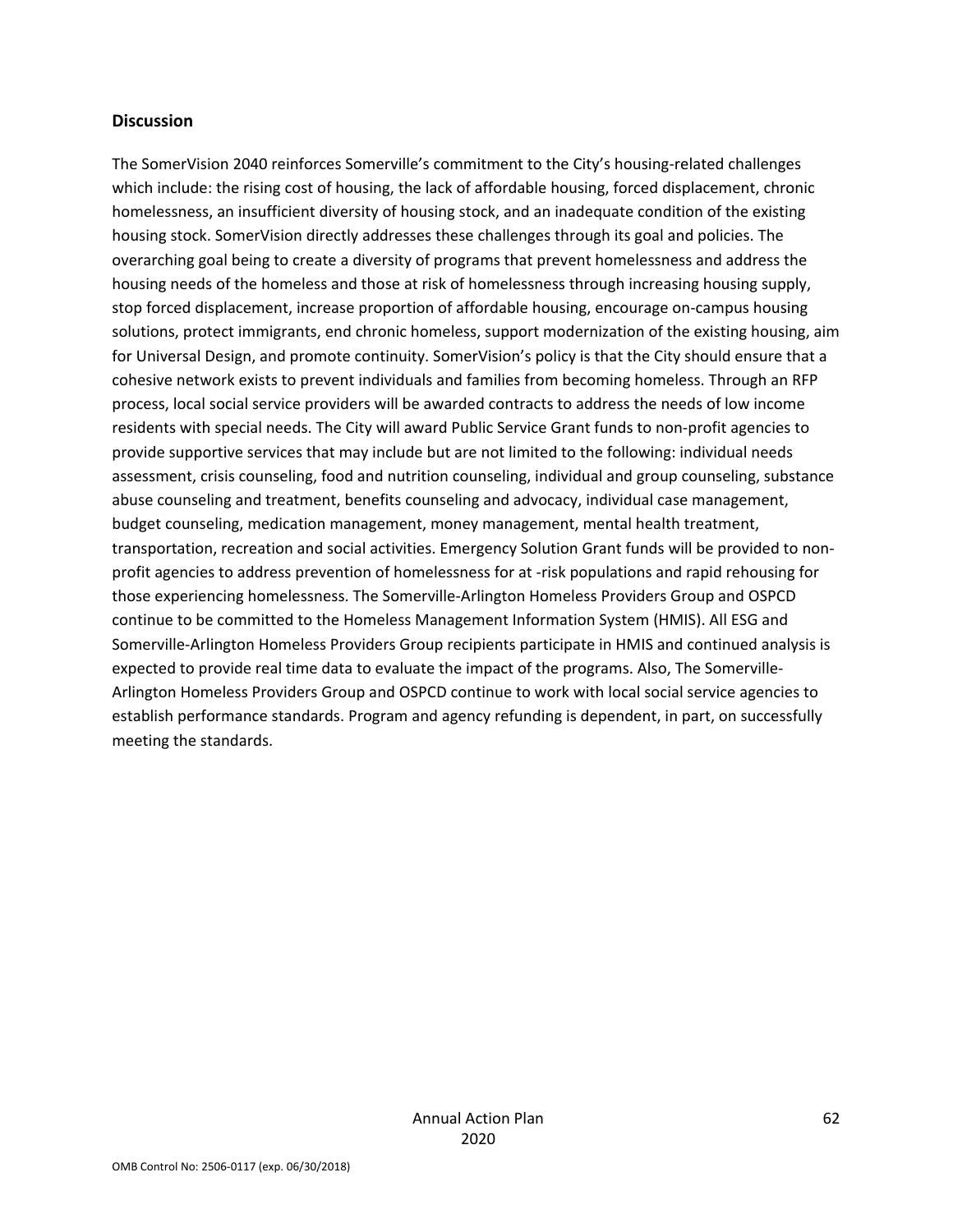## Discussion

The SomerVision 2040 reinforces Somerville's commitment to the City's housing-related challenges which include: the rising cost of housing, the lack of affordable housing, forced displacement, chronic homelessness, an insufficient diversity of housing stock, and an inadequate condition of the existing housing stock. SomerVision directly addresses these challenges through its goal and policies. The overarching goal being to create a diversity of programs that prevent homelessness and address the housing needs of the homeless and those at risk of homelessness through increasing housing supply, stop forced displacement, increase proportion of affordable housing, encourage on-campus housing solutions, protect immigrants, end chronic homeless, support modernization of the existing housing, aim for Universal Design, and promote continuity. SomerVision's policy is that the City should ensure that a cohesive network exists to prevent individuals and families from becoming homeless. Through an RFP process, local social service providers will be awarded contracts to address the needs of low income residents with special needs. The City will award Public Service Grant funds to non-profit agencies to provide supportive services that may include but are not limited to the following: individual needs assessment, crisis counseling, food and nutrition counseling, individual and group counseling, substance abuse counseling and treatment, benefits counseling and advocacy, individual case management, budget counseling, medication management, money management, mental health treatment, transportation, recreation and social activities. Emergency Solution Grant funds will be provided to non-profit agencies to address prevention of homelessness for at -risk populations and rapid rehousing for those experiencing homelessness. The Somerville-Arlington Homeless Providers Group and OSPCD continue to be committed to the Homeless Management Information System (HMIS). All ESG and Somerville-Arlington Homeless Providers Group recipients participate in HMIS and continued analysis is expected to provide real time data to evaluate the impact of the programs. Also, The Somerville-Arlington Homeless Providers Group and OSPCD continue to work with local social service agencies to establish performance standards. Program and agency refunding is dependent, in part, on successfully meeting the standards.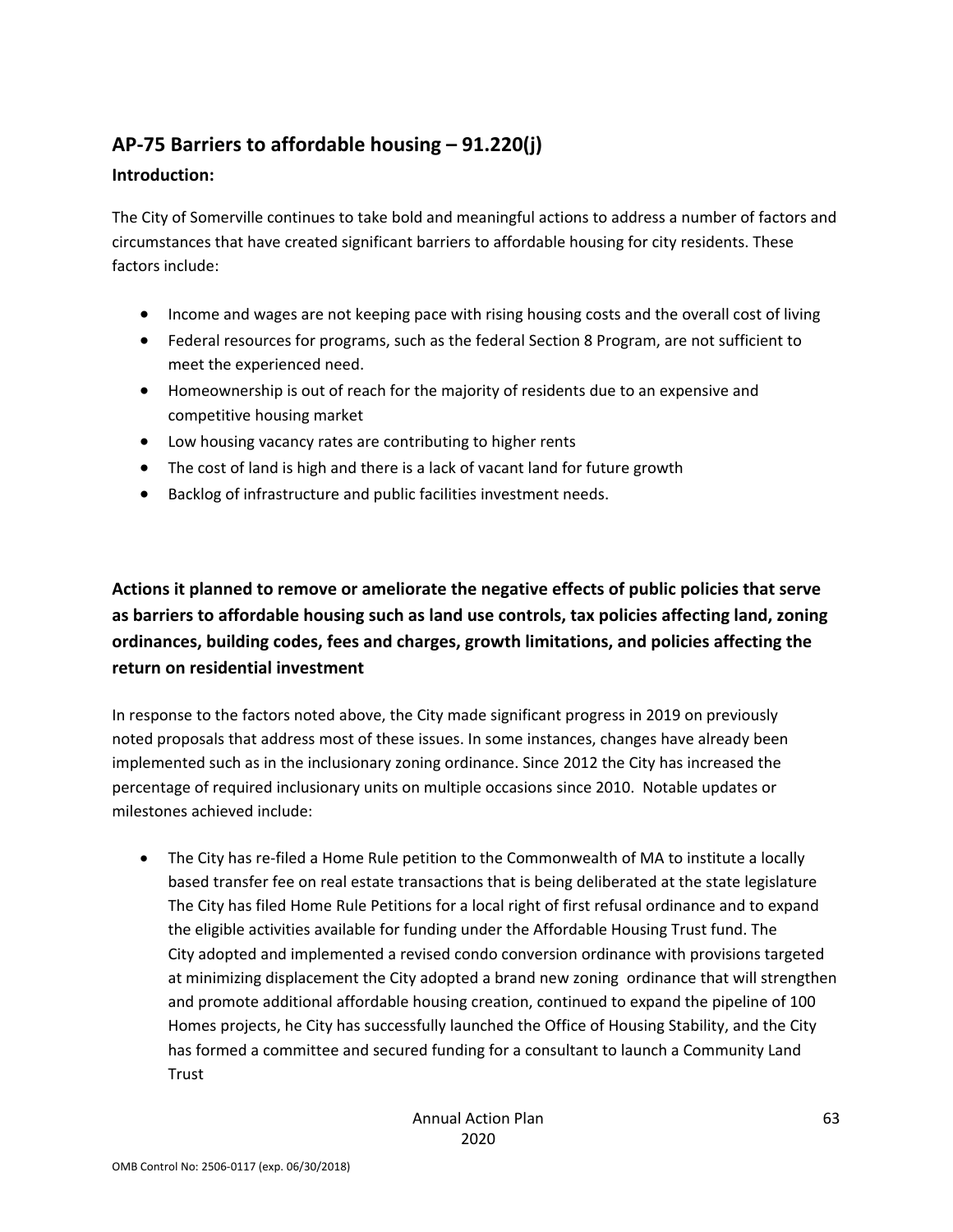## AP-75 Barriers to affordable housing – 91.220(j)

**Introduction:**

The City of Somerville continues to take bold and meaningful actions to address a number of factors and circumstances that have created significant barriers to affordable housing for city residents. These factors include:

- Income and wages are not keeping pace with rising housing costs and the overall cost of living
- Federal resources for programs, such as the federal Section 8 Program, are not sufficient to meet the experienced need.
- Homeownership is out of reach for the majority of residents due to an expensive and competitive housing market
- Low housing vacancy rates are contributing to higher rents
- The cost of land is high and there is a lack of vacant land for future growth
- Backlog of infrastructure and public facilities investment needs.

**Actions it planned to remove or ameliorate the negative effects of public policies that serve as barriers to affordable housing such as land use controls, tax policies affecting land, zoning ordinances, building codes, fees and charges, growth limitations, and policies affecting the return on residential investment**

In response to the factors noted above, the City made significant progress in 2019 on previously noted proposals that address most of these issues. In some instances, changes have already been implemented such as in the inclusionary zoning ordinance. Since 2012 the City has increased the percentage of required inclusionary units on multiple occasions since 2010. Notable updates or milestones achieved include:

- The City has re-filed a Home Rule petition to the Commonwealth of MA to institute a locally based transfer fee on real estate transactions that is being deliberated at the state legislature The City has filed Home Rule Petitions for a local right of first refusal ordinance and to expand the eligible activities available for funding under the Affordable Housing Trust fund. The City adopted and implemented a revised condo conversion ordinance with provisions targeted at minimizing displacement the City adopted a brand new zoning ordinance that will strengthen and promote additional affordable housing creation, continued to expand the pipeline of 100 Homes projects, he City has successfully launched the Office of Housing Stability, and the City has formed a committee and secured funding for a consultant to launch a Community Land Trust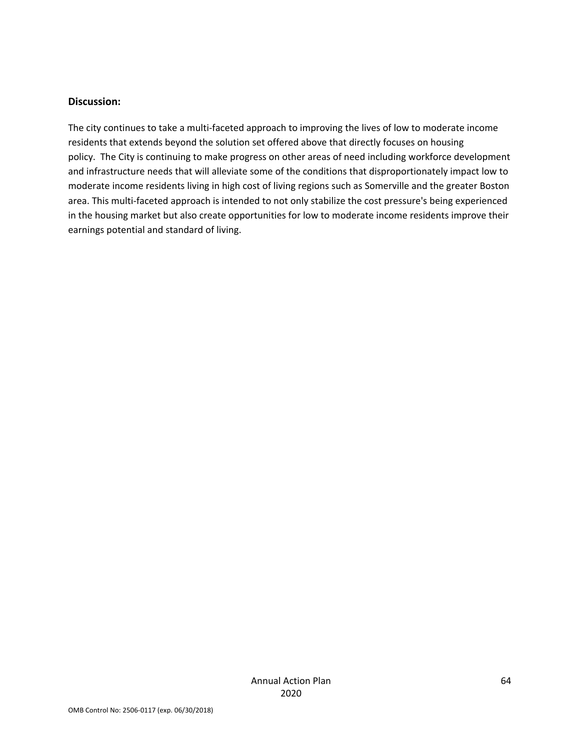**Discussion:**

The city continues to take a multi-faceted approach to improving the lives of low to moderate income residents that extends beyond the solution set offered above that directly focuses on housing policy.  The City is continuing to make progress on other areas of need including workforce development and infrastructure needs that will alleviate some of the conditions that disproportionately impact low to moderate income residents living in high cost of living regions such as Somerville and the greater Boston area. This multi-faceted approach is intended to not only stabilize the cost pressure's being experienced in the housing market but also create opportunities for low to moderate income residents improve their earnings potential and standard of living.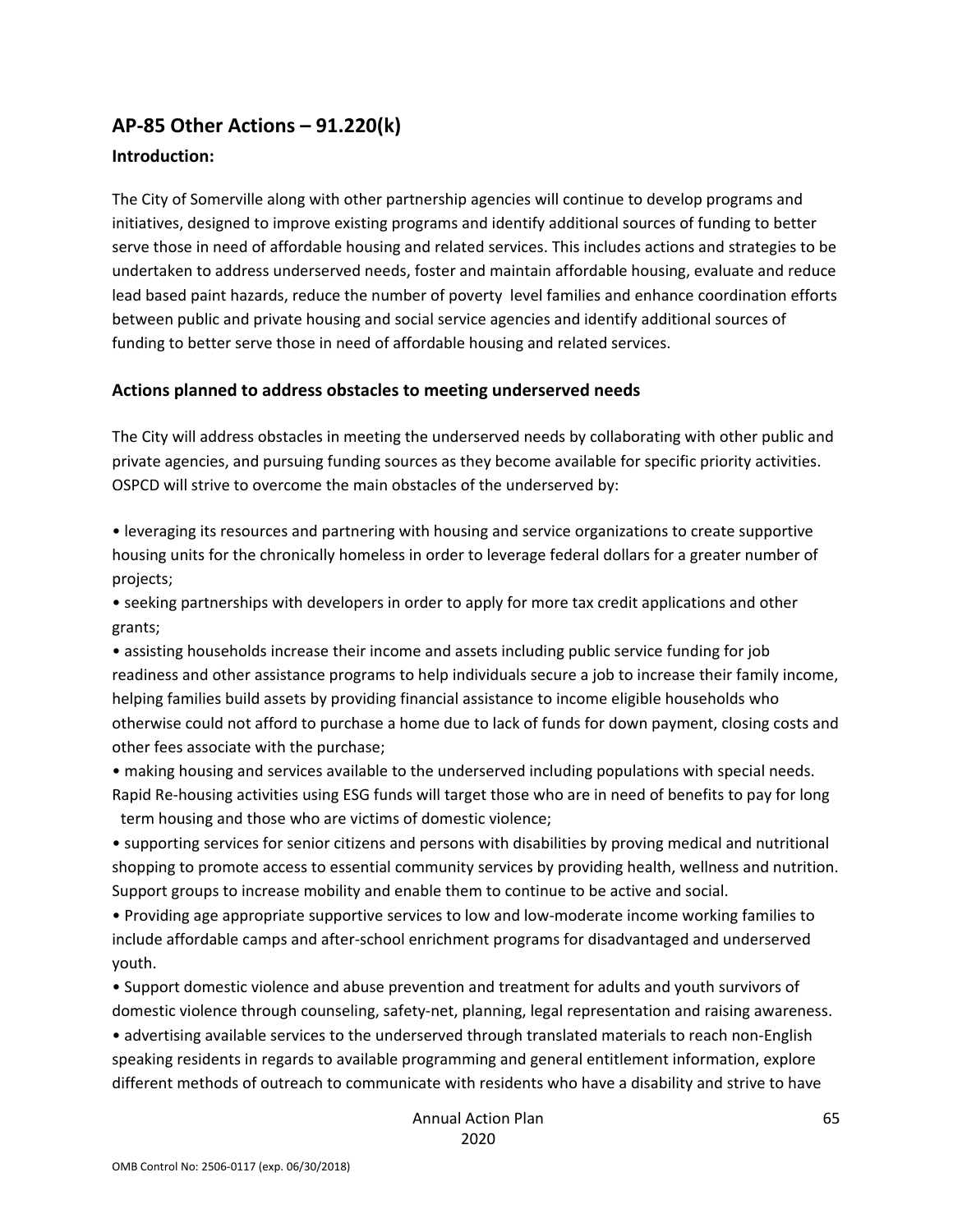## AP-85 Other Actions – 91.220(k)

### Introduction:

The City of Somerville along with other partnership agencies will continue to develop programs and initiatives, designed to improve existing programs and identify additional sources of funding to better serve those in need of affordable housing and related services. This includes actions and strategies to be undertaken to address underserved needs, foster and maintain affordable housing, evaluate and reduce lead based paint hazards, reduce the number of poverty level families and enhance coordination efforts between public and private housing and social service agencies and identify additional sources of funding to better serve those in need of affordable housing and related services.

### Actions planned to address obstacles to meeting underserved needs

The City will address obstacles in meeting the underserved needs by collaborating with other public and private agencies, and pursuing funding sources as they become available for specific priority activities. OSPCD will strive to overcome the main obstacles of the underserved by:

- leveraging its resources and partnering with housing and service organizations to create supportive housing units for the chronically homeless in order to leverage federal dollars for a greater number of projects;
- seeking partnerships with developers in order to apply for more tax credit applications and other grants;
- assisting households increase their income and assets including public service funding for job readiness and other assistance programs to help individuals secure a job to increase their family income, helping families build assets by providing financial assistance to income eligible households who otherwise could not afford to purchase a home due to lack of funds for down payment, closing costs and other fees associate with the purchase;
- making housing and services available to the underserved including populations with special needs. Rapid Re-housing activities using ESG funds will target those who are in need of benefits to pay for long term housing and those who are victims of domestic violence;
- supporting services for senior citizens and persons with disabilities by proving medical and nutritional shopping to promote access to essential community services by providing health, wellness and nutrition. Support groups to increase mobility and enable them to continue to be active and social.
- Providing age appropriate supportive services to low and low-moderate income working families to include affordable camps and after-school enrichment programs for disadvantaged and underserved youth.
- Support domestic violence and abuse prevention and treatment for adults and youth survivors of domestic violence through counseling, safety-net, planning, legal representation and raising awareness.
- advertising available services to the underserved through translated materials to reach non-English speaking residents in regards to available programming and general entitlement information, explore different methods of outreach to communicate with residents who have a disability and strive to have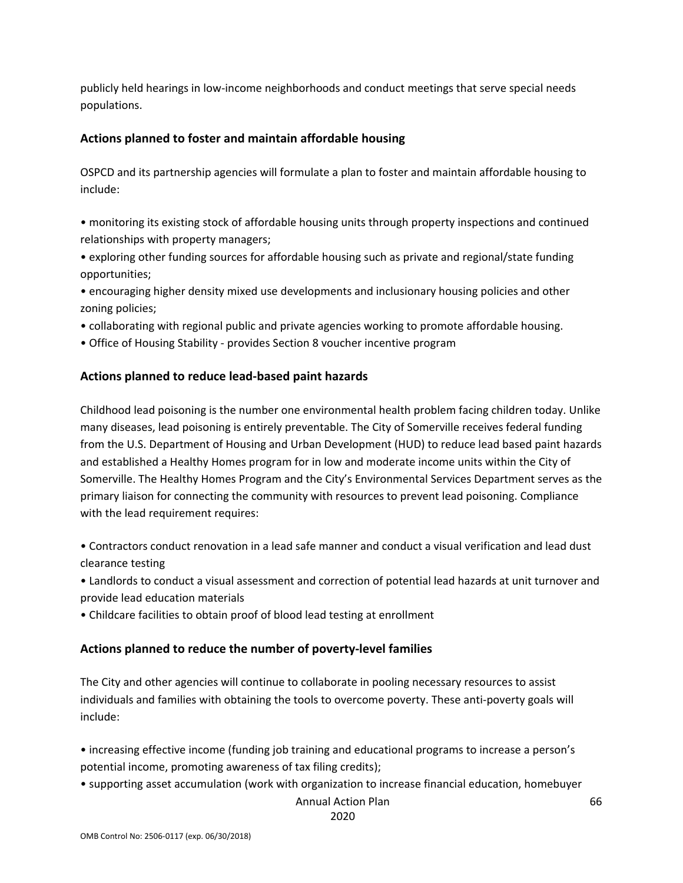publicly held hearings in low-income neighborhoods and conduct meetings that serve special needs populations.

## Actions planned to foster and maintain affordable housing

OSPCD and its partnership agencies will formulate a plan to foster and maintain affordable housing to include:

- monitoring its existing stock of affordable housing units through property inspections and continued relationships with property managers;
- exploring other funding sources for affordable housing such as private and regional/state funding opportunities;
- encouraging higher density mixed use developments and inclusionary housing policies and other zoning policies;
- collaborating with regional public and private agencies working to promote affordable housing.
- Office of Housing Stability - provides Section 8 voucher incentive program

## Actions planned to reduce lead-based paint hazards

Childhood lead poisoning is the number one environmental health problem facing children today. Unlike many diseases, lead poisoning is entirely preventable. The City of Somerville receives federal funding from the U.S. Department of Housing and Urban Development (HUD) to reduce lead based paint hazards and established a Healthy Homes program for in low and moderate income units within the City of Somerville. The Healthy Homes Program and the City's Environmental Services Department serves as the primary liaison for connecting the community with resources to prevent lead poisoning. Compliance with the lead requirement requires:

- Contractors conduct renovation in a lead safe manner and conduct a visual verification and lead dust clearance testing
- Landlords to conduct a visual assessment and correction of potential lead hazards at unit turnover and provide lead education materials
- Childcare facilities to obtain proof of blood lead testing at enrollment

## Actions planned to reduce the number of poverty-level families

The City and other agencies will continue to collaborate in pooling necessary resources to assist individuals and families with obtaining the tools to overcome poverty. These anti-poverty goals will include:

- increasing effective income (funding job training and educational programs to increase a person's potential income, promoting awareness of tax filing credits);
- supporting asset accumulation (work with organization to increase financial education, homebuyer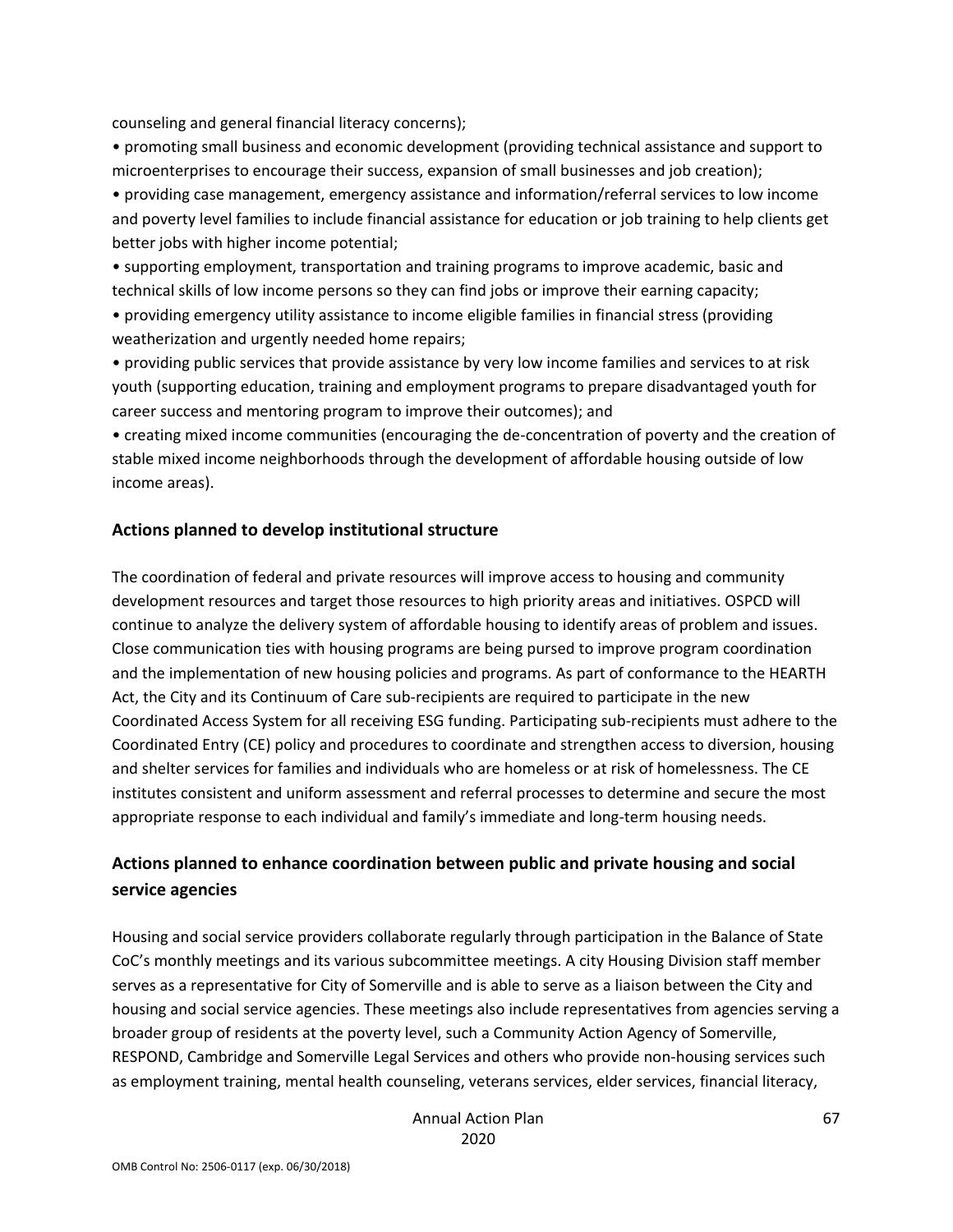counseling and general financial literacy concerns);

• promoting small business and economic development (providing technical assistance and support to microenterprises to encourage their success, expansion of small businesses and job creation);

• providing case management, emergency assistance and information/referral services to low income and poverty level families to include financial assistance for education or job training to help clients get better jobs with higher income potential;

• supporting employment, transportation and training programs to improve academic, basic and technical skills of low income persons so they can find jobs or improve their earning capacity;

• providing emergency utility assistance to income eligible families in financial stress (providing weatherization and urgently needed home repairs;

• providing public services that provide assistance by very low income families and services to at risk youth (supporting education, training and employment programs to prepare disadvantaged youth for career success and mentoring program to improve their outcomes); and

• creating mixed income communities (encouraging the de-concentration of poverty and the creation of stable mixed income neighborhoods through the development of affordable housing outside of low income areas).

## Actions planned to develop institutional structure

The coordination of federal and private resources will improve access to housing and community development resources and target those resources to high priority areas and initiatives. OSPCD will continue to analyze the delivery system of affordable housing to identify areas of problem and issues. Close communication ties with housing programs are being pursed to improve program coordination and the implementation of new housing policies and programs. As part of conformance to the HEARTH Act, the City and its Continuum of Care sub-recipients are required to participate in the new Coordinated Access System for all receiving ESG funding. Participating sub-recipients must adhere to the Coordinated Entry (CE) policy and procedures to coordinate and strengthen access to diversion, housing and shelter services for families and individuals who are homeless or at risk of homelessness. The CE institutes consistent and uniform assessment and referral processes to determine and secure the most appropriate response to each individual and family's immediate and long-term housing needs.

## Actions planned to enhance coordination between public and private housing and social service agencies

Housing and social service providers collaborate regularly through participation in the Balance of State CoC's monthly meetings and its various subcommittee meetings. A city Housing Division staff member serves as a representative for City of Somerville and is able to serve as a liaison between the City and housing and social service agencies. These meetings also include representatives from agencies serving a broader group of residents at the poverty level, such a Community Action Agency of Somerville, RESPOND, Cambridge and Somerville Legal Services and others who provide non-housing services such as employment training, mental health counseling, veterans services, elder services, financial literacy,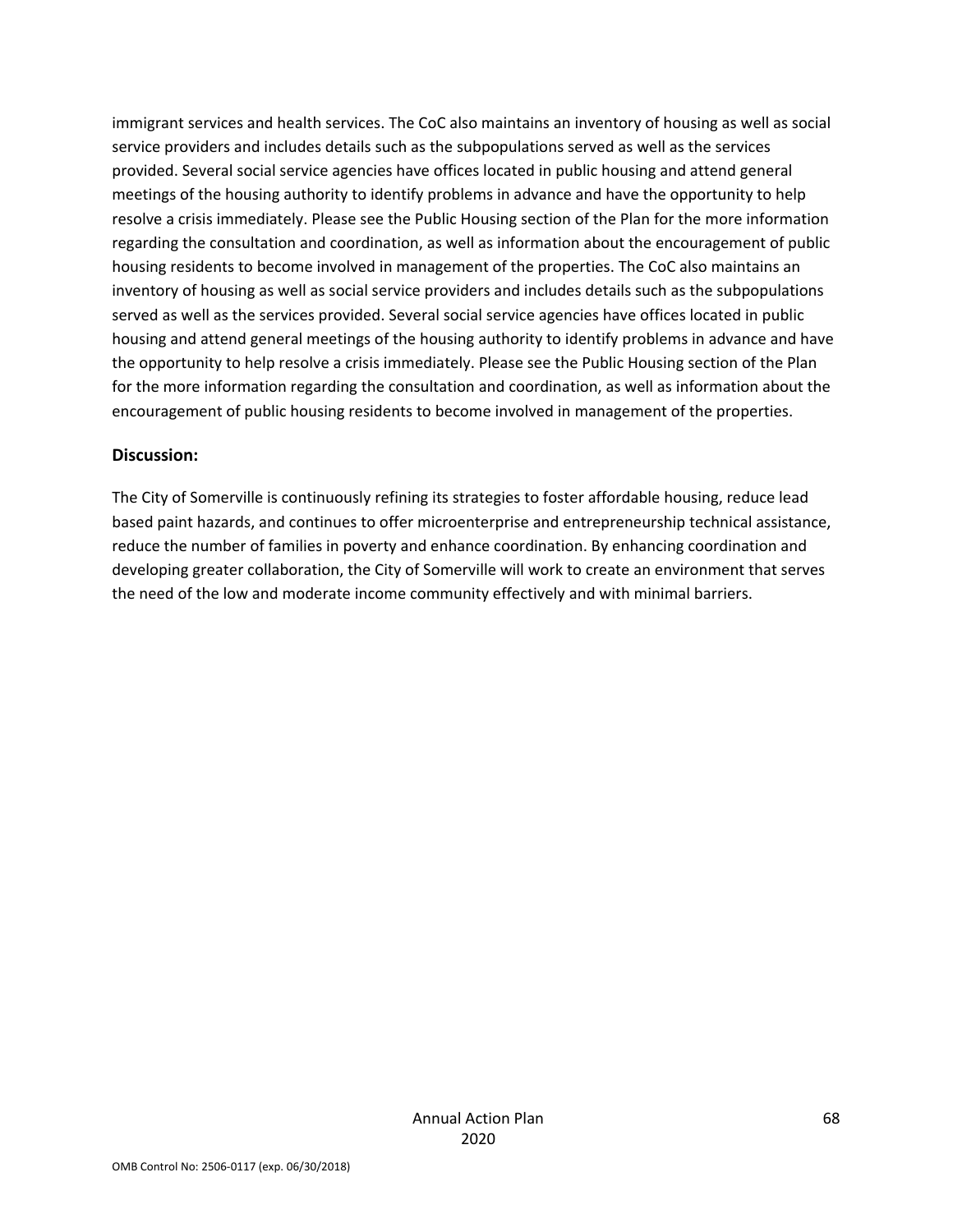immigrant services and health services. The CoC also maintains an inventory of housing as well as social service providers and includes details such as the subpopulations served as well as the services provided. Several social service agencies have offices located in public housing and attend general meetings of the housing authority to identify problems in advance and have the opportunity to help resolve a crisis immediately. Please see the Public Housing section of the Plan for the more information regarding the consultation and coordination, as well as information about the encouragement of public housing residents to become involved in management of the properties. The CoC also maintains an inventory of housing as well as social service providers and includes details such as the subpopulations served as well as the services provided. Several social service agencies have offices located in public housing and attend general meetings of the housing authority to identify problems in advance and have the opportunity to help resolve a crisis immediately. Please see the Public Housing section of the Plan for the more information regarding the consultation and coordination, as well as information about the encouragement of public housing residents to become involved in management of the properties.

### Discussion:

The City of Somerville is continuously refining its strategies to foster affordable housing, reduce lead based paint hazards, and continues to offer microenterprise and entrepreneurship technical assistance, reduce the number of families in poverty and enhance coordination. By enhancing coordination and developing greater collaboration, the City of Somerville will work to create an environment that serves the need of the low and moderate income community effectively and with minimal barriers.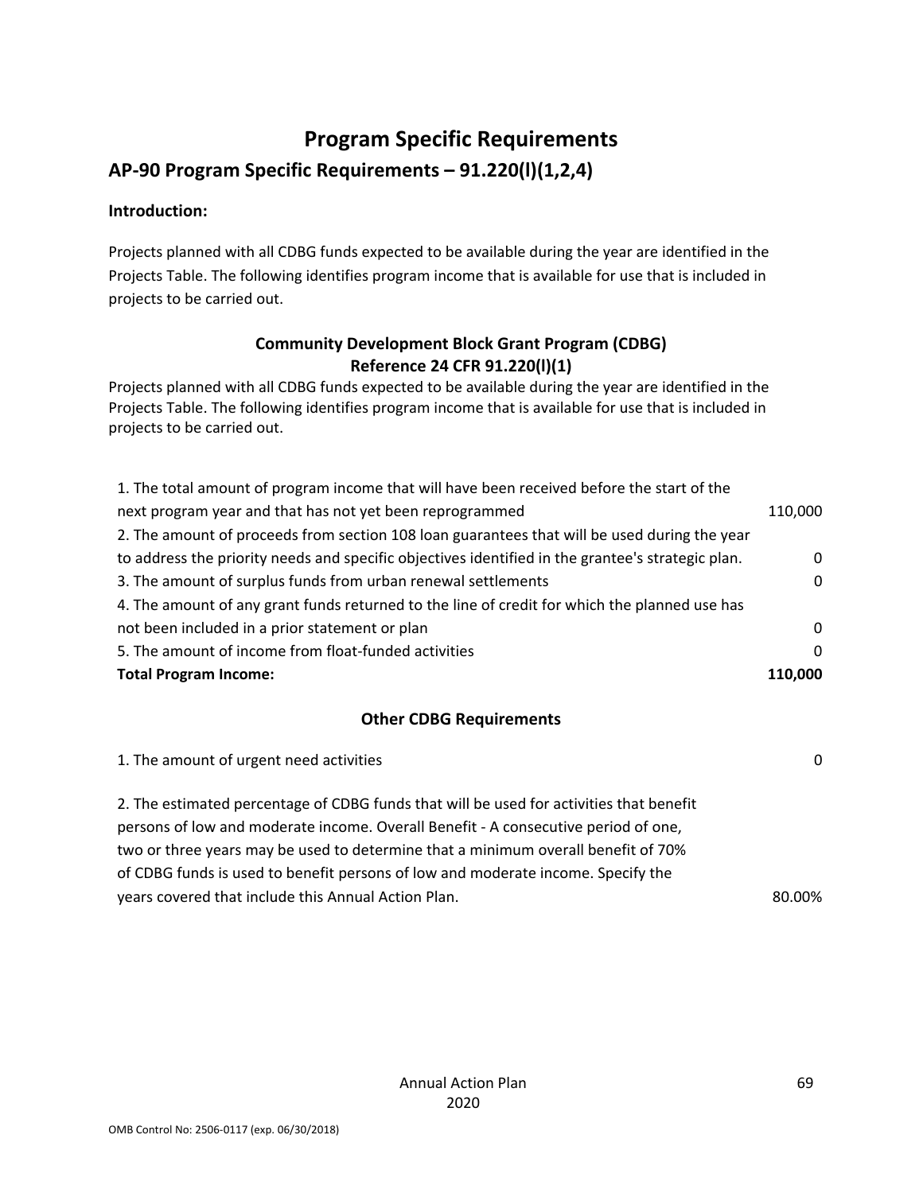# Program Specific Requirements

## AP-90 Program Specific Requirements – 91.220(l)(1,2,4)

**Introduction:**

Projects planned with all CDBG funds expected to be available during the year are identified in the Projects Table. The following identifies program income that is available for use that is included in projects to be carried out.

### Community Development Block Grant Program (CDBG)
### Reference 24 CFR 91.220(l)(1)

Projects planned with all CDBG funds expected to be available during the year are identified in the Projects Table. The following identifies program income that is available for use that is included in projects to be carried out.

| | |
|---|---|
| 1. The total amount of program income that will have been received before the start of the next program year and that has not yet been reprogrammed | 110,000 |
| 2. The amount of proceeds from section 108 loan guarantees that will be used during the year to address the priority needs and specific objectives identified in the grantee's strategic plan. | 0 |
| 3. The amount of surplus funds from urban renewal settlements | 0 |
| 4. The amount of any grant funds returned to the line of credit for which the planned use has not been included in a prior statement or plan | 0 |
| 5. The amount of income from float-funded activities | 0 |
| **Total Program Income:** | **110,000** |

### Other CDBG Requirements

| | |
|---|---|
| 1. The amount of urgent need activities | 0 |
| 2. The estimated percentage of CDBG funds that will be used for activities that benefit persons of low and moderate income. Overall Benefit - A consecutive period of one, two or three years may be used to determine that a minimum overall benefit of 70% of CDBG funds is used to benefit persons of low and moderate income. Specify the years covered that include this Annual Action Plan. | 80.00% |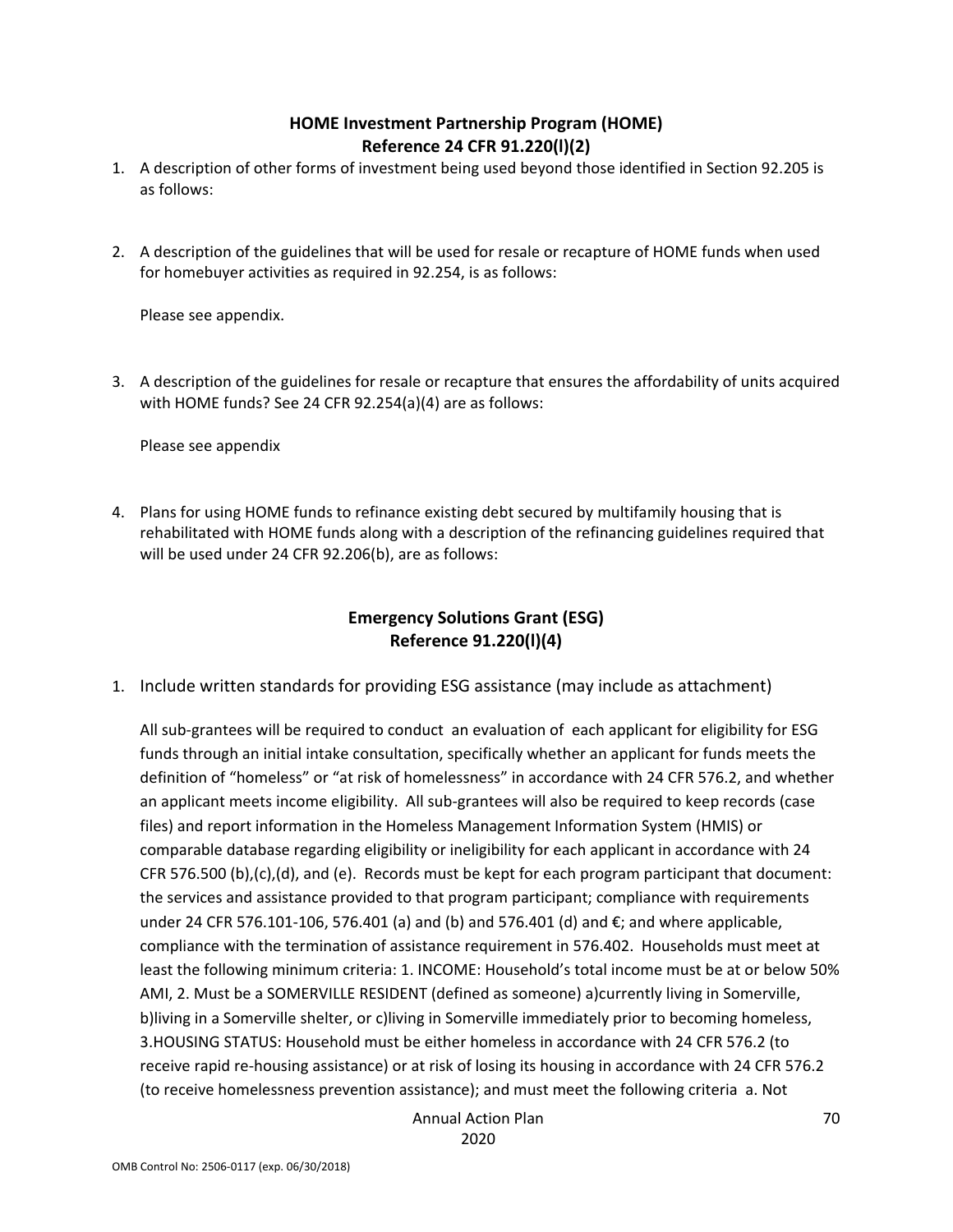## HOME Investment Partnership Program (HOME)
## Reference 24 CFR 91.220(l)(2)

1. A description of other forms of investment being used beyond those identified in Section 92.205 is as follows:

2. A description of the guidelines that will be used for resale or recapture of HOME funds when used for homebuyer activities as required in 92.254, is as follows:

   Please see appendix.

3. A description of the guidelines for resale or recapture that ensures the affordability of units acquired with HOME funds? See 24 CFR 92.254(a)(4) are as follows:

   Please see appendix

4. Plans for using HOME funds to refinance existing debt secured by multifamily housing that is rehabilitated with HOME funds along with a description of the refinancing guidelines required that will be used under 24 CFR 92.206(b), are as follows:

## Emergency Solutions Grant (ESG)
## Reference 91.220(l)(4)

1. Include written standards for providing ESG assistance (may include as attachment)

   All sub-grantees will be required to conduct an evaluation of each applicant for eligibility for ESG funds through an initial intake consultation, specifically whether an applicant for funds meets the definition of "homeless" or "at risk of homelessness" in accordance with 24 CFR 576.2, and whether an applicant meets income eligibility. All sub-grantees will also be required to keep records (case files) and report information in the Homeless Management Information System (HMIS) or comparable database regarding eligibility or ineligibility for each applicant in accordance with 24 CFR 576.500 (b),(c),(d), and (e). Records must be kept for each program participant that document: the services and assistance provided to that program participant; compliance with requirements under 24 CFR 576.101-106, 576.401 (a) and (b) and 576.401 (d) and €; and where applicable, compliance with the termination of assistance requirement in 576.402. Households must meet at least the following minimum criteria: 1. INCOME: Household's total income must be at or below 50% AMI, 2. Must be a SOMERVILLE RESIDENT (defined as someone) a)currently living in Somerville, b)living in a Somerville shelter, or c)living in Somerville immediately prior to becoming homeless, 3.HOUSING STATUS: Household must be either homeless in accordance with 24 CFR 576.2 (to receive rapid re-housing assistance) or at risk of losing its housing in accordance with 24 CFR 576.2 (to receive homelessness prevention assistance); and must meet the following criteria a. Not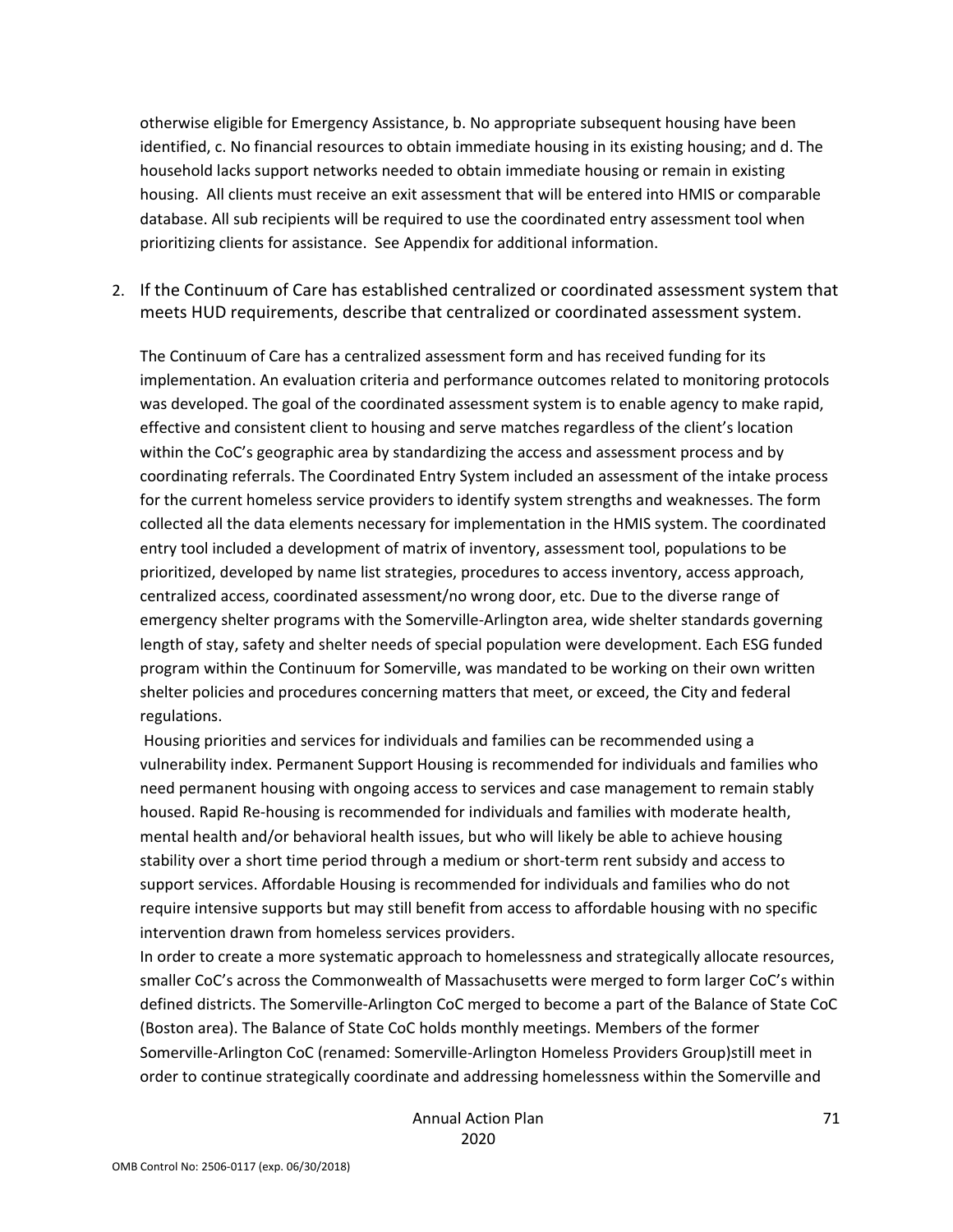otherwise eligible for Emergency Assistance, b. No appropriate subsequent housing have been identified, c. No financial resources to obtain immediate housing in its existing housing; and d. The household lacks support networks needed to obtain immediate housing or remain in existing housing. All clients must receive an exit assessment that will be entered into HMIS or comparable database. All sub recipients will be required to use the coordinated entry assessment tool when prioritizing clients for assistance. See Appendix for additional information.

2. If the Continuum of Care has established centralized or coordinated assessment system that meets HUD requirements, describe that centralized or coordinated assessment system.

   The Continuum of Care has a centralized assessment form and has received funding for its implementation. An evaluation criteria and performance outcomes related to monitoring protocols was developed. The goal of the coordinated assessment system is to enable agency to make rapid, effective and consistent client to housing and serve matches regardless of the client's location within the CoC's geographic area by standardizing the access and assessment process and by coordinating referrals. The Coordinated Entry System included an assessment of the intake process for the current homeless service providers to identify system strengths and weaknesses. The form collected all the data elements necessary for implementation in the HMIS system. The coordinated entry tool included a development of matrix of inventory, assessment tool, populations to be prioritized, developed by name list strategies, procedures to access inventory, access approach, centralized access, coordinated assessment/no wrong door, etc. Due to the diverse range of emergency shelter programs with the Somerville-Arlington area, wide shelter standards governing length of stay, safety and shelter needs of special population were development. Each ESG funded program within the Continuum for Somerville, was mandated to be working on their own written shelter policies and procedures concerning matters that meet, or exceed, the City and federal regulations.

   Housing priorities and services for individuals and families can be recommended using a vulnerability index. Permanent Support Housing is recommended for individuals and families who need permanent housing with ongoing access to services and case management to remain stably housed. Rapid Re-housing is recommended for individuals and families with moderate health, mental health and/or behavioral health issues, but who will likely be able to achieve housing stability over a short time period through a medium or short-term rent subsidy and access to support services. Affordable Housing is recommended for individuals and families who do not require intensive supports but may still benefit from access to affordable housing with no specific intervention drawn from homeless services providers.

   In order to create a more systematic approach to homelessness and strategically allocate resources, smaller CoC's across the Commonwealth of Massachusetts were merged to form larger CoC's within defined districts. The Somerville-Arlington CoC merged to become a part of the Balance of State CoC (Boston area). The Balance of State CoC holds monthly meetings. Members of the former Somerville-Arlington CoC (renamed: Somerville-Arlington Homeless Providers Group)still meet in order to continue strategically coordinate and addressing homelessness within the Somerville and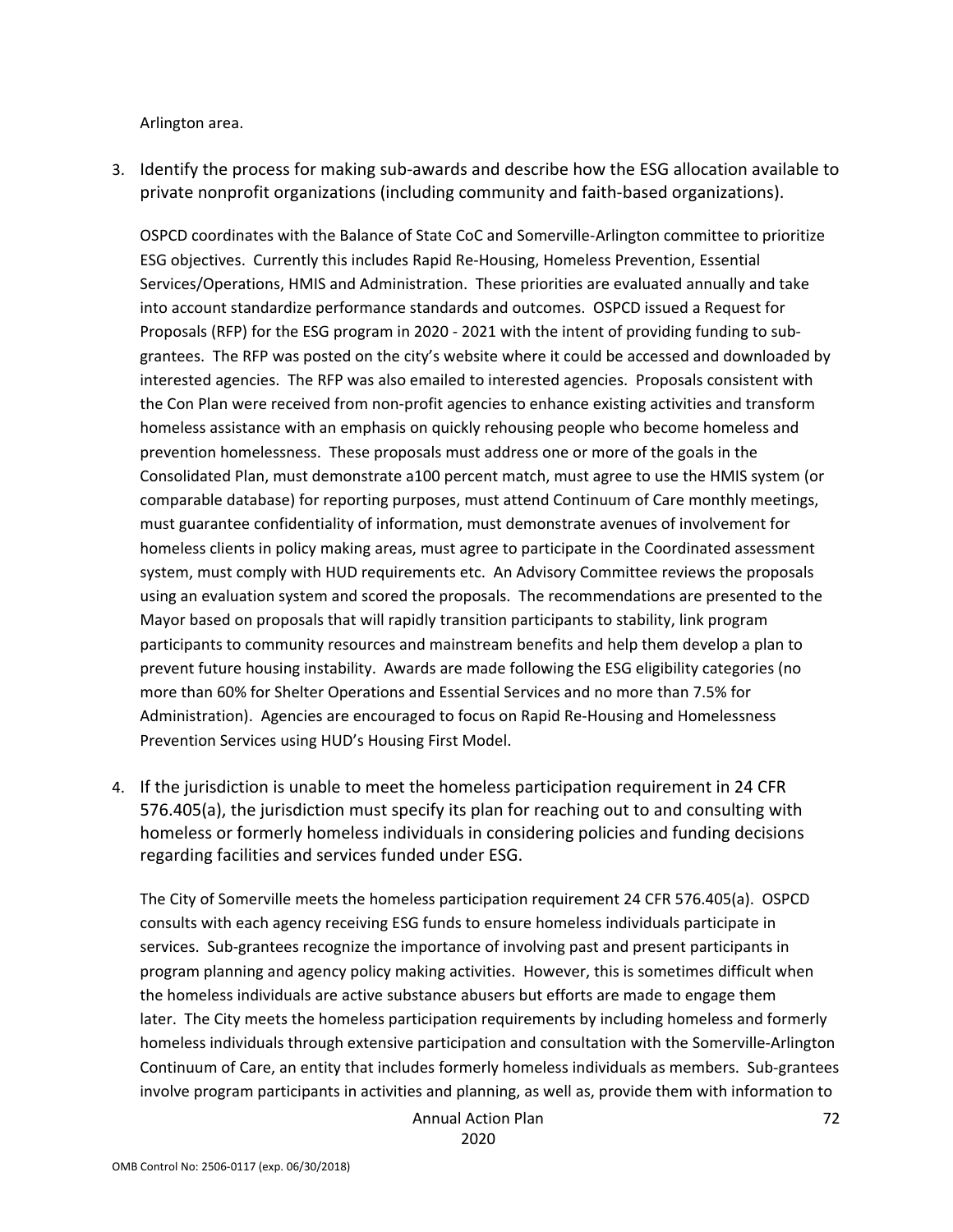Arlington area.

3. Identify the process for making sub-awards and describe how the ESG allocation available to private nonprofit organizations (including community and faith-based organizations).

   OSPCD coordinates with the Balance of State CoC and Somerville-Arlington committee to prioritize ESG objectives. Currently this includes Rapid Re-Housing, Homeless Prevention, Essential Services/Operations, HMIS and Administration. These priorities are evaluated annually and take into account standardize performance standards and outcomes. OSPCD issued a Request for Proposals (RFP) for the ESG program in 2020 - 2021 with the intent of providing funding to sub-grantees. The RFP was posted on the city's website where it could be accessed and downloaded by interested agencies. The RFP was also emailed to interested agencies. Proposals consistent with the Con Plan were received from non-profit agencies to enhance existing activities and transform homeless assistance with an emphasis on quickly rehousing people who become homeless and prevention homelessness. These proposals must address one or more of the goals in the Consolidated Plan, must demonstrate a100 percent match, must agree to use the HMIS system (or comparable database) for reporting purposes, must attend Continuum of Care monthly meetings, must guarantee confidentiality of information, must demonstrate avenues of involvement for homeless clients in policy making areas, must agree to participate in the Coordinated assessment system, must comply with HUD requirements etc. An Advisory Committee reviews the proposals using an evaluation system and scored the proposals. The recommendations are presented to the Mayor based on proposals that will rapidly transition participants to stability, link program participants to community resources and mainstream benefits and help them develop a plan to prevent future housing instability. Awards are made following the ESG eligibility categories (no more than 60% for Shelter Operations and Essential Services and no more than 7.5% for Administration). Agencies are encouraged to focus on Rapid Re-Housing and Homelessness Prevention Services using HUD's Housing First Model.

4. If the jurisdiction is unable to meet the homeless participation requirement in 24 CFR 576.405(a), the jurisdiction must specify its plan for reaching out to and consulting with homeless or formerly homeless individuals in considering policies and funding decisions regarding facilities and services funded under ESG.

   The City of Somerville meets the homeless participation requirement 24 CFR 576.405(a). OSPCD consults with each agency receiving ESG funds to ensure homeless individuals participate in services. Sub-grantees recognize the importance of involving past and present participants in program planning and agency policy making activities. However, this is sometimes difficult when the homeless individuals are active substance abusers but efforts are made to engage them later. The City meets the homeless participation requirements by including homeless and formerly homeless individuals through extensive participation and consultation with the Somerville-Arlington Continuum of Care, an entity that includes formerly homeless individuals as members. Sub-grantees involve program participants in activities and planning, as well as, provide them with information to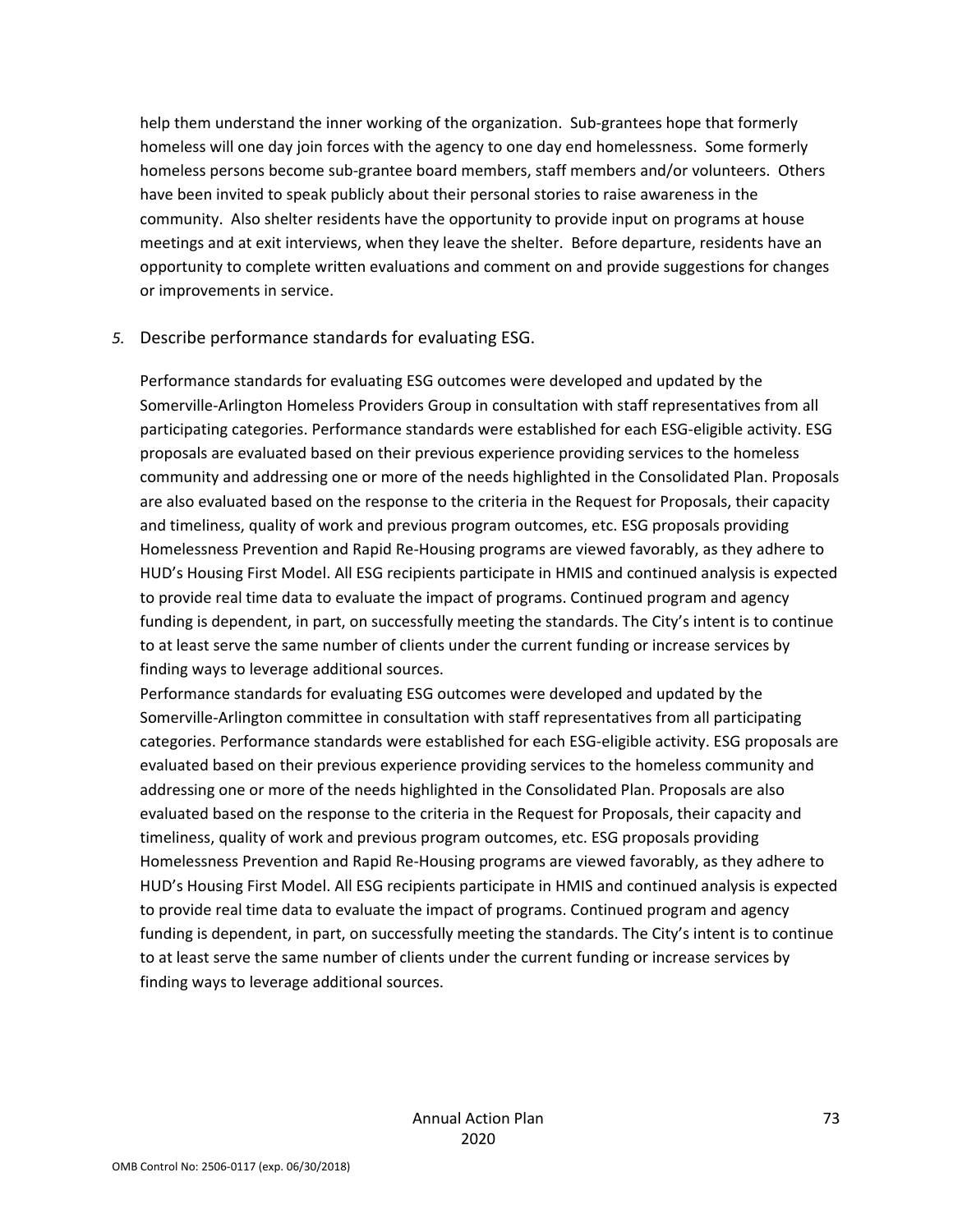help them understand the inner working of the organization. Sub-grantees hope that formerly homeless will one day join forces with the agency to one day end homelessness. Some formerly homeless persons become sub-grantee board members, staff members and/or volunteers. Others have been invited to speak publicly about their personal stories to raise awareness in the community. Also shelter residents have the opportunity to provide input on programs at house meetings and at exit interviews, when they leave the shelter. Before departure, residents have an opportunity to complete written evaluations and comment on and provide suggestions for changes or improvements in service.

*5.* Describe performance standards for evaluating ESG.

Performance standards for evaluating ESG outcomes were developed and updated by the Somerville-Arlington Homeless Providers Group in consultation with staff representatives from all participating categories. Performance standards were established for each ESG-eligible activity. ESG proposals are evaluated based on their previous experience providing services to the homeless community and addressing one or more of the needs highlighted in the Consolidated Plan. Proposals are also evaluated based on the response to the criteria in the Request for Proposals, their capacity and timeliness, quality of work and previous program outcomes, etc. ESG proposals providing Homelessness Prevention and Rapid Re-Housing programs are viewed favorably, as they adhere to HUD's Housing First Model. All ESG recipients participate in HMIS and continued analysis is expected to provide real time data to evaluate the impact of programs. Continued program and agency funding is dependent, in part, on successfully meeting the standards. The City's intent is to continue to at least serve the same number of clients under the current funding or increase services by finding ways to leverage additional sources.

Performance standards for evaluating ESG outcomes were developed and updated by the Somerville-Arlington committee in consultation with staff representatives from all participating categories. Performance standards were established for each ESG-eligible activity. ESG proposals are evaluated based on their previous experience providing services to the homeless community and addressing one or more of the needs highlighted in the Consolidated Plan. Proposals are also evaluated based on the response to the criteria in the Request for Proposals, their capacity and timeliness, quality of work and previous program outcomes, etc. ESG proposals providing Homelessness Prevention and Rapid Re-Housing programs are viewed favorably, as they adhere to HUD's Housing First Model. All ESG recipients participate in HMIS and continued analysis is expected to provide real time data to evaluate the impact of programs. Continued program and agency funding is dependent, in part, on successfully meeting the standards. The City's intent is to continue to at least serve the same number of clients under the current funding or increase services by finding ways to leverage additional sources.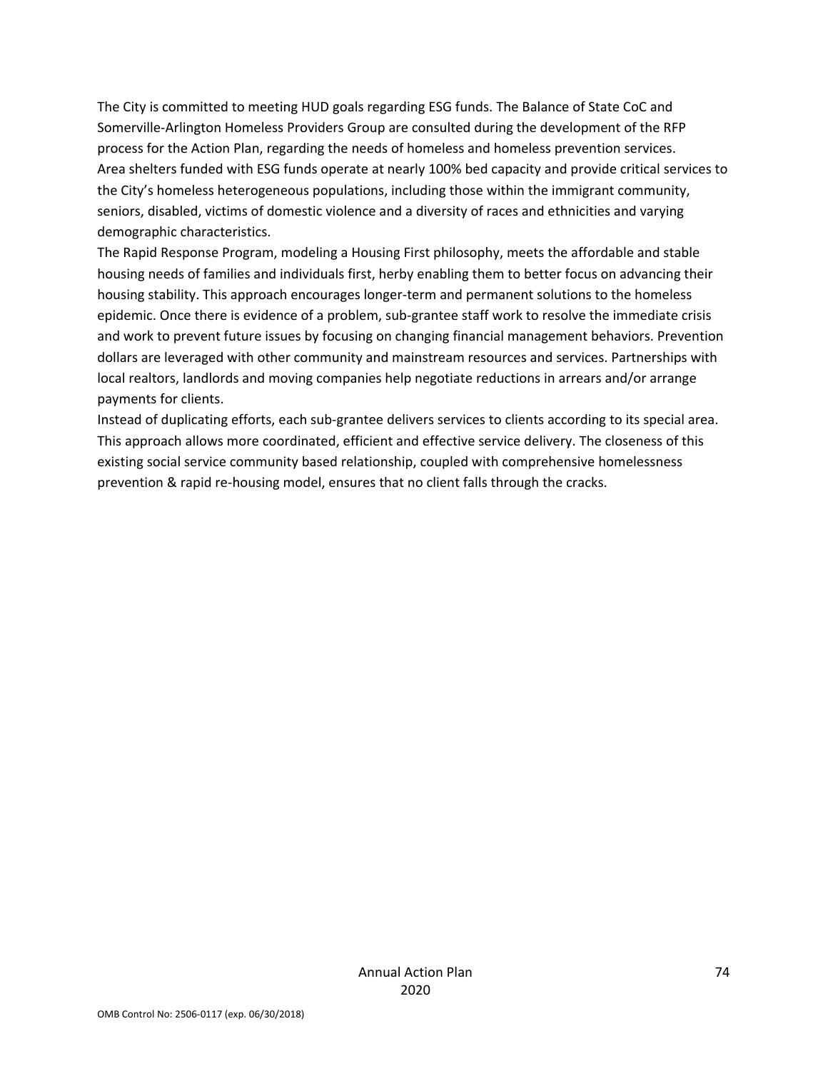The City is committed to meeting HUD goals regarding ESG funds. The Balance of State CoC and Somerville-Arlington Homeless Providers Group are consulted during the development of the RFP process for the Action Plan, regarding the needs of homeless and homeless prevention services.

Area shelters funded with ESG funds operate at nearly 100% bed capacity and provide critical services to the City's homeless heterogeneous populations, including those within the immigrant community, seniors, disabled, victims of domestic violence and a diversity of races and ethnicities and varying demographic characteristics.

The Rapid Response Program, modeling a Housing First philosophy, meets the affordable and stable housing needs of families and individuals first, herby enabling them to better focus on advancing their housing stability. This approach encourages longer-term and permanent solutions to the homeless epidemic. Once there is evidence of a problem, sub-grantee staff work to resolve the immediate crisis and work to prevent future issues by focusing on changing financial management behaviors. Prevention dollars are leveraged with other community and mainstream resources and services. Partnerships with local realtors, landlords and moving companies help negotiate reductions in arrears and/or arrange payments for clients.

Instead of duplicating efforts, each sub-grantee delivers services to clients according to its special area. This approach allows more coordinated, efficient and effective service delivery. The closeness of this existing social service community based relationship, coupled with comprehensive homelessness prevention & rapid re-housing model, ensures that no client falls through the cracks.